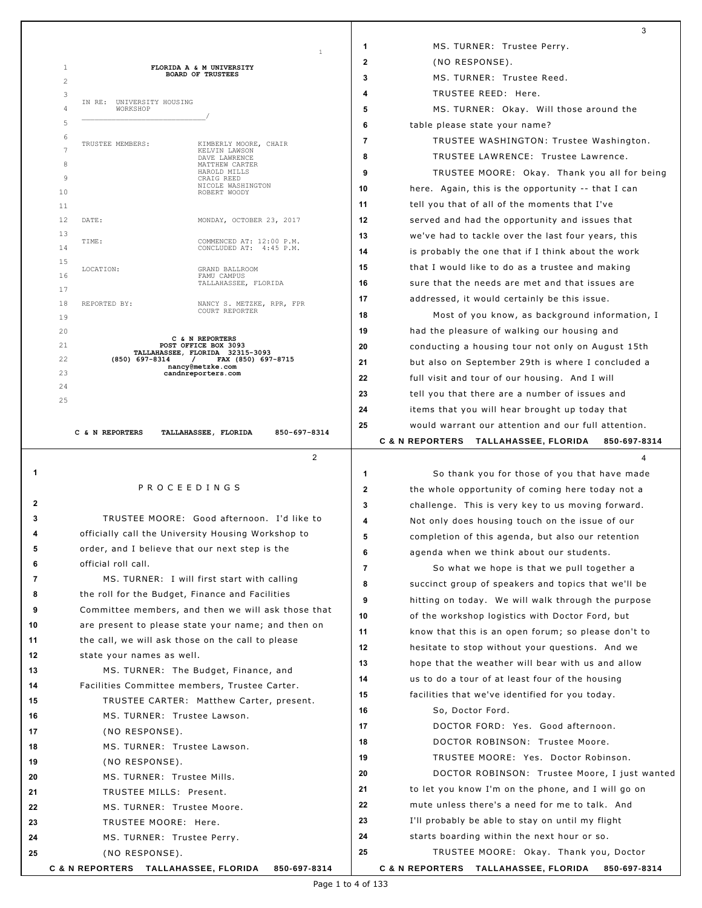FLORIDA A & M UNIVERSITY
BOARD OF TRUSTEES

IN RE: UNIVERSITY HOUSING WORKSHOP
_________________________/

TRUSTEE MEMBERS: KIMBERLY MOORE, CHAIR
KELVIN LAWSON
DAVE LAWRENCE
MATTHEW CARTER
HAROLD MILLS
CRAIG REED
NICOLE WASHINGTON
ROBERT WOODY

DATE: MONDAY, OCTOBER 23, 2017

TIME: COMMENCED AT: 12:00 P.M.
CONCLUDED AT: 4:45 P.M.

LOCATION: GRAND BALLROOM
FAMU CAMPUS
TALLAHASSEE, FLORIDA

REPORTED BY: NANCY S. METZKE, RPR, FPR
COURT REPORTER

C & N REPORTERS
POST OFFICE BOX 3093
TALLAHASSEE, FLORIDA 32315-3093
(850) 697-8314 / FAX (850) 697-8715
nancy@metzke.com
candnreporters.com

P R O C E E D I N G S

TRUSTEE MOORE: Good afternoon. I'd like to officially call the University Housing Workshop to order, and I believe that our next step is the official roll call.

MS. TURNER: I will first start with calling the roll for the Budget, Finance and Facilities Committee members, and then we will ask those that are present to please state your name; and then on the call, we will ask those on the call to please state your names as well.

MS. TURNER: The Budget, Finance, and Facilities Committee members, Trustee Carter.

TRUSTEE CARTER: Matthew Carter, present.

MS. TURNER: Trustee Lawson.

(NO RESPONSE).

MS. TURNER: Trustee Lawson.

(NO RESPONSE).

MS. TURNER: Trustee Mills.

TRUSTEE MILLS: Present.

MS. TURNER: Trustee Moore.

TRUSTEE MOORE: Here.

MS. TURNER: Trustee Perry.

(NO RESPONSE).

MS. TURNER: Trustee Perry.

(NO RESPONSE).

MS. TURNER: Trustee Reed.

TRUSTEE REED: Here.

MS. TURNER: Okay. Will those around the table please state your name?

TRUSTEE WASHINGTON: Trustee Washington.

TRUSTEE LAWRENCE: Trustee Lawrence.

TRUSTEE MOORE: Okay. Thank you all for being here. Again, this is the opportunity -- that I can tell you that of all of the moments that I've served and had the opportunity and issues that we've had to tackle over the last four years, this is probably the one that if I think about the work that I would like to do as a trustee and making sure that the needs are met and that issues are addressed, it would certainly be this issue.

Most of you know, as background information, I had the pleasure of walking our housing and conducting a housing tour not only on August 15th but also on September 29th is where I concluded a full visit and tour of our housing. And I will tell you that there are a number of issues and items that you will hear brought up today that would warrant our attention and our full attention.

So thank you for those of you that have made the whole opportunity of coming here today not a challenge. This is very key to us moving forward. Not only does housing touch on the issue of our completion of this agenda, but also our retention agenda when we think about our students.

So what we hope is that we pull together a succinct group of speakers and topics that we'll be hitting on today. We will walk through the purpose of the workshop logistics with Doctor Ford, but know that this is an open forum; so please don't to hesitate to stop without your questions. And we hope that the weather will bear with us and allow us to do a tour of at least four of the housing facilities that we've identified for you today.

So, Doctor Ford.

DOCTOR FORD: Yes. Good afternoon.

DOCTOR ROBINSON: Trustee Moore.

TRUSTEE MOORE: Yes. Doctor Robinson.

DOCTOR ROBINSON: Trustee Moore, I just wanted to let you know I'm on the phone, and I will go on mute unless there's a need for me to talk. And I'll probably be able to stay on until my flight starts boarding within the next hour or so.

TRUSTEE MOORE: Okay. Thank you, Doctor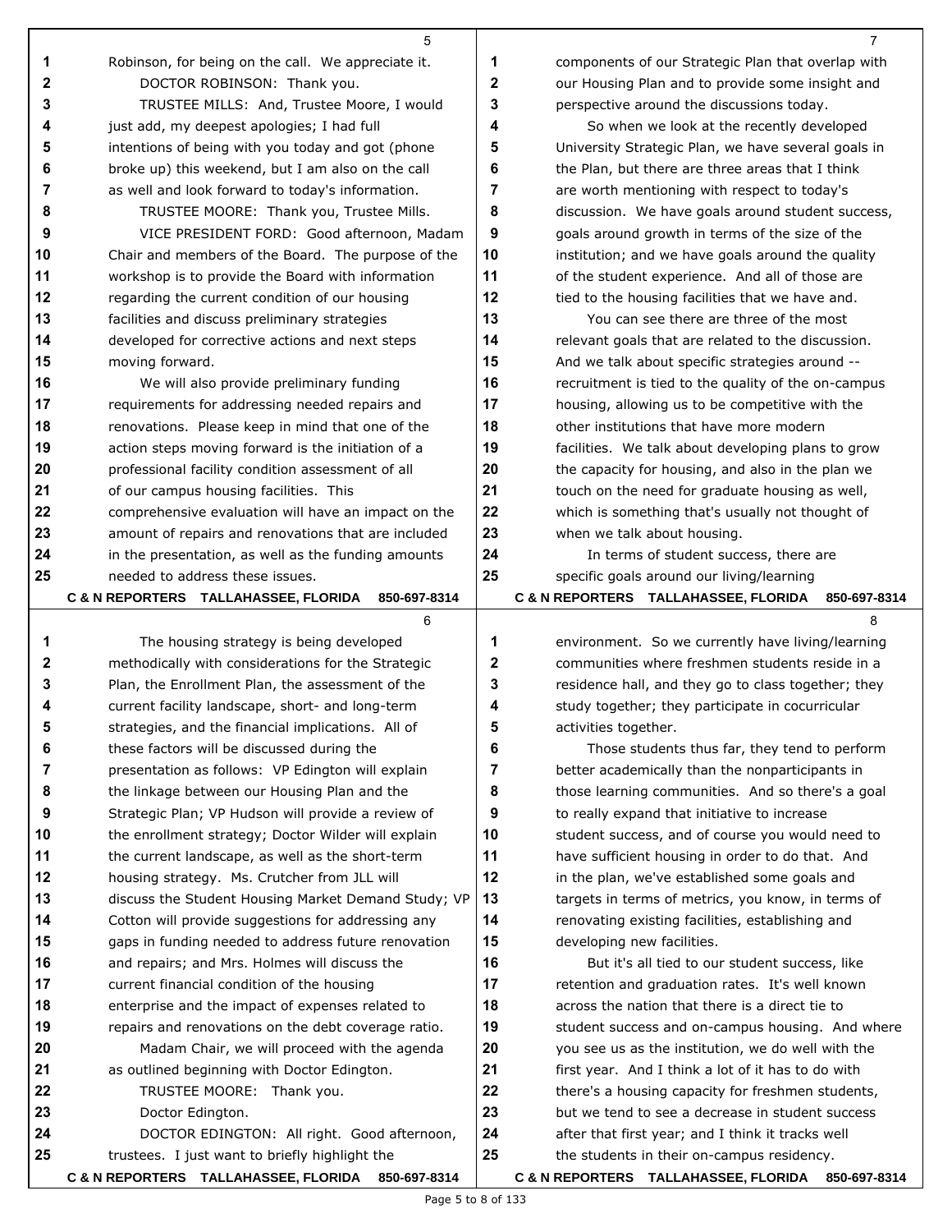Robinson, for being on the call. We appreciate it.

DOCTOR ROBINSON: Thank you.

TRUSTEE MILLS: And, Trustee Moore, I would just add, my deepest apologies; I had full intentions of being with you today and got (phone broke up) this weekend, but I am also on the call as well and look forward to today's information.

TRUSTEE MOORE: Thank you, Trustee Mills.

VICE PRESIDENT FORD: Good afternoon, Madam Chair and members of the Board. The purpose of the workshop is to provide the Board with information regarding the current condition of our housing facilities and discuss preliminary strategies developed for corrective actions and next steps moving forward.

We will also provide preliminary funding requirements for addressing needed repairs and renovations. Please keep in mind that one of the action steps moving forward is the initiation of a professional facility condition assessment of all of our campus housing facilities. This comprehensive evaluation will have an impact on the amount of repairs and renovations that are included in the presentation, as well as the funding amounts needed to address these issues.

The housing strategy is being developed methodically with considerations for the Strategic Plan, the Enrollment Plan, the assessment of the current facility landscape, short- and long-term strategies, and the financial implications. All of these factors will be discussed during the presentation as follows: VP Edington will explain the linkage between our Housing Plan and the Strategic Plan; VP Hudson will provide a review of the enrollment strategy; Doctor Wilder will explain the current landscape, as well as the short-term housing strategy. Ms. Crutcher from JLL will discuss the Student Housing Market Demand Study; VP Cotton will provide suggestions for addressing any gaps in funding needed to address future renovation and repairs; and Mrs. Holmes will discuss the current financial condition of the housing enterprise and the impact of expenses related to repairs and renovations on the debt coverage ratio.

Madam Chair, we will proceed with the agenda as outlined beginning with Doctor Edington.

TRUSTEE MOORE: Thank you.

Doctor Edington.

DOCTOR EDINGTON: All right. Good afternoon, trustees. I just want to briefly highlight the components of our Strategic Plan that overlap with our Housing Plan and to provide some insight and perspective around the discussions today.

So when we look at the recently developed University Strategic Plan, we have several goals in the Plan, but there are three areas that I think are worth mentioning with respect to today's discussion. We have goals around student success, goals around growth in terms of the size of the institution; and we have goals around the quality of the student experience. And all of those are tied to the housing facilities that we have and.

You can see there are three of the most relevant goals that are related to the discussion. And we talk about specific strategies around -- recruitment is tied to the quality of the on-campus housing, allowing us to be competitive with the other institutions that have more modern facilities. We talk about developing plans to grow the capacity for housing, and also in the plan we touch on the need for graduate housing as well, which is something that's usually not thought of when we talk about housing.

In terms of student success, there are specific goals around our living/learning environment. So we currently have living/learning communities where freshmen students reside in a residence hall, and they go to class together; they study together; they participate in cocurricular activities together.

Those students thus far, they tend to perform better academically than the nonparticipants in those learning communities. And so there's a goal to really expand that initiative to increase student success, and of course you would need to have sufficient housing in order to do that. And in the plan, we've established some goals and targets in terms of metrics, you know, in terms of renovating existing facilities, establishing and developing new facilities.

But it's all tied to our student success, like retention and graduation rates. It's well known across the nation that there is a direct tie to student success and on-campus housing. And where you see us as the institution, we do well with the first year. And I think a lot of it has to do with there's a housing capacity for freshmen students, but we tend to see a decrease in student success after that first year; and I think it tracks well the students in their on-campus residency.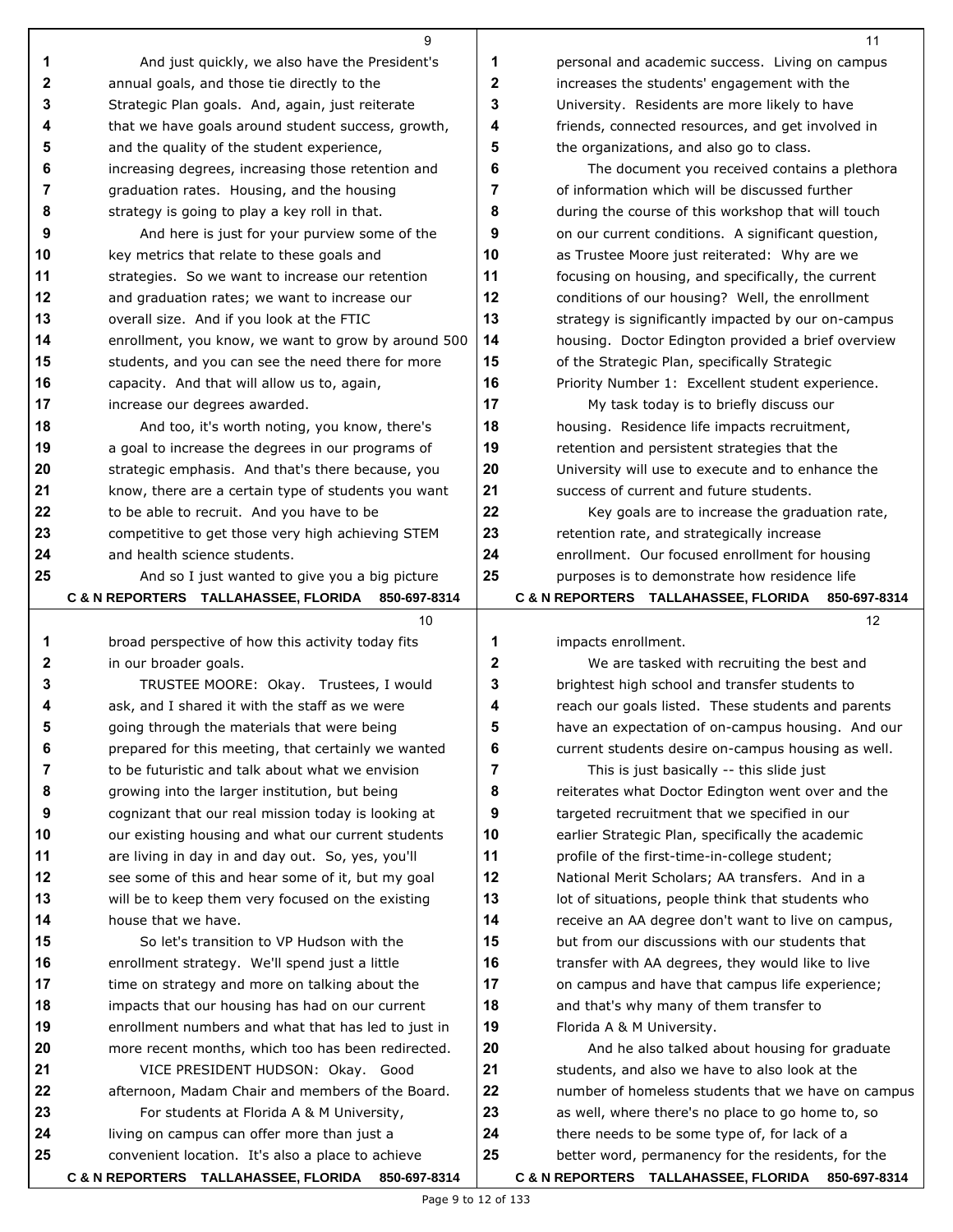And just quickly, we also have the President's annual goals, and those tie directly to the Strategic Plan goals. And, again, just reiterate that we have goals around student success, growth, and the quality of the student experience, increasing degrees, increasing those retention and graduation rates. Housing, and the housing strategy is going to play a key roll in that.

And here is just for your purview some of the key metrics that relate to these goals and strategies. So we want to increase our retention and graduation rates; we want to increase our overall size. And if you look at the FTIC enrollment, you know, we want to grow by around 500 students, and you can see the need there for more capacity. And that will allow us to, again, increase our degrees awarded.

And too, it's worth noting, you know, there's a goal to increase the degrees in our programs of strategic emphasis. And that's there because, you know, there are a certain type of students you want to be able to recruit. And you have to be competitive to get those very high achieving STEM and health science students.

And so I just wanted to give you a big picture broad perspective of how this activity today fits in our broader goals.

TRUSTEE MOORE: Okay. Trustees, I would ask, and I shared it with the staff as we were going through the materials that were being prepared for this meeting, that certainly we wanted to be futuristic and talk about what we envision growing into the larger institution, but being cognizant that our real mission today is looking at our existing housing and what our current students are living in day in and day out. So, yes, you'll see some of this and hear some of it, but my goal will be to keep them very focused on the existing house that we have.

So let's transition to VP Hudson with the enrollment strategy. We'll spend just a little time on strategy and more on talking about the impacts that our housing has had on our current enrollment numbers and what that has led to just in more recent months, which too has been redirected.

VICE PRESIDENT HUDSON: Okay. Good afternoon, Madam Chair and members of the Board.

For students at Florida A & M University, living on campus can offer more than just a convenient location. It's also a place to achieve personal and academic success. Living on campus increases the students' engagement with the University. Residents are more likely to have friends, connected resources, and get involved in the organizations, and also go to class.

The document you received contains a plethora of information which will be discussed further during the course of this workshop that will touch on our current conditions. A significant question, as Trustee Moore just reiterated: Why are we focusing on housing, and specifically, the current conditions of our housing? Well, the enrollment strategy is significantly impacted by our on-campus housing. Doctor Edington provided a brief overview of the Strategic Plan, specifically Strategic Priority Number 1: Excellent student experience.

My task today is to briefly discuss our housing. Residence life impacts recruitment, retention and persistent strategies that the University will use to execute and to enhance the success of current and future students.

Key goals are to increase the graduation rate, retention rate, and strategically increase enrollment. Our focused enrollment for housing purposes is to demonstrate how residence life impacts enrollment.

We are tasked with recruiting the best and brightest high school and transfer students to reach our goals listed. These students and parents have an expectation of on-campus housing. And our current students desire on-campus housing as well.

This is just basically -- this slide just reiterates what Doctor Edington went over and the targeted recruitment that we specified in our earlier Strategic Plan, specifically the academic profile of the first-time-in-college student; National Merit Scholars; AA transfers. And in a lot of situations, people think that students who receive an AA degree don't want to live on campus, but from our discussions with our students that transfer with AA degrees, they would like to live on campus and have that campus life experience; and that's why many of them transfer to Florida A & M University.

And he also talked about housing for graduate students, and also we have to also look at the number of homeless students that we have on campus as well, where there's no place to go home to, so there needs to be some type of, for lack of a better word, permanency for the residents, for the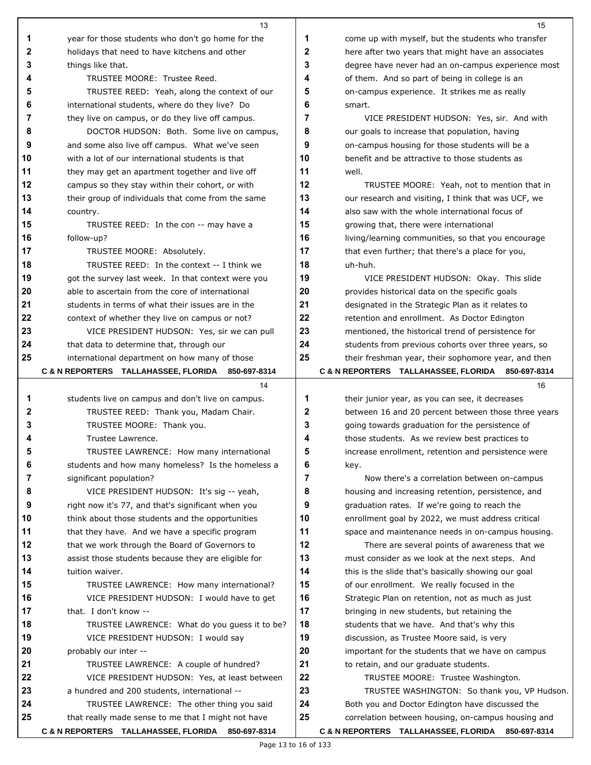year for those students who don't go home for the holidays that need to have kitchens and other things like that.

TRUSTEE MOORE: Trustee Reed.

TRUSTEE REED: Yeah, along the context of our international students, where do they live? Do they live on campus, or do they live off campus.

DOCTOR HUDSON: Both. Some live on campus, and some also live off campus. What we've seen with a lot of our international students is that they may get an apartment together and live off campus so they stay within their cohort, or with their group of individuals that come from the same country.

TRUSTEE REED: In the con -- may have a follow-up?

TRUSTEE MOORE: Absolutely.

TRUSTEE REED: In the context -- I think we got the survey last week. In that context were you able to ascertain from the core of international students in terms of what their issues are in the context of whether they live on campus or not?

VICE PRESIDENT HUDSON: Yes, sir we can pull that data to determine that, through our international department on how many of those students live on campus and don't live on campus.

TRUSTEE REED: Thank you, Madam Chair.

TRUSTEE MOORE: Thank you.

Trustee Lawrence.

TRUSTEE LAWRENCE: How many international students and how many homeless? Is the homeless a significant population?

VICE PRESIDENT HUDSON: It's sig -- yeah, right now it's 77, and that's significant when you think about those students and the opportunities that they have. And we have a specific program that we work through the Board of Governors to assist those students because they are eligible for tuition waiver.

TRUSTEE LAWRENCE: How many international?

VICE PRESIDENT HUDSON: I would have to get that. I don't know --

TRUSTEE LAWRENCE: What do you guess it to be?

VICE PRESIDENT HUDSON: I would say probably our inter --

TRUSTEE LAWRENCE: A couple of hundred?

VICE PRESIDENT HUDSON: Yes, at least between a hundred and 200 students, international --

TRUSTEE LAWRENCE: The other thing you said that really made sense to me that I might not have come up with myself, but the students who transfer here after two years that might have an associates degree have never had an on-campus experience most of them. And so part of being in college is an on-campus experience. It strikes me as really smart.

VICE PRESIDENT HUDSON: Yes, sir. And with our goals to increase that population, having on-campus housing for those students will be a benefit and be attractive to those students as well.

TRUSTEE MOORE: Yeah, not to mention that in our research and visiting, I think that was UCF, we also saw with the whole international focus of growing that, there were international living/learning communities, so that you encourage that even further; that there's a place for you, uh-huh.

VICE PRESIDENT HUDSON: Okay. This slide provides historical data on the specific goals designated in the Strategic Plan as it relates to retention and enrollment. As Doctor Edington mentioned, the historical trend of persistence for students from previous cohorts over three years, so their freshman year, their sophomore year, and then their junior year, as you can see, it decreases between 16 and 20 percent between those three years going towards graduation for the persistence of those students. As we review best practices to increase enrollment, retention and persistence were key.

Now there's a correlation between on-campus housing and increasing retention, persistence, and graduation rates. If we're going to reach the enrollment goal by 2022, we must address critical space and maintenance needs in on-campus housing.

There are several points of awareness that we must consider as we look at the next steps. And this is the slide that's basically showing our goal of our enrollment. We really focused in the Strategic Plan on retention, not as much as just bringing in new students, but retaining the students that we have. And that's why this discussion, as Trustee Moore said, is very important for the students that we have on campus to retain, and our graduate students.

TRUSTEE MOORE: Trustee Washington.

TRUSTEE WASHINGTON: So thank you, VP Hudson. Both you and Doctor Edington have discussed the correlation between housing, on-campus housing and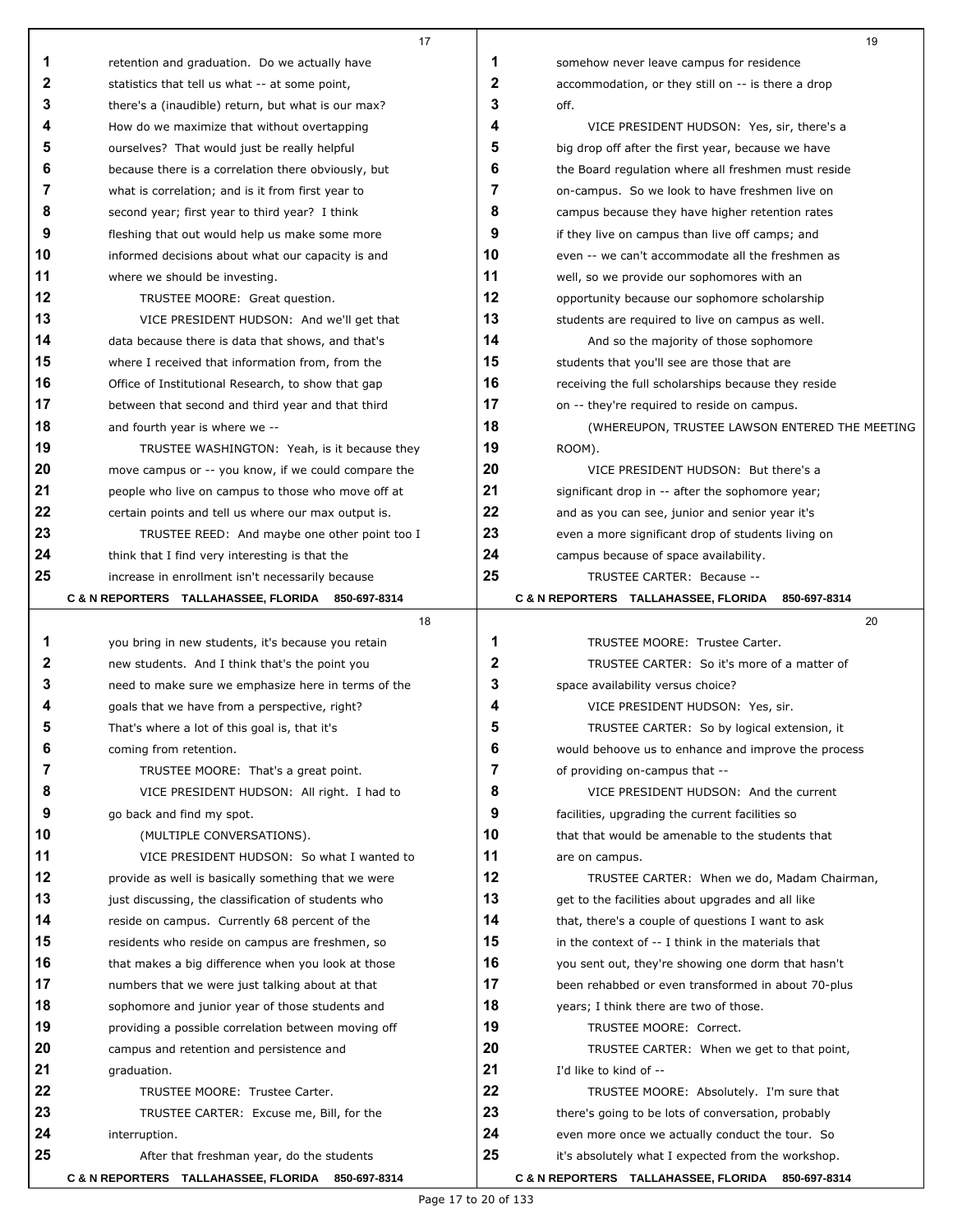retention and graduation. Do we actually have statistics that tell us what -- at some point, there's a (inaudible) return, but what is our max? How do we maximize that without overtapping ourselves? That would just be really helpful because there is a correlation there obviously, but what is correlation; and is it from first year to second year; first year to third year? I think fleshing that out would help us make some more informed decisions about what our capacity is and where we should be investing.

TRUSTEE MOORE: Great question.

VICE PRESIDENT HUDSON: And we'll get that data because there is data that shows, and that's where I received that information from, from the Office of Institutional Research, to show that gap between that second and third year and that third and fourth year is where we --

TRUSTEE WASHINGTON: Yeah, is it because they move campus or -- you know, if we could compare the people who live on campus to those who move off at certain points and tell us where our max output is.

TRUSTEE REED: And maybe one other point too I think that I find very interesting is that the increase in enrollment isn't necessarily because you bring in new students, it's because you retain new students. And I think that's the point you need to make sure we emphasize here in terms of the goals that we have from a perspective, right? That's where a lot of this goal is, that it's coming from retention.

TRUSTEE MOORE: That's a great point.

VICE PRESIDENT HUDSON: All right. I had to go back and find my spot.

(MULTIPLE CONVERSATIONS).

VICE PRESIDENT HUDSON: So what I wanted to provide as well is basically something that we were just discussing, the classification of students who reside on campus. Currently 68 percent of the residents who reside on campus are freshmen, so that makes a big difference when you look at those numbers that we were just talking about at that sophomore and junior year of those students and providing a possible correlation between moving off campus and retention and persistence and graduation.

TRUSTEE MOORE: Trustee Carter.

TRUSTEE CARTER: Excuse me, Bill, for the interruption.

After that freshman year, do the students somehow never leave campus for residence accommodation, or they still on -- is there a drop off.

VICE PRESIDENT HUDSON: Yes, sir, there's a big drop off after the first year, because we have the Board regulation where all freshmen must reside on-campus. So we look to have freshmen live on campus because they have higher retention rates if they live on campus than live off camps; and even -- we can't accommodate all the freshmen as well, so we provide our sophomores with an opportunity because our sophomore scholarship students are required to live on campus as well.

And so the majority of those sophomore students that you'll see are those that are receiving the full scholarships because they reside on -- they're required to reside on campus.

(WHEREUPON, TRUSTEE LAWSON ENTERED THE MEETING ROOM).

VICE PRESIDENT HUDSON: But there's a significant drop in -- after the sophomore year; and as you can see, junior and senior year it's even a more significant drop of students living on campus because of space availability.

TRUSTEE CARTER: Because --

TRUSTEE MOORE: Trustee Carter.

TRUSTEE CARTER: So it's more of a matter of space availability versus choice?

VICE PRESIDENT HUDSON: Yes, sir.

TRUSTEE CARTER: So by logical extension, it would behoove us to enhance and improve the process of providing on-campus that --

VICE PRESIDENT HUDSON: And the current facilities, upgrading the current facilities so that that would be amenable to the students that are on campus.

TRUSTEE CARTER: When we do, Madam Chairman, get to the facilities about upgrades and all like that, there's a couple of questions I want to ask in the context of -- I think in the materials that you sent out, they're showing one dorm that hasn't been rehabbed or even transformed in about 70-plus years; I think there are two of those.

TRUSTEE MOORE: Correct.

TRUSTEE CARTER: When we get to that point, I'd like to kind of --

TRUSTEE MOORE: Absolutely. I'm sure that there's going to be lots of conversation, probably even more once we actually conduct the tour. So it's absolutely what I expected from the workshop.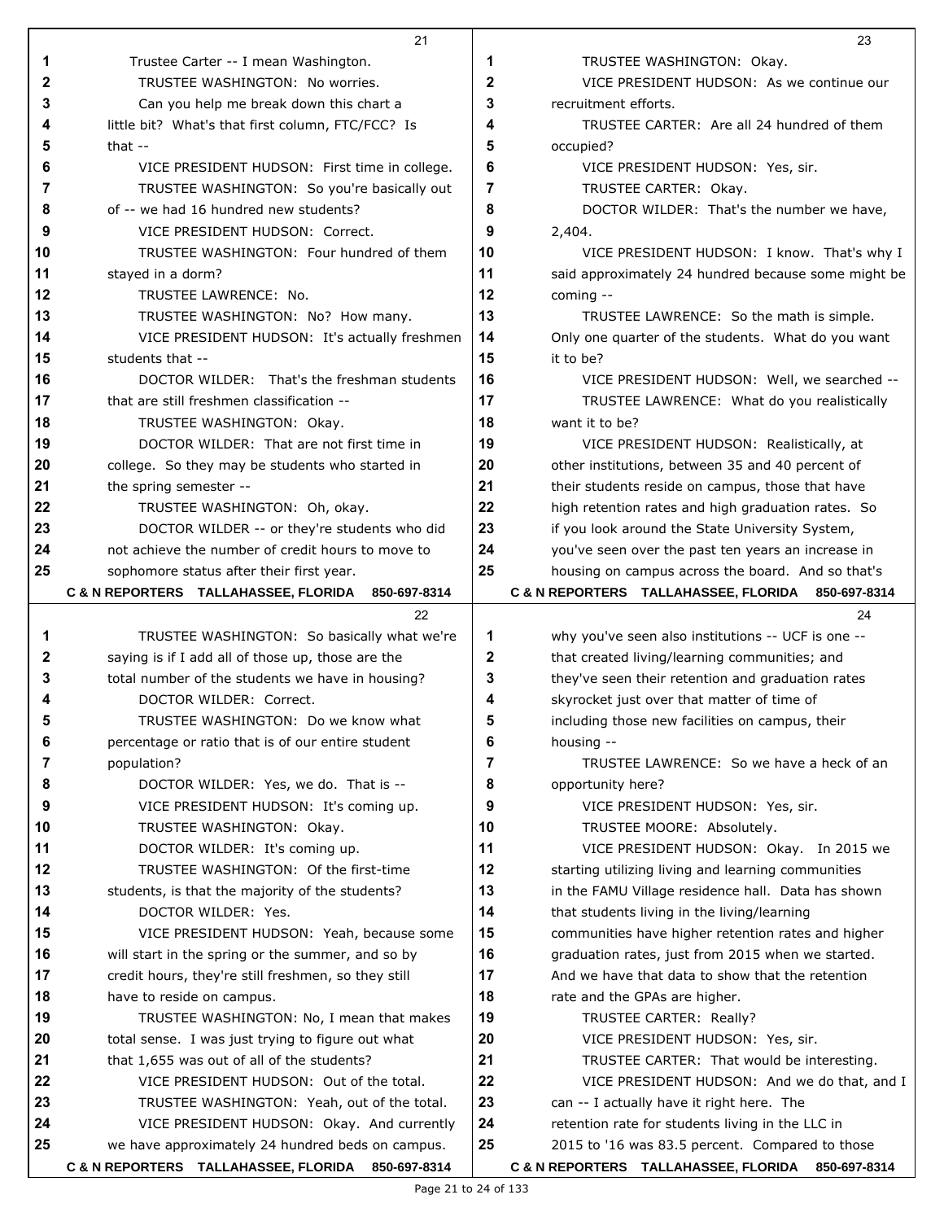Trustee Carter -- I mean Washington.

TRUSTEE WASHINGTON: No worries.

Can you help me break down this chart a little bit? What's that first column, FTC/FCC? Is that --

VICE PRESIDENT HUDSON: First time in college.

TRUSTEE WASHINGTON: So you're basically out of -- we had 16 hundred new students?

VICE PRESIDENT HUDSON: Correct.

TRUSTEE WASHINGTON: Four hundred of them stayed in a dorm?

TRUSTEE LAWRENCE: No.

TRUSTEE WASHINGTON: No? How many.

VICE PRESIDENT HUDSON: It's actually freshmen students that --

DOCTOR WILDER: That's the freshman students that are still freshmen classification --

TRUSTEE WASHINGTON: Okay.

DOCTOR WILDER: That are not first time in college. So they may be students who started in the spring semester --

TRUSTEE WASHINGTON: Oh, okay.

DOCTOR WILDER -- or they're students who did not achieve the number of credit hours to move to sophomore status after their first year.

TRUSTEE WASHINGTON: So basically what we're saying is if I add all of those up, those are the total number of the students we have in housing?

DOCTOR WILDER: Correct.

TRUSTEE WASHINGTON: Do we know what percentage or ratio that is of our entire student population?

DOCTOR WILDER: Yes, we do. That is --

VICE PRESIDENT HUDSON: It's coming up.

TRUSTEE WASHINGTON: Okay.

DOCTOR WILDER: It's coming up.

TRUSTEE WASHINGTON: Of the first-time students, is that the majority of the students?

DOCTOR WILDER: Yes.

VICE PRESIDENT HUDSON: Yeah, because some will start in the spring or the summer, and so by credit hours, they're still freshmen, so they still have to reside on campus.

TRUSTEE WASHINGTON: No, I mean that makes total sense. I was just trying to figure out what that 1,655 was out of all of the students?

VICE PRESIDENT HUDSON: Out of the total.

TRUSTEE WASHINGTON: Yeah, out of the total.

VICE PRESIDENT HUDSON: Okay. And currently we have approximately 24 hundred beds on campus.

TRUSTEE WASHINGTON: Okay.

VICE PRESIDENT HUDSON: As we continue our recruitment efforts.

TRUSTEE CARTER: Are all 24 hundred of them occupied?

VICE PRESIDENT HUDSON: Yes, sir.

TRUSTEE CARTER: Okay.

DOCTOR WILDER: That's the number we have, 2,404.

VICE PRESIDENT HUDSON: I know. That's why I said approximately 24 hundred because some might be coming --

TRUSTEE LAWRENCE: So the math is simple. Only one quarter of the students. What do you want it to be?

VICE PRESIDENT HUDSON: Well, we searched --

TRUSTEE LAWRENCE: What do you realistically want it to be?

VICE PRESIDENT HUDSON: Realistically, at other institutions, between 35 and 40 percent of their students reside on campus, those that have high retention rates and high graduation rates. So if you look around the State University System, you've seen over the past ten years an increase in housing on campus across the board. And so that's why you've seen also institutions -- UCF is one -- that created living/learning communities; and they've seen their retention and graduation rates skyrocket just over that matter of time of including those new facilities on campus, their housing --

TRUSTEE LAWRENCE: So we have a heck of an opportunity here?

VICE PRESIDENT HUDSON: Yes, sir.

TRUSTEE MOORE: Absolutely.

VICE PRESIDENT HUDSON: Okay. In 2015 we starting utilizing living and learning communities in the FAMU Village residence hall. Data has shown that students living in the living/learning communities have higher retention rates and higher graduation rates, just from 2015 when we started. And we have that data to show that the retention rate and the GPAs are higher.

TRUSTEE CARTER: Really?

VICE PRESIDENT HUDSON: Yes, sir.

TRUSTEE CARTER: That would be interesting.

VICE PRESIDENT HUDSON: And we do that, and I can -- I actually have it right here. The retention rate for students living in the LLC in 2015 to '16 was 83.5 percent. Compared to those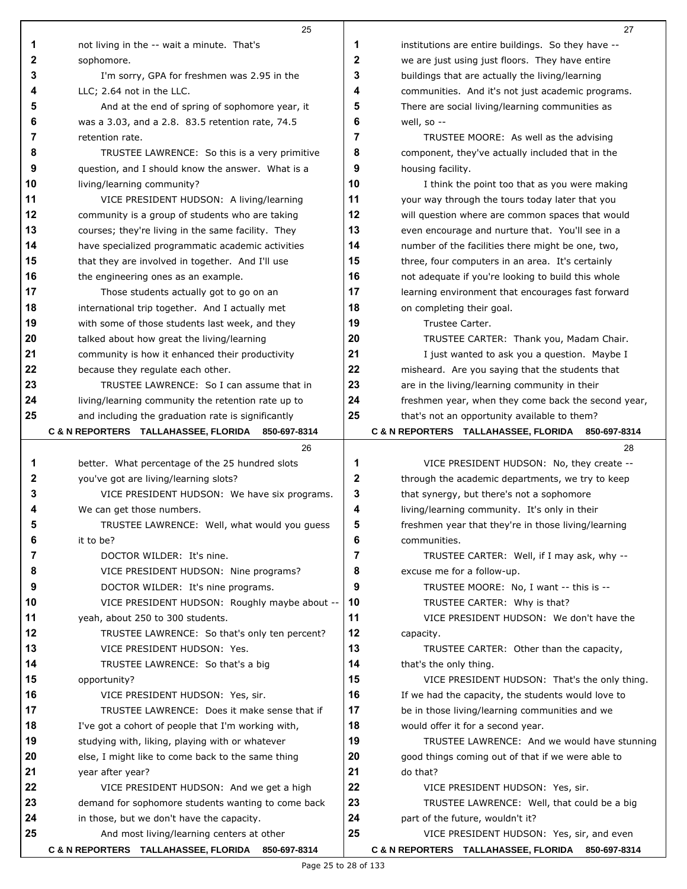not living in the -- wait a minute. That's sophomore.

I'm sorry, GPA for freshmen was 2.95 in the LLC; 2.64 not in the LLC.

And at the end of spring of sophomore year, it was a 3.03, and a 2.8. 83.5 retention rate, 74.5 retention rate.

TRUSTEE LAWRENCE: So this is a very primitive question, and I should know the answer. What is a living/learning community?

VICE PRESIDENT HUDSON: A living/learning community is a group of students who are taking courses; they're living in the same facility. They have specialized programmatic academic activities that they are involved in together. And I'll use the engineering ones as an example.

Those students actually got to go on an international trip together. And I actually met with some of those students last week, and they talked about how great the living/learning community is how it enhanced their productivity because they regulate each other.

TRUSTEE LAWRENCE: So I can assume that in living/learning community the retention rate up to and including the graduation rate is significantly better. What percentage of the 25 hundred slots you've got are living/learning slots?

VICE PRESIDENT HUDSON: We have six programs. We can get those numbers.

TRUSTEE LAWRENCE: Well, what would you guess it to be?

DOCTOR WILDER: It's nine.

VICE PRESIDENT HUDSON: Nine programs?

DOCTOR WILDER: It's nine programs.

VICE PRESIDENT HUDSON: Roughly maybe about -- yeah, about 250 to 300 students.

TRUSTEE LAWRENCE: So that's only ten percent?

VICE PRESIDENT HUDSON: Yes.

TRUSTEE LAWRENCE: So that's a big opportunity?

VICE PRESIDENT HUDSON: Yes, sir.

TRUSTEE LAWRENCE: Does it make sense that if I've got a cohort of people that I'm working with, studying with, liking, playing with or whatever else, I might like to come back to the same thing year after year?

VICE PRESIDENT HUDSON: And we get a high demand for sophomore students wanting to come back in those, but we don't have the capacity.

And most living/learning centers at other institutions are entire buildings. So they have -- we are just using just floors. They have entire buildings that are actually the living/learning communities. And it's not just academic programs. There are social living/learning communities as well, so --

TRUSTEE MOORE: As well as the advising component, they've actually included that in the housing facility.

I think the point too that as you were making your way through the tours today later that you will question where are common spaces that would even encourage and nurture that. You'll see in a number of the facilities there might be one, two, three, four computers in an area. It's certainly not adequate if you're looking to build this whole learning environment that encourages fast forward on completing their goal.

Trustee Carter.

TRUSTEE CARTER: Thank you, Madam Chair.

I just wanted to ask you a question. Maybe I misheard. Are you saying that the students that are in the living/learning community in their freshmen year, when they come back the second year, that's not an opportunity available to them?

VICE PRESIDENT HUDSON: No, they create -- through the academic departments, we try to keep that synergy, but there's not a sophomore living/learning community. It's only in their freshmen year that they're in those living/learning communities.

TRUSTEE CARTER: Well, if I may ask, why -- excuse me for a follow-up.

TRUSTEE MOORE: No, I want -- this is --

TRUSTEE CARTER: Why is that?

VICE PRESIDENT HUDSON: We don't have the capacity.

TRUSTEE CARTER: Other than the capacity, that's the only thing.

VICE PRESIDENT HUDSON: That's the only thing. If we had the capacity, the students would love to be in those living/learning communities and we would offer it for a second year.

TRUSTEE LAWRENCE: And we would have stunning good things coming out of that if we were able to do that?

VICE PRESIDENT HUDSON: Yes, sir.

TRUSTEE LAWRENCE: Well, that could be a big part of the future, wouldn't it?

VICE PRESIDENT HUDSON: Yes, sir, and even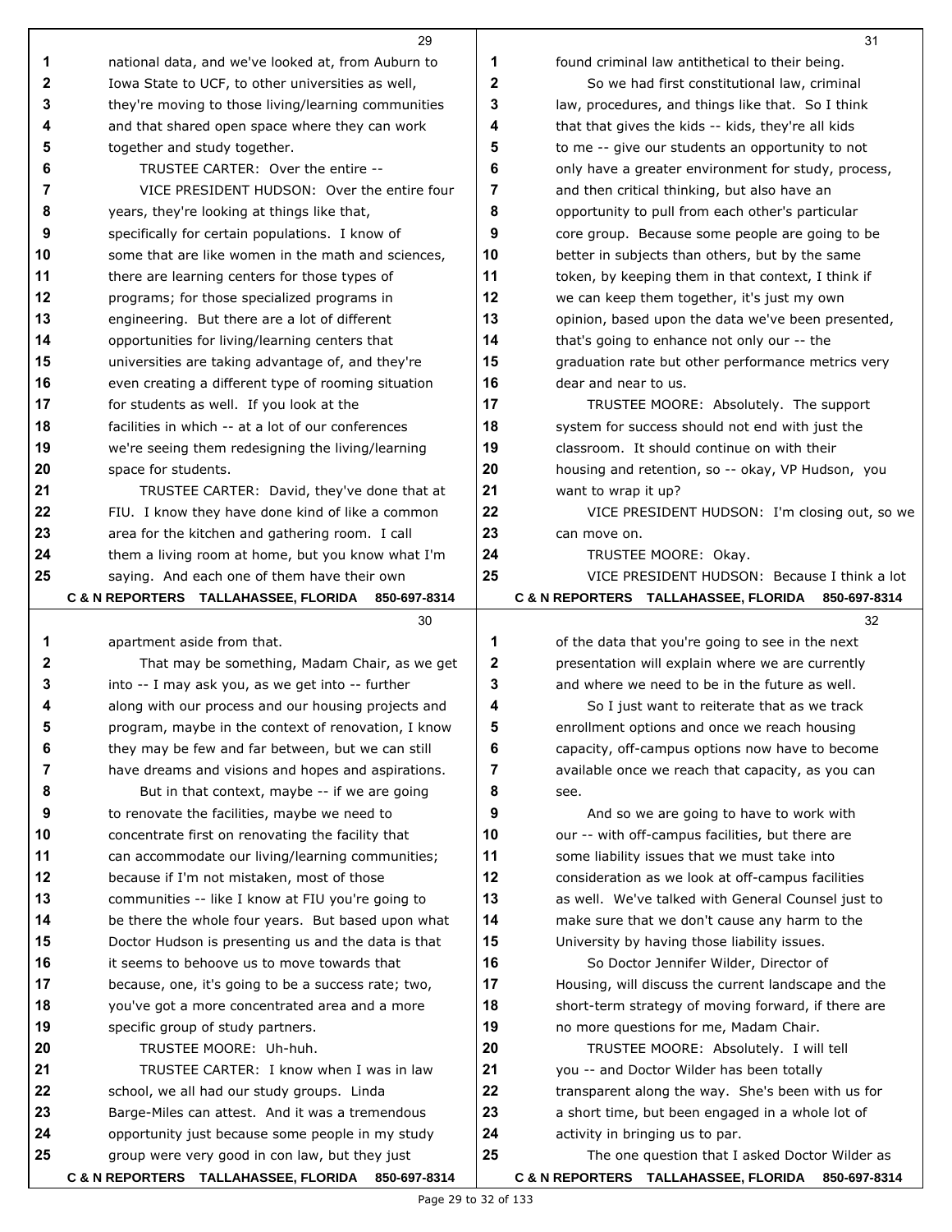national data, and we've looked at, from Auburn to Iowa State to UCF, to other universities as well, they're moving to those living/learning communities and that shared open space where they can work together and study together.

TRUSTEE CARTER: Over the entire --

VICE PRESIDENT HUDSON: Over the entire four years, they're looking at things like that, specifically for certain populations. I know of some that are like women in the math and sciences, there are learning centers for those types of programs; for those specialized programs in engineering. But there are a lot of different opportunities for living/learning centers that universities are taking advantage of, and they're even creating a different type of rooming situation for students as well. If you look at the facilities in which -- at a lot of our conferences we're seeing them redesigning the living/learning space for students.

TRUSTEE CARTER: David, they've done that at FIU. I know they have done kind of like a common area for the kitchen and gathering room. I call them a living room at home, but you know what I'm saying. And each one of them have their own apartment aside from that.

That may be something, Madam Chair, as we get into -- I may ask you, as we get into -- further along with our process and our housing projects and program, maybe in the context of renovation, I know they may be few and far between, but we can still have dreams and visions and hopes and aspirations.

But in that context, maybe -- if we are going to renovate the facilities, maybe we need to concentrate first on renovating the facility that can accommodate our living/learning communities; because if I'm not mistaken, most of those communities -- like I know at FIU you're going to be there the whole four years. But based upon what Doctor Hudson is presenting us and the data is that it seems to behoove us to move towards that because, one, it's going to be a success rate; two, you've got a more concentrated area and a more specific group of study partners.

TRUSTEE MOORE: Uh-huh.

TRUSTEE CARTER: I know when I was in law school, we all had our study groups. Linda Barge-Miles can attest. And it was a tremendous opportunity just because some people in my study group were very good in con law, but they just found criminal law antithetical to their being.

So we had first constitutional law, criminal law, procedures, and things like that. So I think that that gives the kids -- kids, they're all kids to me -- give our students an opportunity to not only have a greater environment for study, process, and then critical thinking, but also have an opportunity to pull from each other's particular core group. Because some people are going to be better in subjects than others, but by the same token, by keeping them in that context, I think if we can keep them together, it's just my own opinion, based upon the data we've been presented, that's going to enhance not only our -- the graduation rate but other performance metrics very dear and near to us.

TRUSTEE MOORE: Absolutely. The support system for success should not end with just the classroom. It should continue on with their housing and retention, so -- okay, VP Hudson, you want to wrap it up?

VICE PRESIDENT HUDSON: I'm closing out, so we can move on.

TRUSTEE MOORE: Okay.

VICE PRESIDENT HUDSON: Because I think a lot of the data that you're going to see in the next presentation will explain where we are currently and where we need to be in the future as well.

So I just want to reiterate that as we track enrollment options and once we reach housing capacity, off-campus options now have to become available once we reach that capacity, as you can see.

And so we are going to have to work with our -- with off-campus facilities, but there are some liability issues that we must take into consideration as we look at off-campus facilities as well. We've talked with General Counsel just to make sure that we don't cause any harm to the University by having those liability issues.

So Doctor Jennifer Wilder, Director of Housing, will discuss the current landscape and the short-term strategy of moving forward, if there are no more questions for me, Madam Chair.

TRUSTEE MOORE: Absolutely. I will tell you -- and Doctor Wilder has been totally transparent along the way. She's been with us for a short time, but been engaged in a whole lot of activity in bringing us to par.

The one question that I asked Doctor Wilder as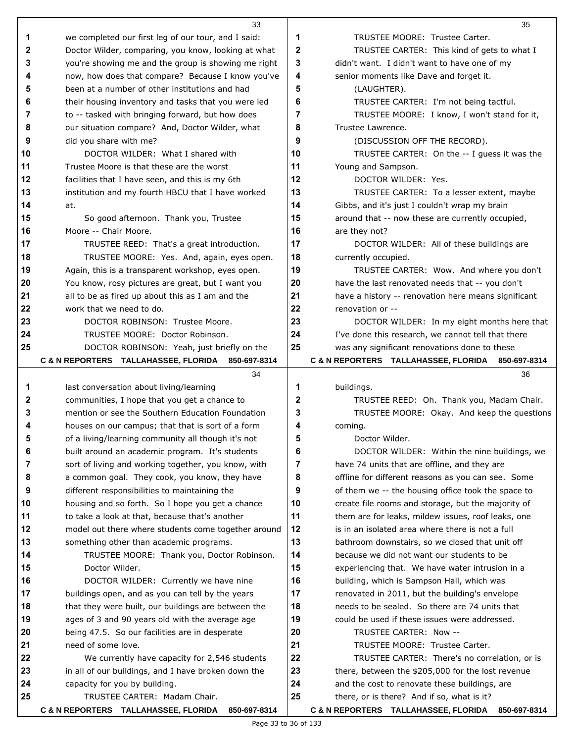we completed our first leg of our tour, and I said: Doctor Wilder, comparing, you know, looking at what you're showing me and the group is showing me right now, how does that compare? Because I know you've been at a number of other institutions and had their housing inventory and tasks that you were led to -- tasked with bringing forward, but how does our situation compare? And, Doctor Wilder, what did you share with me?

DOCTOR WILDER: What I shared with Trustee Moore is that these are the worst facilities that I have seen, and this is my 6th institution and my fourth HBCU that I have worked at.

So good afternoon. Thank you, Trustee Moore -- Chair Moore.

TRUSTEE REED: That's a great introduction.

TRUSTEE MOORE: Yes. And, again, eyes open. Again, this is a transparent workshop, eyes open. You know, rosy pictures are great, but I want you all to be as fired up about this as I am and the work that we need to do.

DOCTOR ROBINSON: Trustee Moore.

TRUSTEE MOORE: Doctor Robinson.

DOCTOR ROBINSON: Yeah, just briefly on the last conversation about living/learning communities, I hope that you get a chance to mention or see the Southern Education Foundation houses on our campus; that that is sort of a form of a living/learning community all though it's not built around an academic program. It's students sort of living and working together, you know, with a common goal. They cook, you know, they have different responsibilities to maintaining the housing and so forth. So I hope you get a chance to take a look at that, because that's another model out there where students come together around something other than academic programs.

TRUSTEE MOORE: Thank you, Doctor Robinson.

Doctor Wilder.

DOCTOR WILDER: Currently we have nine buildings open, and as you can tell by the years that they were built, our buildings are between the ages of 3 and 90 years old with the average age being 47.5. So our facilities are in desperate need of some love.

We currently have capacity for 2,546 students in all of our buildings, and I have broken down the capacity for you by building.

TRUSTEE CARTER: Madam Chair.

TRUSTEE MOORE: Trustee Carter.

TRUSTEE CARTER: This kind of gets to what I didn't want. I didn't want to have one of my senior moments like Dave and forget it.

(LAUGHTER).

TRUSTEE CARTER: I'm not being tactful.

TRUSTEE MOORE: I know, I won't stand for it, Trustee Lawrence.

(DISCUSSION OFF THE RECORD).

TRUSTEE CARTER: On the -- I guess it was the Young and Sampson.

DOCTOR WILDER: Yes.

TRUSTEE CARTER: To a lesser extent, maybe Gibbs, and it's just I couldn't wrap my brain around that -- now these are currently occupied, are they not?

DOCTOR WILDER: All of these buildings are currently occupied.

TRUSTEE CARTER: Wow. And where you don't have the last renovated needs that -- you don't have a history -- renovation here means significant renovation or --

DOCTOR WILDER: In my eight months here that I've done this research, we cannot tell that there was any significant renovations done to these buildings.

TRUSTEE REED: Oh. Thank you, Madam Chair.

TRUSTEE MOORE: Okay. And keep the questions coming.

Doctor Wilder.

DOCTOR WILDER: Within the nine buildings, we have 74 units that are offline, and they are offline for different reasons as you can see. Some of them we -- the housing office took the space to create file rooms and storage, but the majority of them are for leaks, mildew issues, roof leaks, one is in an isolated area where there is not a full bathroom downstairs, so we closed that unit off because we did not want our students to be experiencing that. We have water intrusion in a building, which is Sampson Hall, which was renovated in 2011, but the building's envelope needs to be sealed. So there are 74 units that could be used if these issues were addressed.

TRUSTEE CARTER: Now --

TRUSTEE MOORE: Trustee Carter.

TRUSTEE CARTER: There's no correlation, or is there, between the $205,000 for the lost revenue and the cost to renovate these buildings, are there, or is there? And if so, what is it?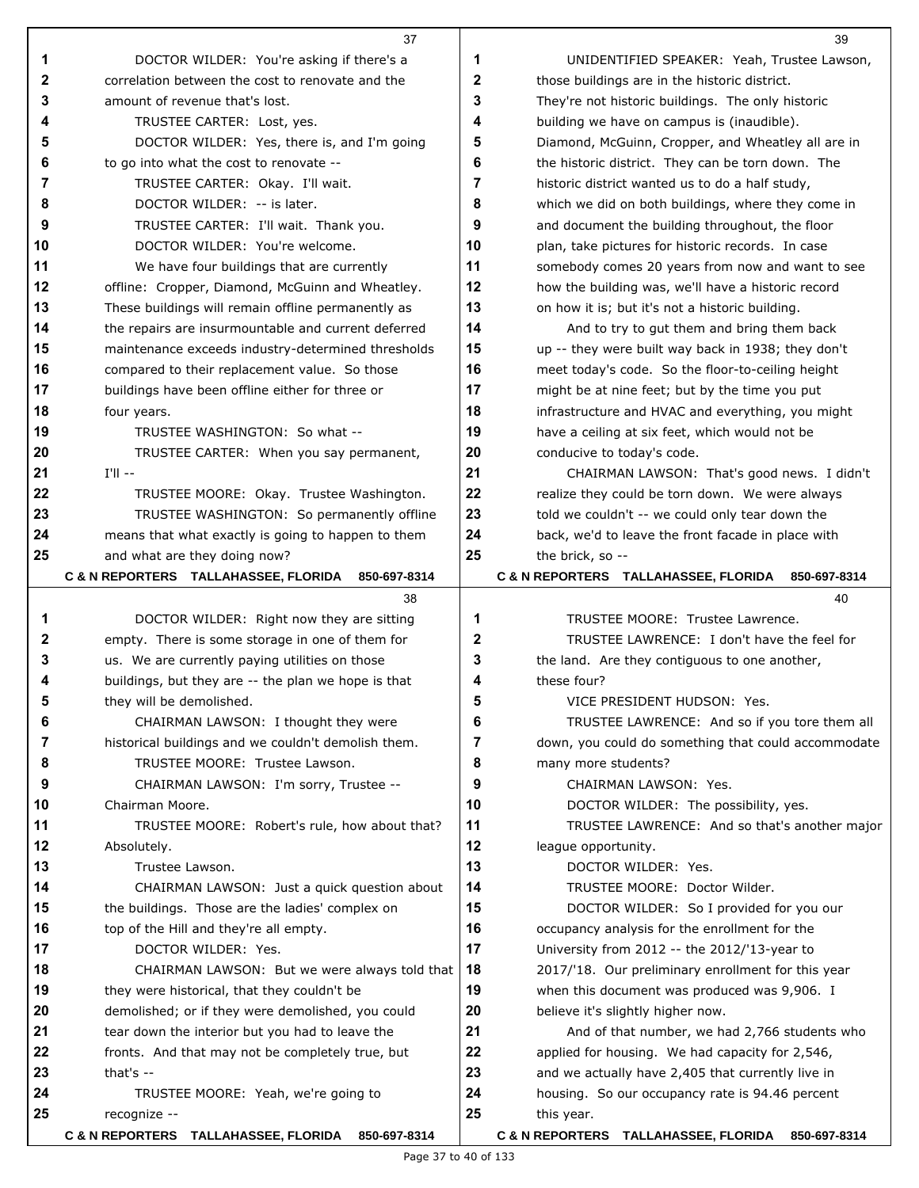DOCTOR WILDER: You're asking if there's a correlation between the cost to renovate and the amount of revenue that's lost.

TRUSTEE CARTER: Lost, yes.

DOCTOR WILDER: Yes, there is, and I'm going to go into what the cost to renovate --

TRUSTEE CARTER: Okay. I'll wait.

DOCTOR WILDER: -- is later.

TRUSTEE CARTER: I'll wait. Thank you.

DOCTOR WILDER: You're welcome.

We have four buildings that are currently offline: Cropper, Diamond, McGuinn and Wheatley. These buildings will remain offline permanently as the repairs are insurmountable and current deferred maintenance exceeds industry-determined thresholds compared to their replacement value. So those buildings have been offline either for three or four years.

TRUSTEE WASHINGTON: So what --

TRUSTEE CARTER: When you say permanent, I'll --

TRUSTEE MOORE: Okay. Trustee Washington.

TRUSTEE WASHINGTON: So permanently offline means that what exactly is going to happen to them and what are they doing now?

DOCTOR WILDER: Right now they are sitting empty. There is some storage in one of them for us. We are currently paying utilities on those buildings, but they are -- the plan we hope is that they will be demolished.

CHAIRMAN LAWSON: I thought they were historical buildings and we couldn't demolish them.

TRUSTEE MOORE: Trustee Lawson.

CHAIRMAN LAWSON: I'm sorry, Trustee -- Chairman Moore.

TRUSTEE MOORE: Robert's rule, how about that? Absolutely.

Trustee Lawson.

CHAIRMAN LAWSON: Just a quick question about the buildings. Those are the ladies' complex on top of the Hill and they're all empty.

DOCTOR WILDER: Yes.

CHAIRMAN LAWSON: But we were always told that they were historical, that they couldn't be demolished; or if they were demolished, you could tear down the interior but you had to leave the fronts. And that may not be completely true, but that's --

TRUSTEE MOORE: Yeah, we're going to recognize --

UNIDENTIFIED SPEAKER: Yeah, Trustee Lawson, those buildings are in the historic district. They're not historic buildings. The only historic building we have on campus is (inaudible). Diamond, McGuinn, Cropper, and Wheatley all are in the historic district. They can be torn down. The historic district wanted us to do a half study, which we did on both buildings, where they come in and document the building throughout, the floor plan, take pictures for historic records. In case somebody comes 20 years from now and want to see how the building was, we'll have a historic record on how it is; but it's not a historic building.

And to try to gut them and bring them back up -- they were built way back in 1938; they don't meet today's code. So the floor-to-ceiling height might be at nine feet; but by the time you put infrastructure and HVAC and everything, you might have a ceiling at six feet, which would not be conducive to today's code.

CHAIRMAN LAWSON: That's good news. I didn't realize they could be torn down. We were always told we couldn't -- we could only tear down the back, we'd to leave the front facade in place with the brick, so --

TRUSTEE MOORE: Trustee Lawrence.

TRUSTEE LAWRENCE: I don't have the feel for the land. Are they contiguous to one another, these four?

VICE PRESIDENT HUDSON: Yes.

TRUSTEE LAWRENCE: And so if you tore them all down, you could do something that could accommodate many more students?

CHAIRMAN LAWSON: Yes.

DOCTOR WILDER: The possibility, yes.

TRUSTEE LAWRENCE: And so that's another major league opportunity.

DOCTOR WILDER: Yes.

TRUSTEE MOORE: Doctor Wilder.

DOCTOR WILDER: So I provided for you our occupancy analysis for the enrollment for the University from 2012 -- the 2012/'13-year to 2017/'18. Our preliminary enrollment for this year when this document was produced was 9,906. I believe it's slightly higher now.

And of that number, we had 2,766 students who applied for housing. We had capacity for 2,546, and we actually have 2,405 that currently live in housing. So our occupancy rate is 94.46 percent this year.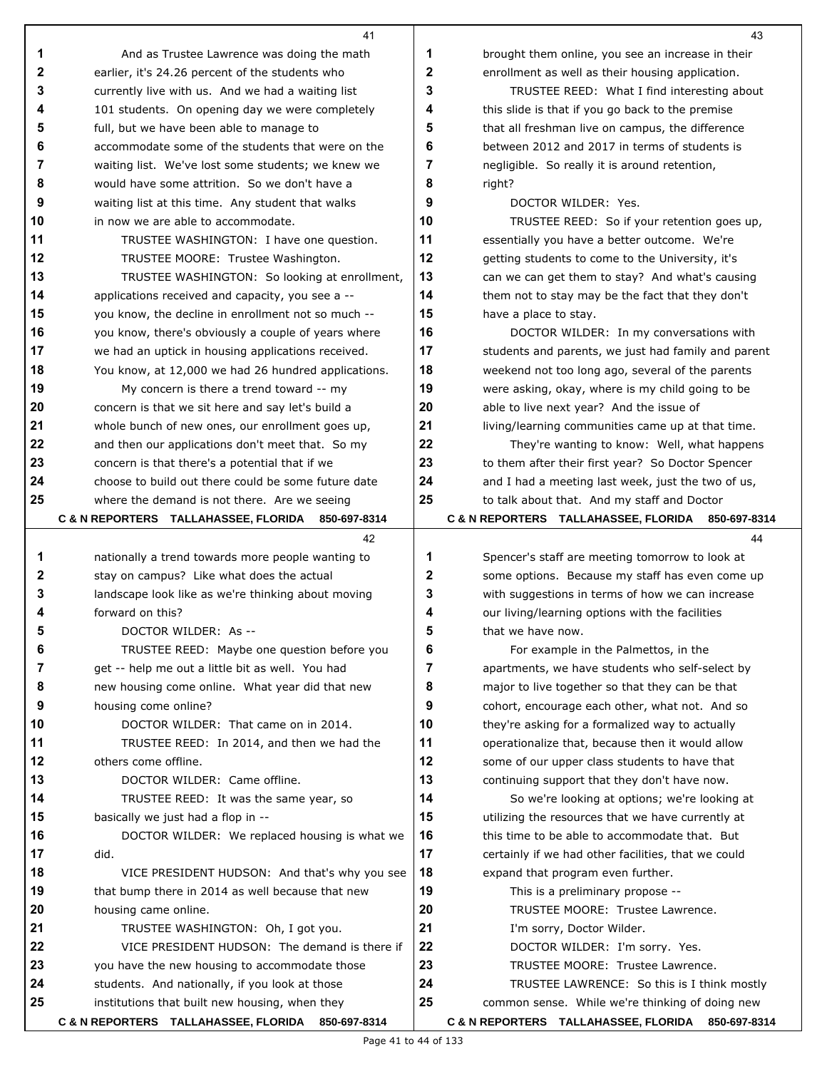And as Trustee Lawrence was doing the math earlier, it's 24.26 percent of the students who currently live with us. And we had a waiting list 101 students. On opening day we were completely full, but we have been able to manage to accommodate some of the students that were on the waiting list. We've lost some students; we knew we would have some attrition. So we don't have a waiting list at this time. Any student that walks in now we are able to accommodate.

TRUSTEE WASHINGTON: I have one question.

TRUSTEE MOORE: Trustee Washington.

TRUSTEE WASHINGTON: So looking at enrollment, applications received and capacity, you see a -- you know, the decline in enrollment not so much -- you know, there's obviously a couple of years where we had an uptick in housing applications received. You know, at 12,000 we had 26 hundred applications.

My concern is there a trend toward -- my concern is that we sit here and say let's build a whole bunch of new ones, our enrollment goes up, and then our applications don't meet that. So my concern is that there's a potential that if we choose to build out there could be some future date where the demand is not there. Are we seeing nationally a trend towards more people wanting to stay on campus? Like what does the actual landscape look like as we're thinking about moving forward on this?

DOCTOR WILDER: As --

TRUSTEE REED: Maybe one question before you get -- help me out a little bit as well. You had new housing come online. What year did that new housing come online?

DOCTOR WILDER: That came on in 2014.

TRUSTEE REED: In 2014, and then we had the others come offline.

DOCTOR WILDER: Came offline.

TRUSTEE REED: It was the same year, so basically we just had a flop in --

DOCTOR WILDER: We replaced housing is what we did.

VICE PRESIDENT HUDSON: And that's why you see that bump there in 2014 as well because that new housing came online.

TRUSTEE WASHINGTON: Oh, I got you.

VICE PRESIDENT HUDSON: The demand is there if you have the new housing to accommodate those students. And nationally, if you look at those institutions that built new housing, when they brought them online, you see an increase in their enrollment as well as their housing application.

TRUSTEE REED: What I find interesting about this slide is that if you go back to the premise that all freshman live on campus, the difference between 2012 and 2017 in terms of students is negligible. So really it is around retention, right?

DOCTOR WILDER: Yes.

TRUSTEE REED: So if your retention goes up, essentially you have a better outcome. We're getting students to come to the University, it's can we can get them to stay? And what's causing them not to stay may be the fact that they don't have a place to stay.

DOCTOR WILDER: In my conversations with students and parents, we just had family and parent weekend not too long ago, several of the parents were asking, okay, where is my child going to be able to live next year? And the issue of living/learning communities came up at that time.

They're wanting to know: Well, what happens to them after their first year? So Doctor Spencer and I had a meeting last week, just the two of us, to talk about that. And my staff and Doctor Spencer's staff are meeting tomorrow to look at some options. Because my staff has even come up with suggestions in terms of how we can increase our living/learning options with the facilities that we have now.

For example in the Palmettos, in the apartments, we have students who self-select by major to live together so that they can be that cohort, encourage each other, what not. And so they're asking for a formalized way to actually operationalize that, because then it would allow some of our upper class students to have that continuing support that they don't have now.

So we're looking at options; we're looking at utilizing the resources that we have currently at this time to be able to accommodate that. But certainly if we had other facilities, that we could expand that program even further.

This is a preliminary propose --

TRUSTEE MOORE: Trustee Lawrence.

I'm sorry, Doctor Wilder.

DOCTOR WILDER: I'm sorry. Yes.

TRUSTEE MOORE: Trustee Lawrence.

TRUSTEE LAWRENCE: So this is I think mostly common sense. While we're thinking of doing new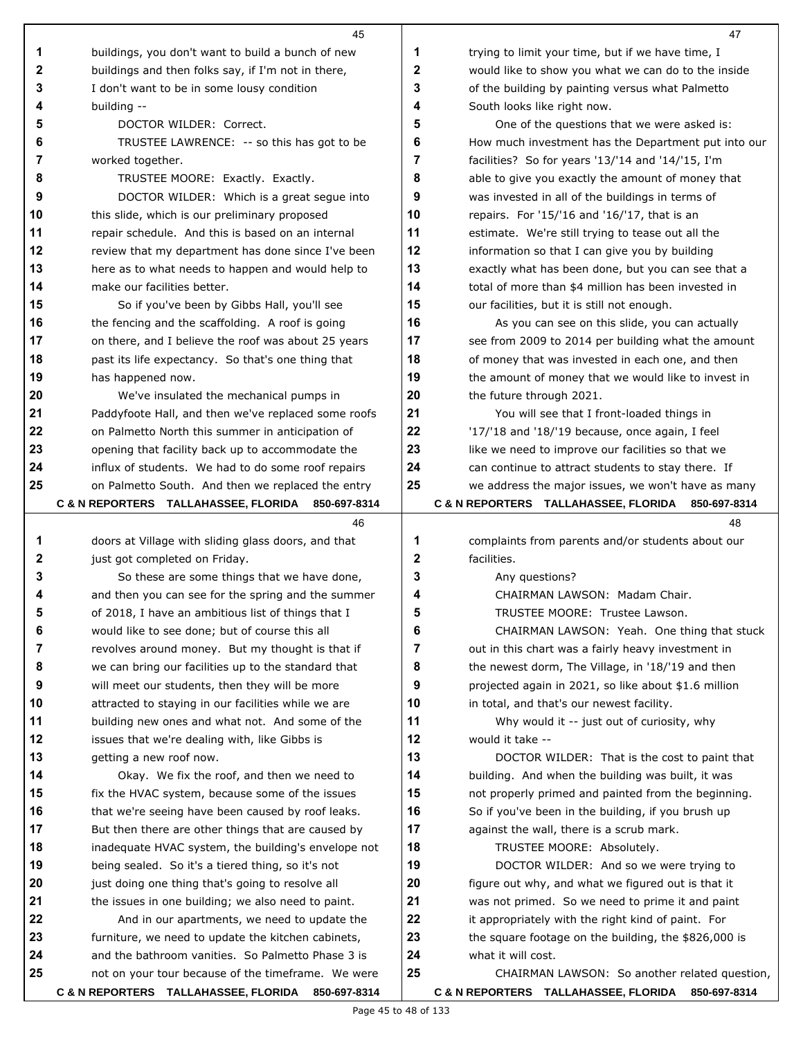buildings, you don't want to build a bunch of new buildings and then folks say, if I'm not in there, I don't want to be in some lousy condition building --

DOCTOR WILDER: Correct.

TRUSTEE LAWRENCE: -- so this has got to be worked together.

TRUSTEE MOORE: Exactly. Exactly.

DOCTOR WILDER: Which is a great segue into this slide, which is our preliminary proposed repair schedule. And this is based on an internal review that my department has done since I've been here as to what needs to happen and would help to make our facilities better.

So if you've been by Gibbs Hall, you'll see the fencing and the scaffolding. A roof is going on there, and I believe the roof was about 25 years past its life expectancy. So that's one thing that has happened now.

We've insulated the mechanical pumps in Paddyfoote Hall, and then we've replaced some roofs on Palmetto North this summer in anticipation of opening that facility back up to accommodate the influx of students. We had to do some roof repairs on Palmetto South. And then we replaced the entry doors at Village with sliding glass doors, and that just got completed on Friday.

So these are some things that we have done, and then you can see for the spring and the summer of 2018, I have an ambitious list of things that I would like to see done; but of course this all revolves around money. But my thought is that if we can bring our facilities up to the standard that will meet our students, then they will be more attracted to staying in our facilities while we are building new ones and what not. And some of the issues that we're dealing with, like Gibbs is getting a new roof now.

Okay. We fix the roof, and then we need to fix the HVAC system, because some of the issues that we're seeing have been caused by roof leaks. But then there are other things that are caused by inadequate HVAC system, the building's envelope not being sealed. So it's a tiered thing, so it's not just doing one thing that's going to resolve all the issues in one building; we also need to paint.

And in our apartments, we need to update the furniture, we need to update the kitchen cabinets, and the bathroom vanities. So Palmetto Phase 3 is not on your tour because of the timeframe. We were trying to limit your time, but if we have time, I would like to show you what we can do to the inside of the building by painting versus what Palmetto South looks like right now.

One of the questions that we were asked is: How much investment has the Department put into our facilities? So for years '13/'14 and '14/'15, I'm able to give you exactly the amount of money that was invested in all of the buildings in terms of repairs. For '15/'16 and '16/'17, that is an estimate. We're still trying to tease out all the information so that I can give you by building exactly what has been done, but you can see that a total of more than $4 million has been invested in our facilities, but it is still not enough.

As you can see on this slide, you can actually see from 2009 to 2014 per building what the amount of money that was invested in each one, and then the amount of money that we would like to invest in the future through 2021.

You will see that I front-loaded things in '17/'18 and '18/'19 because, once again, I feel like we need to improve our facilities so that we can continue to attract students to stay there. If we address the major issues, we won't have as many complaints from parents and/or students about our facilities.

Any questions?

CHAIRMAN LAWSON: Madam Chair.

TRUSTEE MOORE: Trustee Lawson.

CHAIRMAN LAWSON: Yeah. One thing that stuck out in this chart was a fairly heavy investment in the newest dorm, The Village, in '18/'19 and then projected again in 2021, so like about $1.6 million in total, and that's our newest facility.

Why would it -- just out of curiosity, why would it take --

DOCTOR WILDER: That is the cost to paint that building. And when the building was built, it was not properly primed and painted from the beginning. So if you've been in the building, if you brush up against the wall, there is a scrub mark.

TRUSTEE MOORE: Absolutely.

DOCTOR WILDER: And so we were trying to figure out why, and what we figured out is that it was not primed. So we need to prime it and paint it appropriately with the right kind of paint. For the square footage on the building, the $826,000 is what it will cost.

CHAIRMAN LAWSON: So another related question,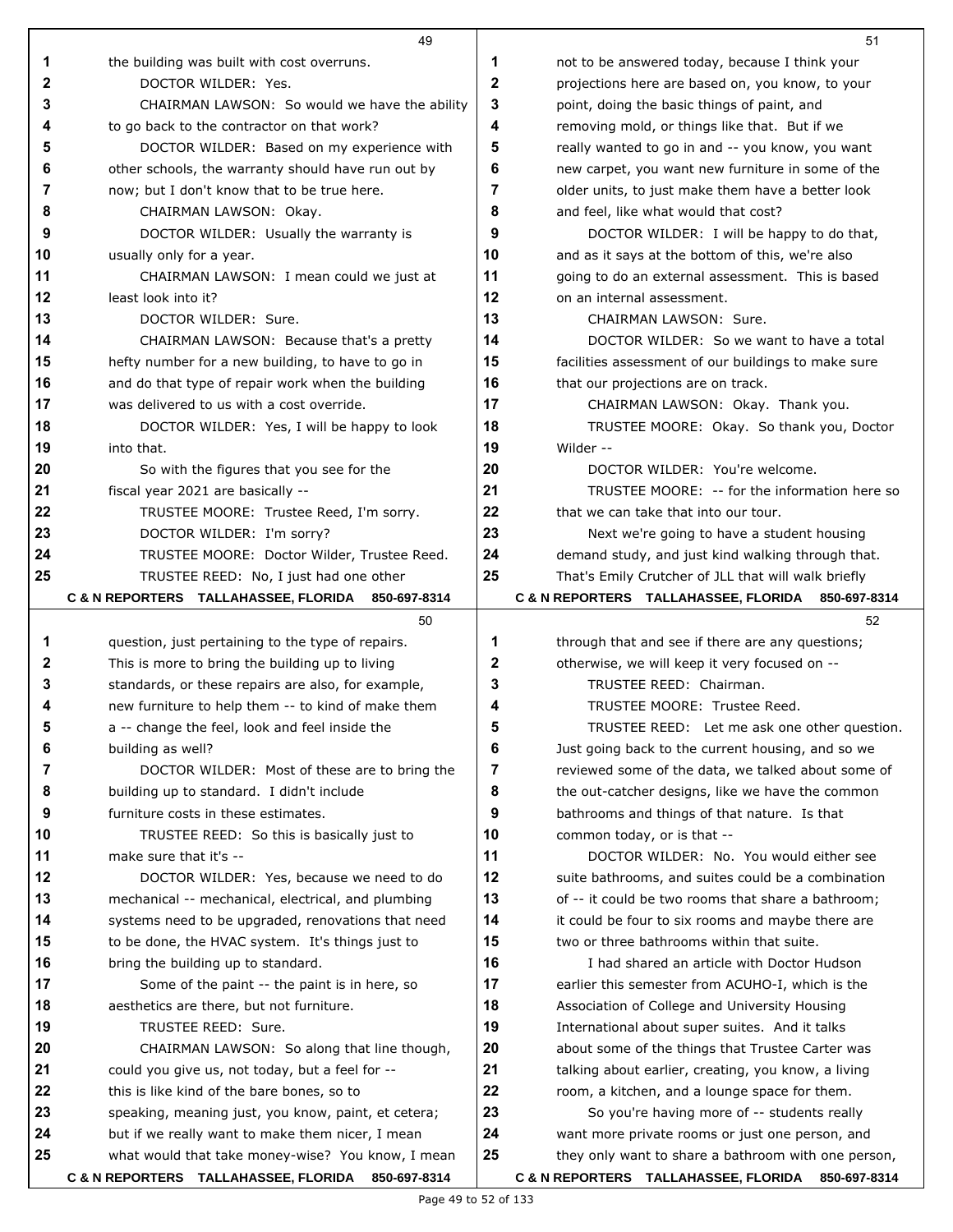the building was built with cost overruns.

DOCTOR WILDER: Yes.

CHAIRMAN LAWSON: So would we have the ability to go back to the contractor on that work?

DOCTOR WILDER: Based on my experience with other schools, the warranty should have run out by now; but I don't know that to be true here.

CHAIRMAN LAWSON: Okay.

DOCTOR WILDER: Usually the warranty is usually only for a year.

CHAIRMAN LAWSON: I mean could we just at least look into it?

DOCTOR WILDER: Sure.

CHAIRMAN LAWSON: Because that's a pretty hefty number for a new building, to have to go in and do that type of repair work when the building was delivered to us with a cost override.

DOCTOR WILDER: Yes, I will be happy to look into that.

So with the figures that you see for the fiscal year 2021 are basically --

TRUSTEE MOORE: Trustee Reed, I'm sorry.

DOCTOR WILDER: I'm sorry?

TRUSTEE MOORE: Doctor Wilder, Trustee Reed.

TRUSTEE REED: No, I just had one other question, just pertaining to the type of repairs. This is more to bring the building up to living standards, or these repairs are also, for example, new furniture to help them -- to kind of make them a -- change the feel, look and feel inside the building as well?

DOCTOR WILDER: Most of these are to bring the building up to standard. I didn't include furniture costs in these estimates.

TRUSTEE REED: So this is basically just to make sure that it's --

DOCTOR WILDER: Yes, because we need to do mechanical -- mechanical, electrical, and plumbing systems need to be upgraded, renovations that need to be done, the HVAC system. It's things just to bring the building up to standard.

Some of the paint -- the paint is in here, so aesthetics are there, but not furniture.

TRUSTEE REED: Sure.

CHAIRMAN LAWSON: So along that line though, could you give us, not today, but a feel for -- this is like kind of the bare bones, so to speaking, meaning just, you know, paint, et cetera; but if we really want to make them nicer, I mean what would that take money-wise? You know, I mean not to be answered today, because I think your projections here are based on, you know, to your point, doing the basic things of paint, and removing mold, or things like that. But if we really wanted to go in and -- you know, you want new carpet, you want new furniture in some of the older units, to just make them have a better look and feel, like what would that cost?

DOCTOR WILDER: I will be happy to do that, and as it says at the bottom of this, we're also going to do an external assessment. This is based on an internal assessment.

CHAIRMAN LAWSON: Sure.

DOCTOR WILDER: So we want to have a total facilities assessment of our buildings to make sure that our projections are on track.

CHAIRMAN LAWSON: Okay. Thank you.

TRUSTEE MOORE: Okay. So thank you, Doctor Wilder --

DOCTOR WILDER: You're welcome.

TRUSTEE MOORE: -- for the information here so that we can take that into our tour.

Next we're going to have a student housing demand study, and just kind walking through that. That's Emily Crutcher of JLL that will walk briefly through that and see if there are any questions; otherwise, we will keep it very focused on --

TRUSTEE REED: Chairman.

TRUSTEE MOORE: Trustee Reed.

TRUSTEE REED: Let me ask one other question. Just going back to the current housing, and so we reviewed some of the data, we talked about some of the out-catcher designs, like we have the common bathrooms and things of that nature. Is that common today, or is that --

DOCTOR WILDER: No. You would either see suite bathrooms, and suites could be a combination of -- it could be two rooms that share a bathroom; it could be four to six rooms and maybe there are two or three bathrooms within that suite.

I had shared an article with Doctor Hudson earlier this semester from ACUHO-I, which is the Association of College and University Housing International about super suites. And it talks about some of the things that Trustee Carter was talking about earlier, creating, you know, a living room, a kitchen, and a lounge space for them.

So you're having more of -- students really want more private rooms or just one person, and they only want to share a bathroom with one person,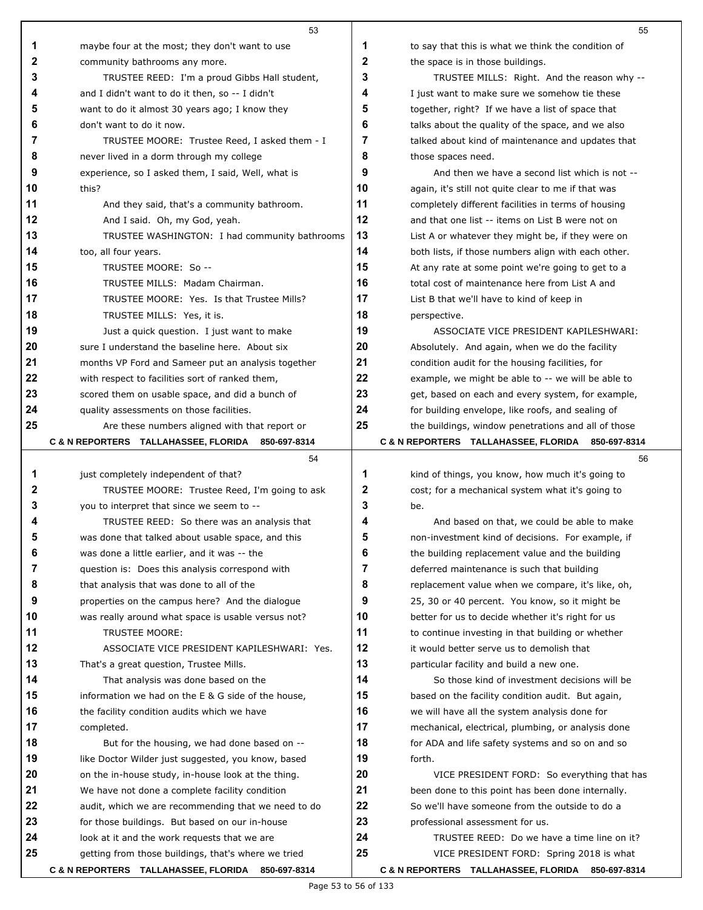maybe four at the most; they don't want to use community bathrooms any more.

TRUSTEE REED: I'm a proud Gibbs Hall student, and I didn't want to do it then, so -- I didn't want to do it almost 30 years ago; I know they don't want to do it now.

TRUSTEE MOORE: Trustee Reed, I asked them - I never lived in a dorm through my college experience, so I asked them, I said, Well, what is this?

And they said, that's a community bathroom.

And I said. Oh, my God, yeah.

TRUSTEE WASHINGTON: I had community bathrooms too, all four years.

TRUSTEE MOORE: So --

TRUSTEE MILLS: Madam Chairman.

TRUSTEE MOORE: Yes. Is that Trustee Mills?

TRUSTEE MILLS: Yes, it is.

Just a quick question. I just want to make sure I understand the baseline here. About six months VP Ford and Sameer put an analysis together with respect to facilities sort of ranked them, scored them on usable space, and did a bunch of quality assessments on those facilities.

Are these numbers aligned with that report or just completely independent of that?

TRUSTEE MOORE: Trustee Reed, I'm going to ask you to interpret that since we seem to --

TRUSTEE REED: So there was an analysis that was done that talked about usable space, and this was done a little earlier, and it was -- the question is: Does this analysis correspond with that analysis that was done to all of the properties on the campus here? And the dialogue was really around what space is usable versus not?

TRUSTEE MOORE:

ASSOCIATE VICE PRESIDENT KAPILESHWARI: Yes. That's a great question, Trustee Mills.

That analysis was done based on the information we had on the E & G side of the house, the facility condition audits which we have completed.

But for the housing, we had done based on -- like Doctor Wilder just suggested, you know, based on the in-house study, in-house look at the thing. We have not done a complete facility condition audit, which we are recommending that we need to do for those buildings. But based on our in-house look at it and the work requests that we are getting from those buildings, that's where we tried to say that this is what we think the condition of the space is in those buildings.

TRUSTEE MILLS: Right. And the reason why -- I just want to make sure we somehow tie these together, right? If we have a list of space that talks about the quality of the space, and we also talked about kind of maintenance and updates that those spaces need.

And then we have a second list which is not -- again, it's still not quite clear to me if that was completely different facilities in terms of housing and that one list -- items on List B were not on List A or whatever they might be, if they were on both lists, if those numbers align with each other. At any rate at some point we're going to get to a total cost of maintenance here from List A and List B that we'll have to kind of keep in perspective.

ASSOCIATE VICE PRESIDENT KAPILESHWARI: Absolutely. And again, when we do the facility condition audit for the housing facilities, for example, we might be able to -- we will be able to get, based on each and every system, for example, for building envelope, like roofs, and sealing of the buildings, window penetrations and all of those kind of things, you know, how much it's going to cost; for a mechanical system what it's going to be.

And based on that, we could be able to make non-investment kind of decisions. For example, if the building replacement value and the building deferred maintenance is such that building replacement value when we compare, it's like, oh, 25, 30 or 40 percent. You know, so it might be better for us to decide whether it's right for us to continue investing in that building or whether it would better serve us to demolish that particular facility and build a new one.

So those kind of investment decisions will be based on the facility condition audit. But again, we will have all the system analysis done for mechanical, electrical, plumbing, or analysis done for ADA and life safety systems and so on and so forth.

VICE PRESIDENT FORD: So everything that has been done to this point has been done internally. So we'll have someone from the outside to do a professional assessment for us.

TRUSTEE REED: Do we have a time line on it?

VICE PRESIDENT FORD: Spring 2018 is what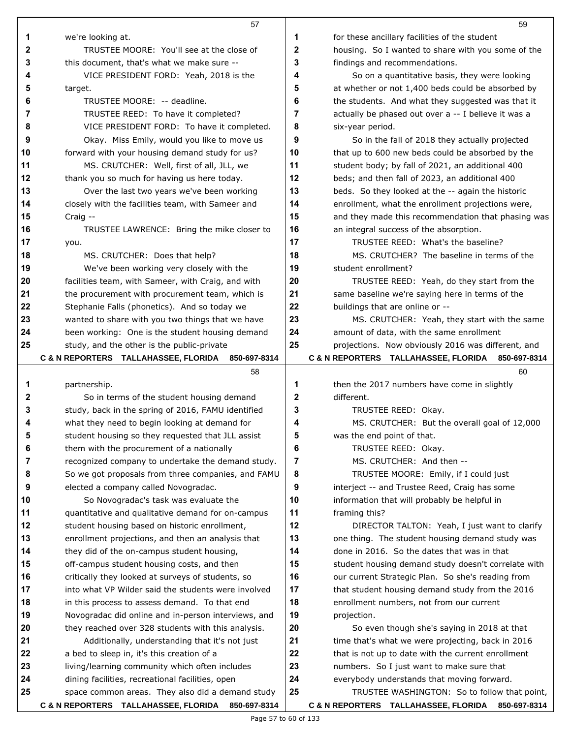we're looking at.

TRUSTEE MOORE: You'll see at the close of this document, that's what we make sure --

VICE PRESIDENT FORD: Yeah, 2018 is the target.

TRUSTEE MOORE: -- deadline.

TRUSTEE REED: To have it completed?

VICE PRESIDENT FORD: To have it completed. Okay. Miss Emily, would you like to move us forward with your housing demand study for us?

MS. CRUTCHER: Well, first of all, JLL, we thank you so much for having us here today.

Over the last two years we've been working closely with the facilities team, with Sameer and Craig --

TRUSTEE LAWRENCE: Bring the mike closer to you.

MS. CRUTCHER: Does that help?

We've been working very closely with the facilities team, with Sameer, with Craig, and with the procurement with procurement team, which is Stephanie Falls (phonetics). And so today we wanted to share with you two things that we have been working: One is the student housing demand study, and the other is the public-private partnership.

So in terms of the student housing demand study, back in the spring of 2016, FAMU identified what they need to begin looking at demand for student housing so they requested that JLL assist them with the procurement of a nationally recognized company to undertake the demand study. So we got proposals from three companies, and FAMU elected a company called Novogradac.

So Novogradac's task was evaluate the quantitative and qualitative demand for on-campus student housing based on historic enrollment, enrollment projections, and then an analysis that they did of the on-campus student housing, off-campus student housing costs, and then critically they looked at surveys of students, so into what VP Wilder said the students were involved in this process to assess demand. To that end Novogradac did online and in-person interviews, and they reached over 328 students with this analysis.

Additionally, understanding that it's not just a bed to sleep in, it's this creation of a living/learning community which often includes dining facilities, recreational facilities, open space common areas. They also did a demand study for these ancillary facilities of the student housing. So I wanted to share with you some of the findings and recommendations.

So on a quantitative basis, they were looking at whether or not 1,400 beds could be absorbed by the students. And what they suggested was that it actually be phased out over a -- I believe it was a six-year period.

So in the fall of 2018 they actually projected that up to 600 new beds could be absorbed by the student body; by fall of 2021, an additional 400 beds; and then fall of 2023, an additional 400 beds. So they looked at the -- again the historic enrollment, what the enrollment projections were, and they made this recommendation that phasing was an integral success of the absorption.

TRUSTEE REED: What's the baseline?

MS. CRUTCHER? The baseline in terms of the student enrollment?

TRUSTEE REED: Yeah, do they start from the same baseline we're saying here in terms of the buildings that are online or --

MS. CRUTCHER: Yeah, they start with the same amount of data, with the same enrollment projections. Now obviously 2016 was different, and then the 2017 numbers have come in slightly different.

TRUSTEE REED: Okay.

MS. CRUTCHER: But the overall goal of 12,000 was the end point of that.

TRUSTEE REED: Okay.

MS. CRUTCHER: And then --

TRUSTEE MOORE: Emily, if I could just interject -- and Trustee Reed, Craig has some information that will probably be helpful in framing this?

DIRECTOR TALTON: Yeah, I just want to clarify one thing. The student housing demand study was done in 2016. So the dates that was in that student housing demand study doesn't correlate with our current Strategic Plan. So she's reading from that student housing demand study from the 2016 enrollment numbers, not from our current projection.

So even though she's saying in 2018 at that time that's what we were projecting, back in 2016 that is not up to date with the current enrollment numbers. So I just want to make sure that everybody understands that moving forward.

TRUSTEE WASHINGTON: So to follow that point,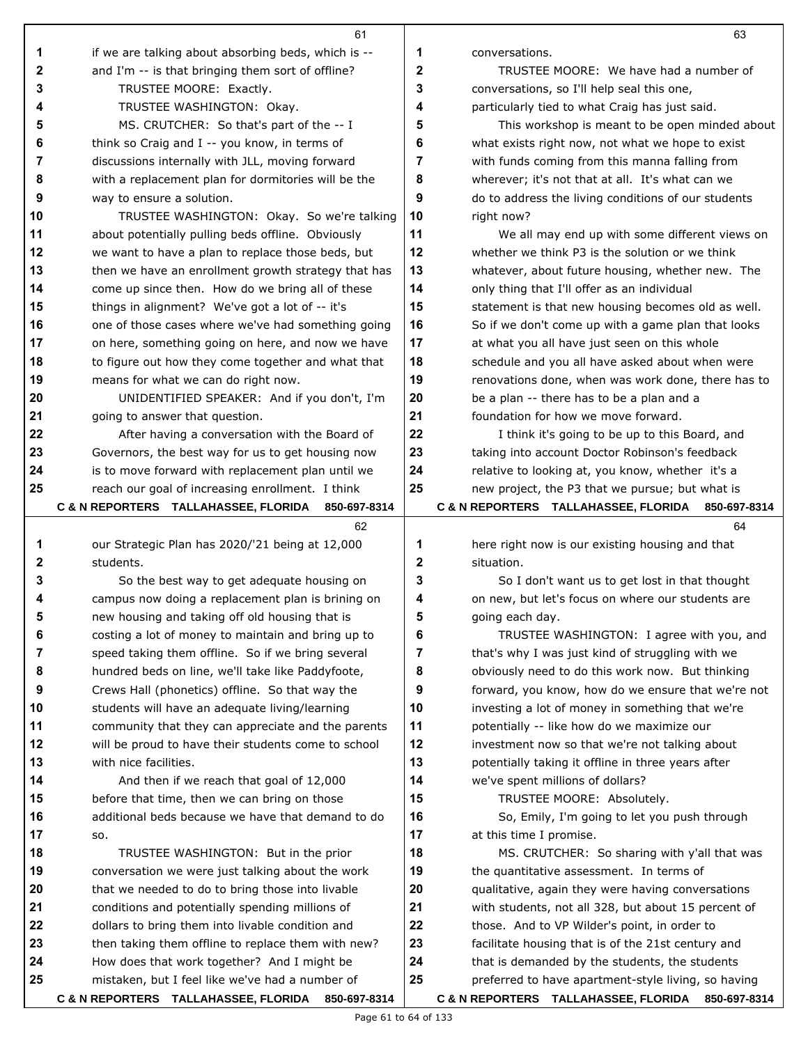if we are talking about absorbing beds, which is -- and I'm -- is that bringing them sort of offline?

TRUSTEE MOORE: Exactly.

TRUSTEE WASHINGTON: Okay.

MS. CRUTCHER: So that's part of the -- I think so Craig and I -- you know, in terms of discussions internally with JLL, moving forward with a replacement plan for dormitories will be the way to ensure a solution.

TRUSTEE WASHINGTON: Okay. So we're talking about potentially pulling beds offline. Obviously we want to have a plan to replace those beds, but then we have an enrollment growth strategy that has come up since then. How do we bring all of these things in alignment? We've got a lot of -- it's one of those cases where we've had something going on here, something going on here, and now we have to figure out how they come together and what that means for what we can do right now.

UNIDENTIFIED SPEAKER: And if you don't, I'm going to answer that question.

After having a conversation with the Board of Governors, the best way for us to get housing now is to move forward with replacement plan until we reach our goal of increasing enrollment. I think our Strategic Plan has 2020/'21 being at 12,000 students.

So the best way to get adequate housing on campus now doing a replacement plan is brining on new housing and taking off old housing that is costing a lot of money to maintain and bring up to speed taking them offline. So if we bring several hundred beds on line, we'll take like Paddyfoote, Crews Hall (phonetics) offline. So that way the students will have an adequate living/learning community that they can appreciate and the parents will be proud to have their students come to school with nice facilities.

And then if we reach that goal of 12,000 before that time, then we can bring on those additional beds because we have that demand to do so.

TRUSTEE WASHINGTON: But in the prior conversation we were just talking about the work that we needed to do to bring those into livable conditions and potentially spending millions of dollars to bring them into livable condition and then taking them offline to replace them with new? How does that work together? And I might be mistaken, but I feel like we've had a number of conversations.

TRUSTEE MOORE: We have had a number of conversations, so I'll help seal this one, particularly tied to what Craig has just said.

This workshop is meant to be open minded about what exists right now, not what we hope to exist with funds coming from this manna falling from wherever; it's not that at all. It's what can we do to address the living conditions of our students right now?

We all may end up with some different views on whether we think P3 is the solution or we think whatever, about future housing, whether new. The only thing that I'll offer as an individual statement is that new housing becomes old as well. So if we don't come up with a game plan that looks at what you all have just seen on this whole schedule and you all have asked about when were renovations done, when was work done, there has to be a plan -- there has to be a plan and a foundation for how we move forward.

I think it's going to be up to this Board, and taking into account Doctor Robinson's feedback relative to looking at, you know, whether it's a new project, the P3 that we pursue; but what is here right now is our existing housing and that situation.

So I don't want us to get lost in that thought on new, but let's focus on where our students are going each day.

TRUSTEE WASHINGTON: I agree with you, and that's why I was just kind of struggling with we obviously need to do this work now. But thinking forward, you know, how do we ensure that we're not investing a lot of money in something that we're potentially -- like how do we maximize our investment now so that we're not talking about potentially taking it offline in three years after we've spent millions of dollars?

TRUSTEE MOORE: Absolutely.

So, Emily, I'm going to let you push through at this time I promise.

MS. CRUTCHER: So sharing with y'all that was the quantitative assessment. In terms of qualitative, again they were having conversations with students, not all 328, but about 15 percent of those. And to VP Wilder's point, in order to facilitate housing that is of the 21st century and that is demanded by the students, the students preferred to have apartment-style living, so having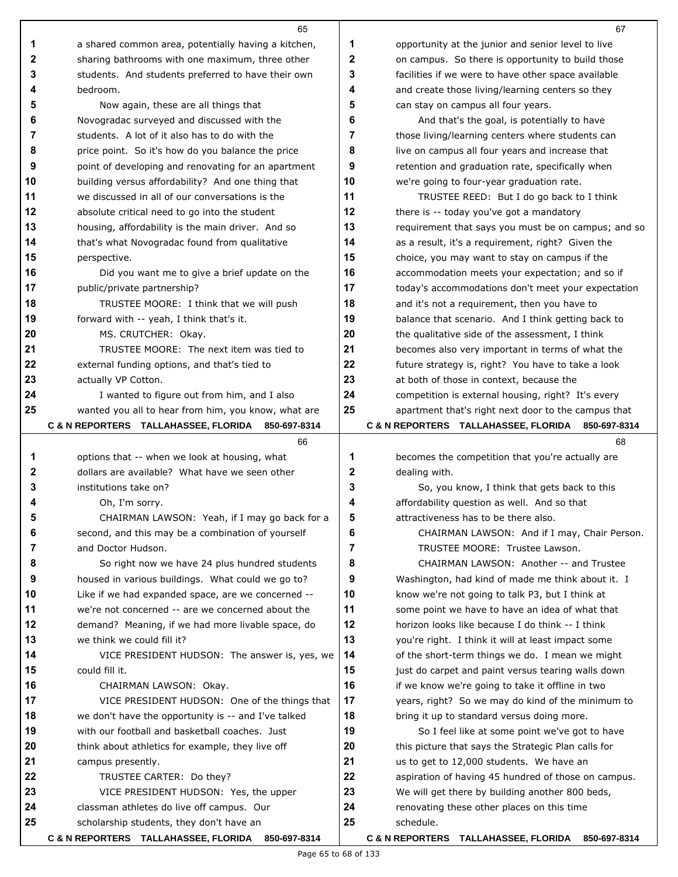a shared common area, potentially having a kitchen, sharing bathrooms with one maximum, three other students. And students preferred to have their own bedroom.

Now again, these are all things that Novogradac surveyed and discussed with the students. A lot of it also has to do with the price point. So it's how do you balance the price point of developing and renovating for an apartment building versus affordability? And one thing that we discussed in all of our conversations is the absolute critical need to go into the student housing, affordability is the main driver. And so that's what Novogradac found from qualitative perspective.

Did you want me to give a brief update on the public/private partnership?

TRUSTEE MOORE: I think that we will push forward with -- yeah, I think that's it.

MS. CRUTCHER: Okay.

TRUSTEE MOORE: The next item was tied to external funding options, and that's tied to actually VP Cotton.

I wanted to figure out from him, and I also wanted you all to hear from him, you know, what are options that -- when we look at housing, what dollars are available? What have we seen other institutions take on?

Oh, I'm sorry.

CHAIRMAN LAWSON: Yeah, if I may go back for a second, and this may be a combination of yourself and Doctor Hudson.

So right now we have 24 plus hundred students housed in various buildings. What could we go to? Like if we had expanded space, are we concerned -- we're not concerned -- are we concerned about the demand? Meaning, if we had more livable space, do we think we could fill it?

VICE PRESIDENT HUDSON: The answer is, yes, we could fill it.

CHAIRMAN LAWSON: Okay.

VICE PRESIDENT HUDSON: One of the things that we don't have the opportunity is -- and I've talked with our football and basketball coaches. Just think about athletics for example, they live off campus presently.

TRUSTEE CARTER: Do they?

VICE PRESIDENT HUDSON: Yes, the upper classman athletes do live off campus. Our scholarship students, they don't have an opportunity at the junior and senior level to live on campus. So there is opportunity to build those facilities if we were to have other space available and create those living/learning centers so they can stay on campus all four years.

And that's the goal, is potentially to have those living/learning centers where students can live on campus all four years and increase that retention and graduation rate, specifically when we're going to four-year graduation rate.

TRUSTEE REED: But I do go back to I think there is -- today you've got a mandatory requirement that says you must be on campus; and so as a result, it's a requirement, right? Given the choice, you may want to stay on campus if the accommodation meets your expectation; and so if today's accommodations don't meet your expectation and it's not a requirement, then you have to balance that scenario. And I think getting back to the qualitative side of the assessment, I think becomes also very important in terms of what the future strategy is, right? You have to take a look at both of those in context, because the competition is external housing, right? It's every apartment that's right next door to the campus that becomes the competition that you're actually are dealing with.

So, you know, I think that gets back to this affordability question as well. And so that attractiveness has to be there also.

CHAIRMAN LAWSON: And if I may, Chair Person.

TRUSTEE MOORE: Trustee Lawson.

CHAIRMAN LAWSON: Another -- and Trustee Washington, had kind of made me think about it. I know we're not going to talk P3, but I think at some point we have to have an idea of what that horizon looks like because I do think -- I think you're right. I think it will at least impact some of the short-term things we do. I mean we might just do carpet and paint versus tearing walls down if we know we're going to take it offline in two years, right? So we may do kind of the minimum to bring it up to standard versus doing more.

So I feel like at some point we've got to have this picture that says the Strategic Plan calls for us to get to 12,000 students. We have an aspiration of having 45 hundred of those on campus. We will get there by building another 800 beds, renovating these other places on this time schedule.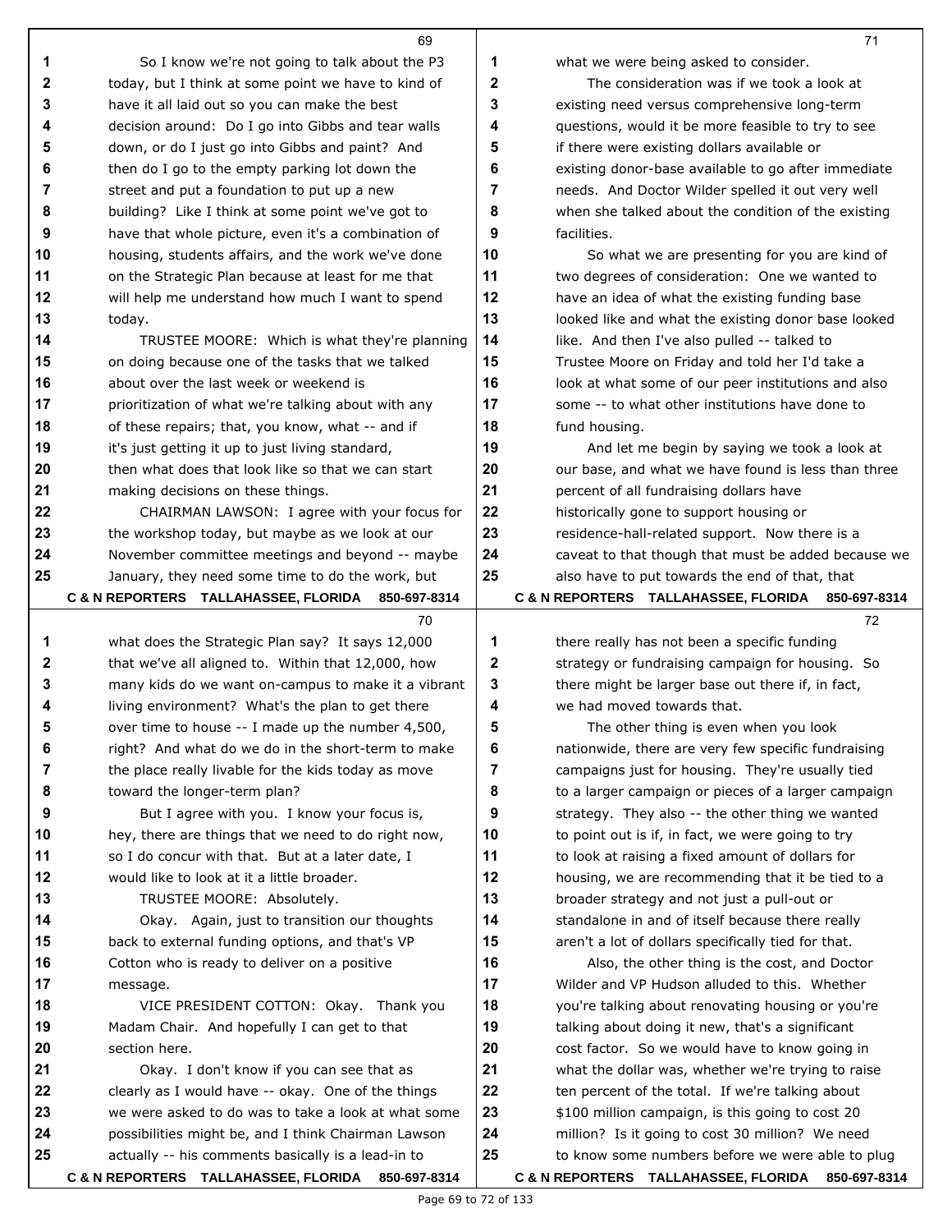So I know we're not going to talk about the P3 today, but I think at some point we have to kind of have it all laid out so you can make the best decision around: Do I go into Gibbs and tear walls down, or do I just go into Gibbs and paint? And then do I go to the empty parking lot down the street and put a foundation to put up a new building? Like I think at some point we've got to have that whole picture, even it's a combination of housing, students affairs, and the work we've done on the Strategic Plan because at least for me that will help me understand how much I want to spend today.

TRUSTEE MOORE: Which is what they're planning on doing because one of the tasks that we talked about over the last week or weekend is prioritization of what we're talking about with any of these repairs; that, you know, what -- and if it's just getting it up to just living standard, then what does that look like so that we can start making decisions on these things.

CHAIRMAN LAWSON: I agree with your focus for the workshop today, but maybe as we look at our November committee meetings and beyond -- maybe January, they need some time to do the work, but what does the Strategic Plan say? It says 12,000 that we've all aligned to. Within that 12,000, how many kids do we want on-campus to make it a vibrant living environment? What's the plan to get there over time to house -- I made up the number 4,500, right? And what do we do in the short-term to make the place really livable for the kids today as move toward the longer-term plan?

But I agree with you. I know your focus is, hey, there are things that we need to do right now, so I do concur with that. But at a later date, I would like to look at it a little broader.

TRUSTEE MOORE: Absolutely.

Okay. Again, just to transition our thoughts back to external funding options, and that's VP Cotton who is ready to deliver on a positive message.

VICE PRESIDENT COTTON: Okay. Thank you Madam Chair. And hopefully I can get to that section here.

Okay. I don't know if you can see that as clearly as I would have -- okay. One of the things we were asked to do was to take a look at what some possibilities might be, and I think Chairman Lawson actually -- his comments basically is a lead-in to what we were being asked to consider.

The consideration was if we took a look at existing need versus comprehensive long-term questions, would it be more feasible to try to see if there were existing dollars available or existing donor-base available to go after immediate needs. And Doctor Wilder spelled it out very well when she talked about the condition of the existing facilities.

So what we are presenting for you are kind of two degrees of consideration: One we wanted to have an idea of what the existing funding base looked like and what the existing donor base looked like. And then I've also pulled -- talked to Trustee Moore on Friday and told her I'd take a look at what some of our peer institutions and also some -- to what other institutions have done to fund housing.

And let me begin by saying we took a look at our base, and what we have found is less than three percent of all fundraising dollars have historically gone to support housing or residence-hall-related support. Now there is a caveat to that though that must be added because we also have to put towards the end of that, that there really has not been a specific funding strategy or fundraising campaign for housing. So there might be larger base out there if, in fact, we had moved towards that.

The other thing is even when you look nationwide, there are very few specific fundraising campaigns just for housing. They're usually tied to a larger campaign or pieces of a larger campaign strategy. They also -- the other thing we wanted to point out is if, in fact, we were going to try to look at raising a fixed amount of dollars for housing, we are recommending that it be tied to a broader strategy and not just a pull-out or standalone in and of itself because there really aren't a lot of dollars specifically tied for that.

Also, the other thing is the cost, and Doctor Wilder and VP Hudson alluded to this. Whether you're talking about renovating housing or you're talking about doing it new, that's a significant cost factor. So we would have to know going in what the dollar was, whether we're trying to raise ten percent of the total. If we're talking about $100 million campaign, is this going to cost 20 million? Is it going to cost 30 million? We need to know some numbers before we were able to plug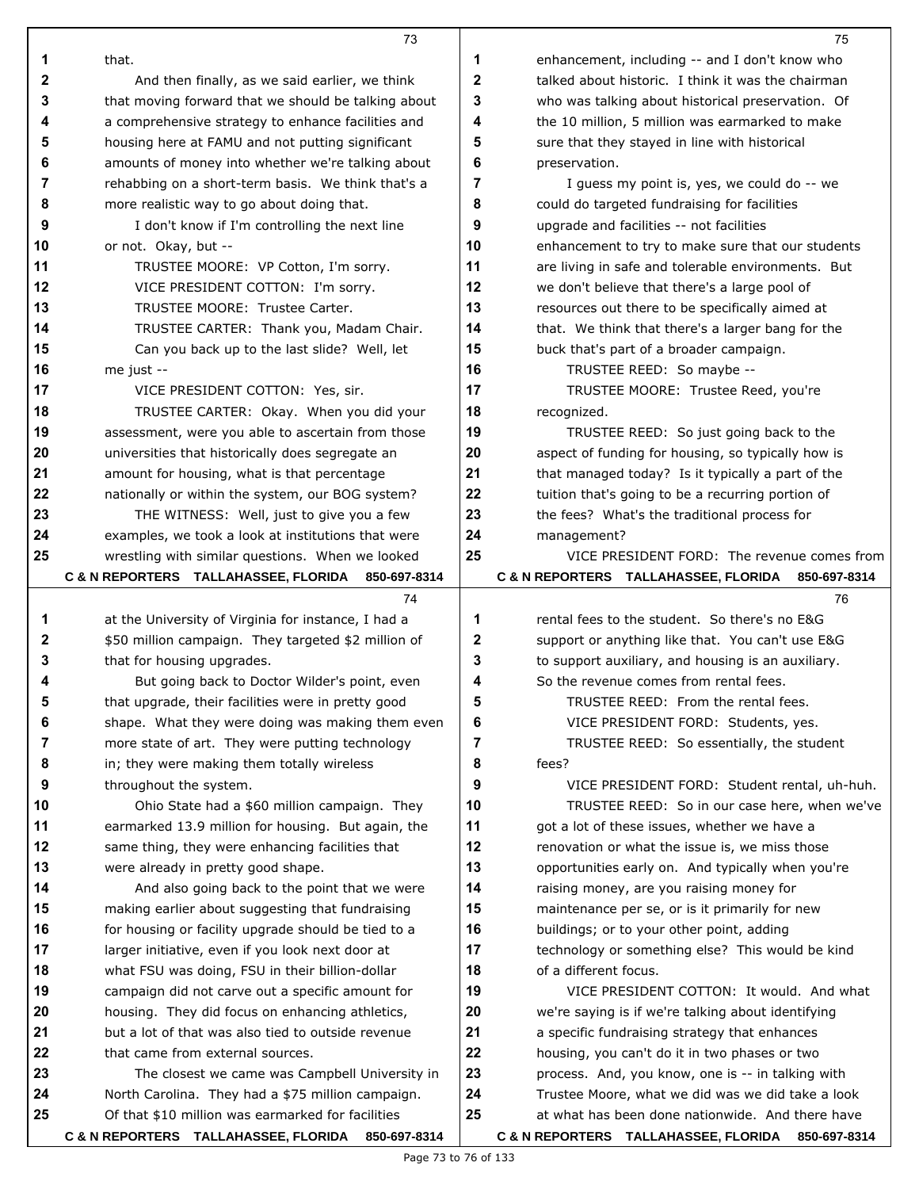that.

And then finally, as we said earlier, we think that moving forward that we should be talking about a comprehensive strategy to enhance facilities and housing here at FAMU and not putting significant amounts of money into whether we're talking about rehabbing on a short-term basis. We think that's a more realistic way to go about doing that.

I don't know if I'm controlling the next line or not. Okay, but --

TRUSTEE MOORE: VP Cotton, I'm sorry.

VICE PRESIDENT COTTON: I'm sorry.

TRUSTEE MOORE: Trustee Carter.

TRUSTEE CARTER: Thank you, Madam Chair.

Can you back up to the last slide? Well, let me just --

VICE PRESIDENT COTTON: Yes, sir.

TRUSTEE CARTER: Okay. When you did your assessment, were you able to ascertain from those universities that historically does segregate an amount for housing, what is that percentage nationally or within the system, our BOG system?

THE WITNESS: Well, just to give you a few examples, we took a look at institutions that were wrestling with similar questions. When we looked at the University of Virginia for instance, I had a $50 million campaign. They targeted $2 million of that for housing upgrades.

But going back to Doctor Wilder's point, even that upgrade, their facilities were in pretty good shape. What they were doing was making them even more state of art. They were putting technology in; they were making them totally wireless throughout the system.

Ohio State had a $60 million campaign. They earmarked 13.9 million for housing. But again, the same thing, they were enhancing facilities that were already in pretty good shape.

And also going back to the point that we were making earlier about suggesting that fundraising for housing or facility upgrade should be tied to a larger initiative, even if you look next door at what FSU was doing, FSU in their billion-dollar campaign did not carve out a specific amount for housing. They did focus on enhancing athletics, but a lot of that was also tied to outside revenue that came from external sources.

The closest we came was Campbell University in North Carolina. They had a $75 million campaign. Of that $10 million was earmarked for facilities enhancement, including -- and I don't know who talked about historic. I think it was the chairman who was talking about historical preservation. Of the 10 million, 5 million was earmarked to make sure that they stayed in line with historical preservation.

I guess my point is, yes, we could do -- we could do targeted fundraising for facilities upgrade and facilities -- not facilities enhancement to try to make sure that our students are living in safe and tolerable environments. But we don't believe that there's a large pool of resources out there to be specifically aimed at that. We think that there's a larger bang for the buck that's part of a broader campaign.

TRUSTEE REED: So maybe --

TRUSTEE MOORE: Trustee Reed, you're recognized.

TRUSTEE REED: So just going back to the aspect of funding for housing, so typically how is that managed today? Is it typically a part of the tuition that's going to be a recurring portion of the fees? What's the traditional process for management?

VICE PRESIDENT FORD: The revenue comes from rental fees to the student. So there's no E&G support or anything like that. You can't use E&G to support auxiliary, and housing is an auxiliary. So the revenue comes from rental fees.

TRUSTEE REED: From the rental fees.

VICE PRESIDENT FORD: Students, yes.

TRUSTEE REED: So essentially, the student fees?

VICE PRESIDENT FORD: Student rental, uh-huh.

TRUSTEE REED: So in our case here, when we've got a lot of these issues, whether we have a renovation or what the issue is, we miss those opportunities early on. And typically when you're raising money, are you raising money for maintenance per se, or is it primarily for new buildings; or to your other point, adding technology or something else? This would be kind of a different focus.

VICE PRESIDENT COTTON: It would. And what we're saying is if we're talking about identifying a specific fundraising strategy that enhances housing, you can't do it in two phases or two process. And, you know, one is -- in talking with Trustee Moore, what we did was we did take a look at what has been done nationwide. And there have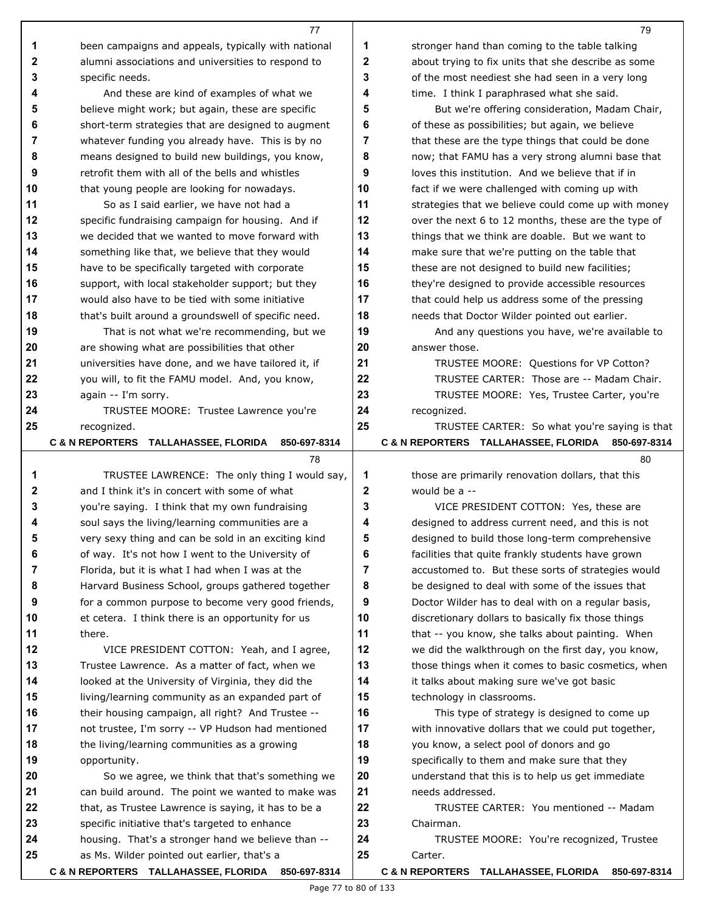been campaigns and appeals, typically with national alumni associations and universities to respond to specific needs.

And these are kind of examples of what we believe might work; but again, these are specific short-term strategies that are designed to augment whatever funding you already have. This is by no means designed to build new buildings, you know, retrofit them with all of the bells and whistles that young people are looking for nowadays.

So as I said earlier, we have not had a specific fundraising campaign for housing. And if we decided that we wanted to move forward with something like that, we believe that they would have to be specifically targeted with corporate support, with local stakeholder support; but they would also have to be tied with some initiative that's built around a groundswell of specific need.

That is not what we're recommending, but we are showing what are possibilities that other universities have done, and we have tailored it, if you will, to fit the FAMU model. And, you know, again -- I'm sorry.

TRUSTEE MOORE: Trustee Lawrence you're recognized.

TRUSTEE LAWRENCE: The only thing I would say, and I think it's in concert with some of what you're saying. I think that my own fundraising soul says the living/learning communities are a very sexy thing and can be sold in an exciting kind of way. It's not how I went to the University of Florida, but it is what I had when I was at the Harvard Business School, groups gathered together for a common purpose to become very good friends, et cetera. I think there is an opportunity for us there.

VICE PRESIDENT COTTON: Yeah, and I agree, Trustee Lawrence. As a matter of fact, when we looked at the University of Virginia, they did the living/learning community as an expanded part of their housing campaign, all right? And Trustee -- not trustee, I'm sorry -- VP Hudson had mentioned the living/learning communities as a growing opportunity.

So we agree, we think that that's something we can build around. The point we wanted to make was that, as Trustee Lawrence is saying, it has to be a specific initiative that's targeted to enhance housing. That's a stronger hand we believe than -- as Ms. Wilder pointed out earlier, that's a stronger hand than coming to the table talking about trying to fix units that she describe as some of the most neediest she had seen in a very long time. I think I paraphrased what she said.

But we're offering consideration, Madam Chair, of these as possibilities; but again, we believe that these are the type things that could be done now; that FAMU has a very strong alumni base that loves this institution. And we believe that if in fact if we were challenged with coming up with strategies that we believe could come up with money over the next 6 to 12 months, these are the type of things that we think are doable. But we want to make sure that we're putting on the table that these are not designed to build new facilities; they're designed to provide accessible resources that could help us address some of the pressing needs that Doctor Wilder pointed out earlier.

And any questions you have, we're available to answer those.

TRUSTEE MOORE: Questions for VP Cotton?

TRUSTEE CARTER: Those are -- Madam Chair.

TRUSTEE MOORE: Yes, Trustee Carter, you're recognized.

TRUSTEE CARTER: So what you're saying is that those are primarily renovation dollars, that this would be a --

VICE PRESIDENT COTTON: Yes, these are designed to address current need, and this is not designed to build those long-term comprehensive facilities that quite frankly students have grown accustomed to. But these sorts of strategies would be designed to deal with some of the issues that Doctor Wilder has to deal with on a regular basis, discretionary dollars to basically fix those things that -- you know, she talks about painting. When we did the walkthrough on the first day, you know, those things when it comes to basic cosmetics, when it talks about making sure we've got basic technology in classrooms.

This type of strategy is designed to come up with innovative dollars that we could put together, you know, a select pool of donors and go specifically to them and make sure that they understand that this is to help us get immediate needs addressed.

TRUSTEE CARTER: You mentioned -- Madam Chairman.

TRUSTEE MOORE: You're recognized, Trustee Carter.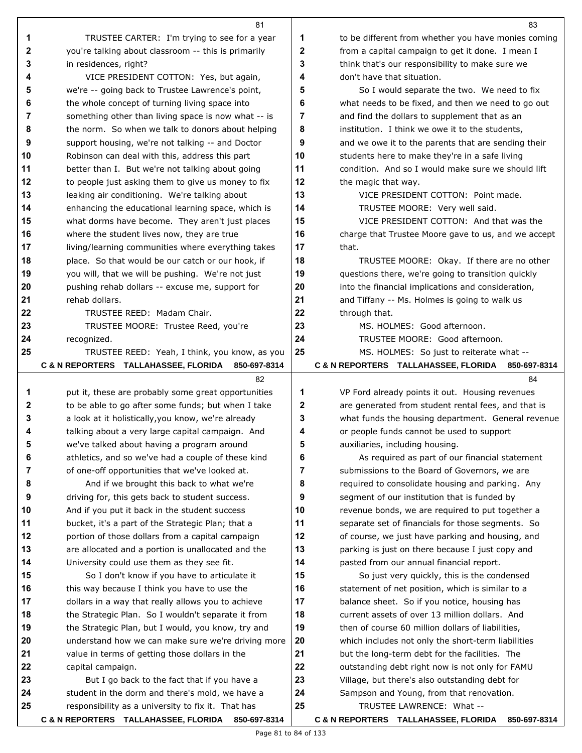TRUSTEE CARTER: I'm trying to see for a year you're talking about classroom -- this is primarily in residences, right?

VICE PRESIDENT COTTON: Yes, but again, we're -- going back to Trustee Lawrence's point, the whole concept of turning living space into something other than living space is now what -- is the norm. So when we talk to donors about helping support housing, we're not talking -- and Doctor Robinson can deal with this, address this part better than I. But we're not talking about going to people just asking them to give us money to fix leaking air conditioning. We're talking about enhancing the educational learning space, which is what dorms have become. They aren't just places where the student lives now, they are true living/learning communities where everything takes place. So that would be our catch or our hook, if you will, that we will be pushing. We're not just pushing rehab dollars -- excuse me, support for rehab dollars.

TRUSTEE REED: Madam Chair.

TRUSTEE MOORE: Trustee Reed, you're recognized.

TRUSTEE REED: Yeah, I think, you know, as you put it, these are probably some great opportunities to be able to go after some funds; but when I take a look at it holistically,you know, we're already talking about a very large capital campaign. And we've talked about having a program around athletics, and so we've had a couple of these kind of one-off opportunities that we've looked at.

And if we brought this back to what we're driving for, this gets back to student success. And if you put it back in the student success bucket, it's a part of the Strategic Plan; that a portion of those dollars from a capital campaign are allocated and a portion is unallocated and the University could use them as they see fit.

So I don't know if you have to articulate it this way because I think you have to use the dollars in a way that really allows you to achieve the Strategic Plan. So I wouldn't separate it from the Strategic Plan, but I would, you know, try and understand how we can make sure we're driving more value in terms of getting those dollars in the capital campaign.

But I go back to the fact that if you have a student in the dorm and there's mold, we have a responsibility as a university to fix it. That has to be different from whether you have monies coming from a capital campaign to get it done. I mean I think that's our responsibility to make sure we don't have that situation.

So I would separate the two. We need to fix what needs to be fixed, and then we need to go out and find the dollars to supplement that as an institution. I think we owe it to the students, and we owe it to the parents that are sending their students here to make they're in a safe living condition. And so I would make sure we should lift the magic that way.

VICE PRESIDENT COTTON: Point made.

TRUSTEE MOORE: Very well said.

VICE PRESIDENT COTTON: And that was the charge that Trustee Moore gave to us, and we accept that.

TRUSTEE MOORE: Okay. If there are no other questions there, we're going to transition quickly into the financial implications and consideration, and Tiffany -- Ms. Holmes is going to walk us through that.

MS. HOLMES: Good afternoon.

TRUSTEE MOORE: Good afternoon.

MS. HOLMES: So just to reiterate what -- VP Ford already points it out. Housing revenues are generated from student rental fees, and that is what funds the housing department. General revenue or people funds cannot be used to support auxiliaries, including housing.

As required as part of our financial statement submissions to the Board of Governors, we are required to consolidate housing and parking. Any segment of our institution that is funded by revenue bonds, we are required to put together a separate set of financials for those segments. So of course, we just have parking and housing, and parking is just on there because I just copy and pasted from our annual financial report.

So just very quickly, this is the condensed statement of net position, which is similar to a balance sheet. So if you notice, housing has current assets of over 13 million dollars. And then of course 60 million dollars of liabilities, which includes not only the short-term liabilities but the long-term debt for the facilities. The outstanding debt right now is not only for FAMU Village, but there's also outstanding debt for Sampson and Young, from that renovation.

TRUSTEE LAWRENCE: What --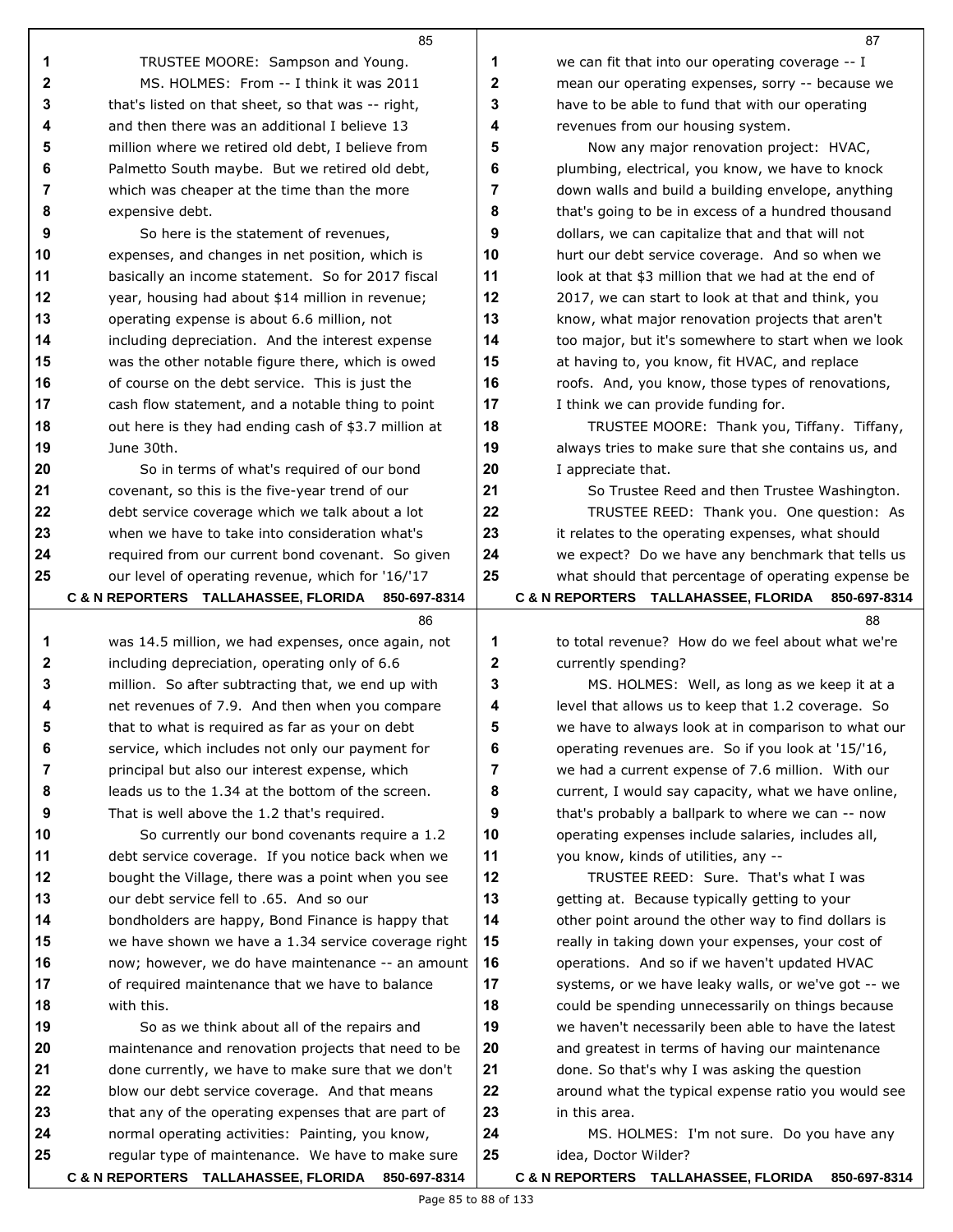TRUSTEE MOORE: Sampson and Young.

MS. HOLMES: From -- I think it was 2011 that's listed on that sheet, so that was -- right, and then there was an additional I believe 13 million where we retired old debt, I believe from Palmetto South maybe. But we retired old debt, which was cheaper at the time than the more expensive debt.

So here is the statement of revenues, expenses, and changes in net position, which is basically an income statement. So for 2017 fiscal year, housing had about $14 million in revenue; operating expense is about 6.6 million, not including depreciation. And the interest expense was the other notable figure there, which is owed of course on the debt service. This is just the cash flow statement, and a notable thing to point out here is they had ending cash of $3.7 million at June 30th.

So in terms of what's required of our bond covenant, so this is the five-year trend of our debt service coverage which we talk about a lot when we have to take into consideration what's required from our current bond covenant. So given our level of operating revenue, which for '16/'17 was 14.5 million, we had expenses, once again, not including depreciation, operating only of 6.6 million. So after subtracting that, we end up with net revenues of 7.9. And then when you compare that to what is required as far as your on debt service, which includes not only our payment for principal but also our interest expense, which leads us to the 1.34 at the bottom of the screen. That is well above the 1.2 that's required.

So currently our bond covenants require a 1.2 debt service coverage. If you notice back when we bought the Village, there was a point when you see our debt service fell to .65. And so our bondholders are happy, Bond Finance is happy that we have shown we have a 1.34 service coverage right now; however, we do have maintenance -- an amount of required maintenance that we have to balance with this.

So as we think about all of the repairs and maintenance and renovation projects that need to be done currently, we have to make sure that we don't blow our debt service coverage. And that means that any of the operating expenses that are part of normal operating activities: Painting, you know, regular type of maintenance. We have to make sure we can fit that into our operating coverage -- I mean our operating expenses, sorry -- because we have to be able to fund that with our operating revenues from our housing system.

Now any major renovation project: HVAC, plumbing, electrical, you know, we have to knock down walls and build a building envelope, anything that's going to be in excess of a hundred thousand dollars, we can capitalize that and that will not hurt our debt service coverage. And so when we look at that $3 million that we had at the end of 2017, we can start to look at that and think, you know, what major renovation projects that aren't too major, but it's somewhere to start when we look at having to, you know, fit HVAC, and replace roofs. And, you know, those types of renovations, I think we can provide funding for.

TRUSTEE MOORE: Thank you, Tiffany. Tiffany, always tries to make sure that she contains us, and I appreciate that.

So Trustee Reed and then Trustee Washington.

TRUSTEE REED: Thank you. One question: As it relates to the operating expenses, what should we expect? Do we have any benchmark that tells us what should that percentage of operating expense be to total revenue? How do we feel about what we're currently spending?

MS. HOLMES: Well, as long as we keep it at a level that allows us to keep that 1.2 coverage. So we have to always look at in comparison to what our operating revenues are. So if you look at '15/'16, we had a current expense of 7.6 million. With our current, I would say capacity, what we have online, that's probably a ballpark to where we can -- now operating expenses include salaries, includes all, you know, kinds of utilities, any --

TRUSTEE REED: Sure. That's what I was getting at. Because typically getting to your other point around the other way to find dollars is really in taking down your expenses, your cost of operations. And so if we haven't updated HVAC systems, or we have leaky walls, or we've got -- we could be spending unnecessarily on things because we haven't necessarily been able to have the latest and greatest in terms of having our maintenance done. So that's why I was asking the question around what the typical expense ratio you would see in this area.

MS. HOLMES: I'm not sure. Do you have any idea, Doctor Wilder?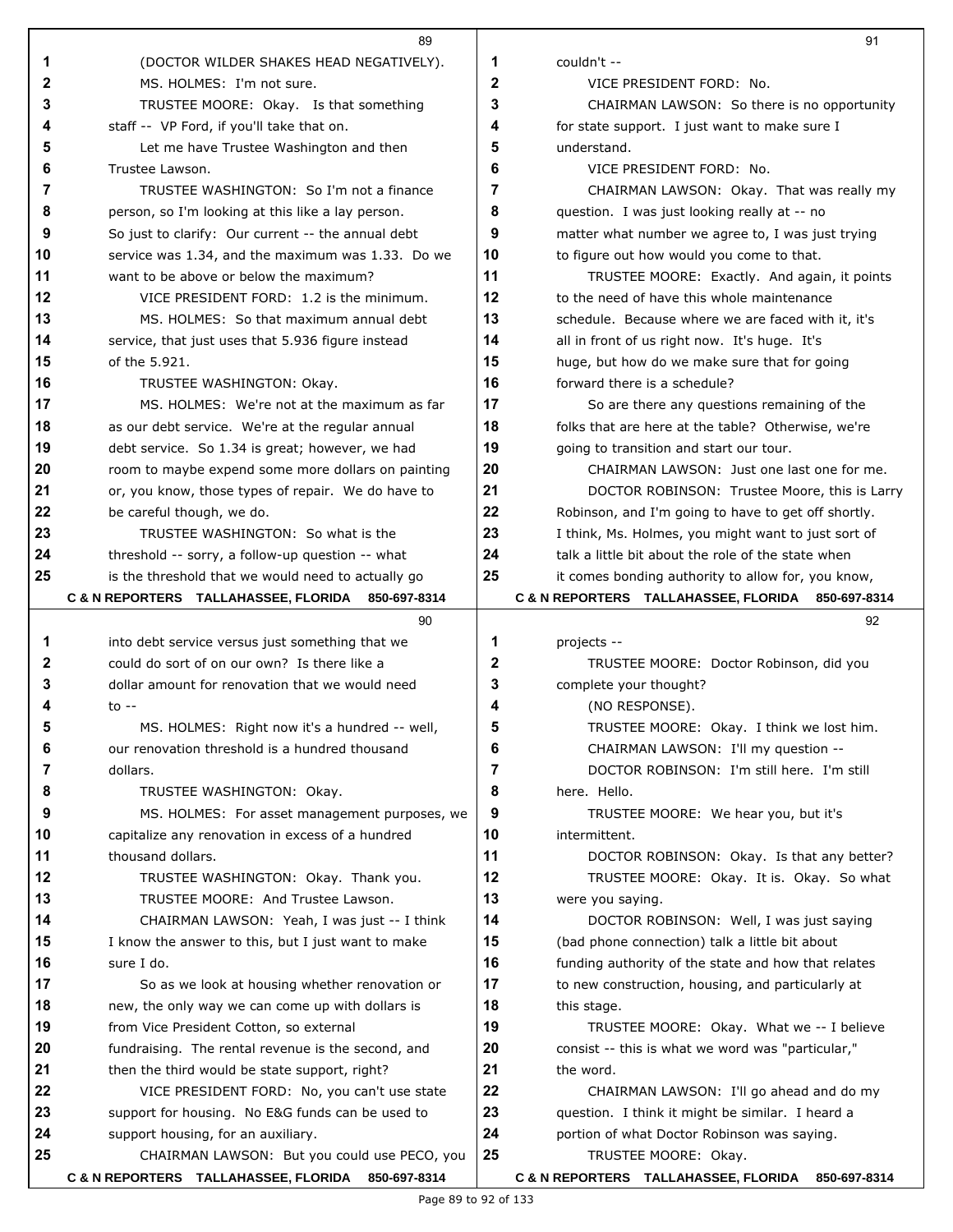(DOCTOR WILDER SHAKES HEAD NEGATIVELY).

MS. HOLMES: I'm not sure.

TRUSTEE MOORE: Okay. Is that something staff -- VP Ford, if you'll take that on.

Let me have Trustee Washington and then Trustee Lawson.

TRUSTEE WASHINGTON: So I'm not a finance person, so I'm looking at this like a lay person. So just to clarify: Our current -- the annual debt service was 1.34, and the maximum was 1.33. Do we want to be above or below the maximum?

VICE PRESIDENT FORD: 1.2 is the minimum.

MS. HOLMES: So that maximum annual debt service, that just uses that 5.936 figure instead of the 5.921.

TRUSTEE WASHINGTON: Okay.

MS. HOLMES: We're not at the maximum as far as our debt service. We're at the regular annual debt service. So 1.34 is great; however, we had room to maybe expend some more dollars on painting or, you know, those types of repair. We do have to be careful though, we do.

TRUSTEE WASHINGTON: So what is the threshold -- sorry, a follow-up question -- what is the threshold that we would need to actually go into debt service versus just something that we could do sort of on our own? Is there like a dollar amount for renovation that we would need to --

MS. HOLMES: Right now it's a hundred -- well, our renovation threshold is a hundred thousand dollars.

TRUSTEE WASHINGTON: Okay.

MS. HOLMES: For asset management purposes, we capitalize any renovation in excess of a hundred thousand dollars.

TRUSTEE WASHINGTON: Okay. Thank you.

TRUSTEE MOORE: And Trustee Lawson.

CHAIRMAN LAWSON: Yeah, I was just -- I think I know the answer to this, but I just want to make sure I do.

So as we look at housing whether renovation or new, the only way we can come up with dollars is from Vice President Cotton, so external fundraising. The rental revenue is the second, and then the third would be state support, right?

VICE PRESIDENT FORD: No, you can't use state support for housing. No E&G funds can be used to support housing, for an auxiliary.

CHAIRMAN LAWSON: But you could use PECO, you couldn't --

VICE PRESIDENT FORD: No.

CHAIRMAN LAWSON: So there is no opportunity for state support. I just want to make sure I understand.

VICE PRESIDENT FORD: No.

CHAIRMAN LAWSON: Okay. That was really my question. I was just looking really at -- no matter what number we agree to, I was just trying to figure out how would you come to that.

TRUSTEE MOORE: Exactly. And again, it points to the need of have this whole maintenance schedule. Because where we are faced with it, it's all in front of us right now. It's huge. It's huge, but how do we make sure that for going forward there is a schedule?

So are there any questions remaining of the folks that are here at the table? Otherwise, we're going to transition and start our tour.

CHAIRMAN LAWSON: Just one last one for me.

DOCTOR ROBINSON: Trustee Moore, this is Larry Robinson, and I'm going to have to get off shortly. I think, Ms. Holmes, you might want to just sort of talk a little bit about the role of the state when it comes bonding authority to allow for, you know, projects --

TRUSTEE MOORE: Doctor Robinson, did you complete your thought?

(NO RESPONSE).

TRUSTEE MOORE: Okay. I think we lost him.

CHAIRMAN LAWSON: I'll my question --

DOCTOR ROBINSON: I'm still here. I'm still here. Hello.

TRUSTEE MOORE: We hear you, but it's intermittent.

DOCTOR ROBINSON: Okay. Is that any better?

TRUSTEE MOORE: Okay. It is. Okay. So what were you saying.

DOCTOR ROBINSON: Well, I was just saying (bad phone connection) talk a little bit about funding authority of the state and how that relates to new construction, housing, and particularly at this stage.

TRUSTEE MOORE: Okay. What we -- I believe consist -- this is what we word was "particular," the word.

CHAIRMAN LAWSON: I'll go ahead and do my question. I think it might be similar. I heard a portion of what Doctor Robinson was saying.

TRUSTEE MOORE: Okay.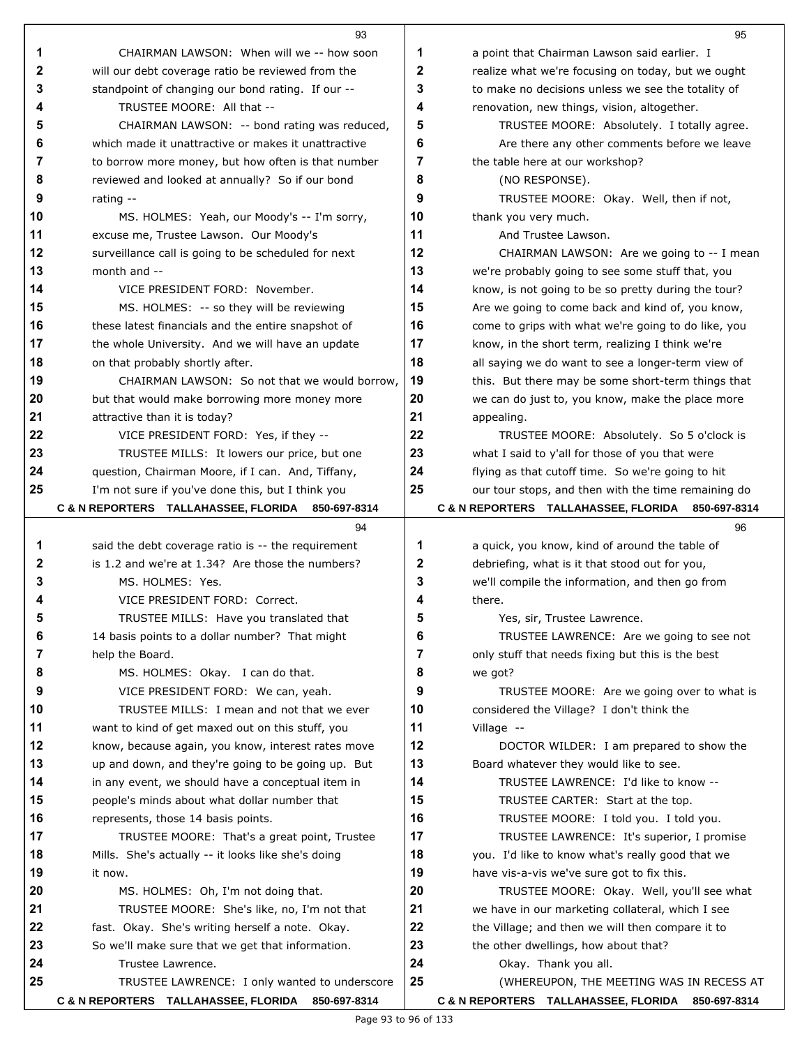CHAIRMAN LAWSON: When will we -- how soon will our debt coverage ratio be reviewed from the standpoint of changing our bond rating. If our --

TRUSTEE MOORE: All that --

CHAIRMAN LAWSON: -- bond rating was reduced, which made it unattractive or makes it unattractive to borrow more money, but how often is that number reviewed and looked at annually? So if our bond rating --

MS. HOLMES: Yeah, our Moody's -- I'm sorry, excuse me, Trustee Lawson. Our Moody's surveillance call is going to be scheduled for next month and --

VICE PRESIDENT FORD: November.

MS. HOLMES: -- so they will be reviewing these latest financials and the entire snapshot of the whole University. And we will have an update on that probably shortly after.

CHAIRMAN LAWSON: So not that we would borrow, but that would make borrowing more money more attractive than it is today?

VICE PRESIDENT FORD: Yes, if they --

TRUSTEE MILLS: It lowers our price, but one question, Chairman Moore, if I can. And, Tiffany, I'm not sure if you've done this, but I think you said the debt coverage ratio is -- the requirement is 1.2 and we're at 1.34? Are those the numbers?

MS. HOLMES: Yes.

VICE PRESIDENT FORD: Correct.

TRUSTEE MILLS: Have you translated that 14 basis points to a dollar number? That might help the Board.

MS. HOLMES: Okay. I can do that.

VICE PRESIDENT FORD: We can, yeah.

TRUSTEE MILLS: I mean and not that we ever want to kind of get maxed out on this stuff, you know, because again, you know, interest rates move up and down, and they're going to be going up. But in any event, we should have a conceptual item in people's minds about what dollar number that represents, those 14 basis points.

TRUSTEE MOORE: That's a great point, Trustee Mills. She's actually -- it looks like she's doing it now.

MS. HOLMES: Oh, I'm not doing that.

TRUSTEE MOORE: She's like, no, I'm not that fast. Okay. She's writing herself a note. Okay. So we'll make sure that we get that information.

Trustee Lawrence.

TRUSTEE LAWRENCE: I only wanted to underscore a point that Chairman Lawson said earlier. I realize what we're focusing on today, but we ought to make no decisions unless we see the totality of renovation, new things, vision, altogether.

TRUSTEE MOORE: Absolutely. I totally agree.

Are there any other comments before we leave the table here at our workshop?

(NO RESPONSE).

TRUSTEE MOORE: Okay. Well, then if not, thank you very much.

And Trustee Lawson.

CHAIRMAN LAWSON: Are we going to -- I mean we're probably going to see some stuff that, you know, is not going to be so pretty during the tour? Are we going to come back and kind of, you know, come to grips with what we're going to do like, you know, in the short term, realizing I think we're all saying we do want to see a longer-term view of this. But there may be some short-term things that we can do just to, you know, make the place more appealing.

TRUSTEE MOORE: Absolutely. So 5 o'clock is what I said to y'all for those of you that were flying as that cutoff time. So we're going to hit our tour stops, and then with the time remaining do a quick, you know, kind of around the table of debriefing, what is it that stood out for you, we'll compile the information, and then go from there.

Yes, sir, Trustee Lawrence.

TRUSTEE LAWRENCE: Are we going to see not only stuff that needs fixing but this is the best we got?

TRUSTEE MOORE: Are we going over to what is considered the Village? I don't think the Village --

DOCTOR WILDER: I am prepared to show the Board whatever they would like to see.

TRUSTEE LAWRENCE: I'd like to know --

TRUSTEE CARTER: Start at the top.

TRUSTEE MOORE: I told you. I told you.

TRUSTEE LAWRENCE: It's superior, I promise you. I'd like to know what's really good that we have vis-a-vis we've sure got to fix this.

TRUSTEE MOORE: Okay. Well, you'll see what we have in our marketing collateral, which I see the Village; and then we will then compare it to the other dwellings, how about that?

Okay. Thank you all.

(WHEREUPON, THE MEETING WAS IN RECESS AT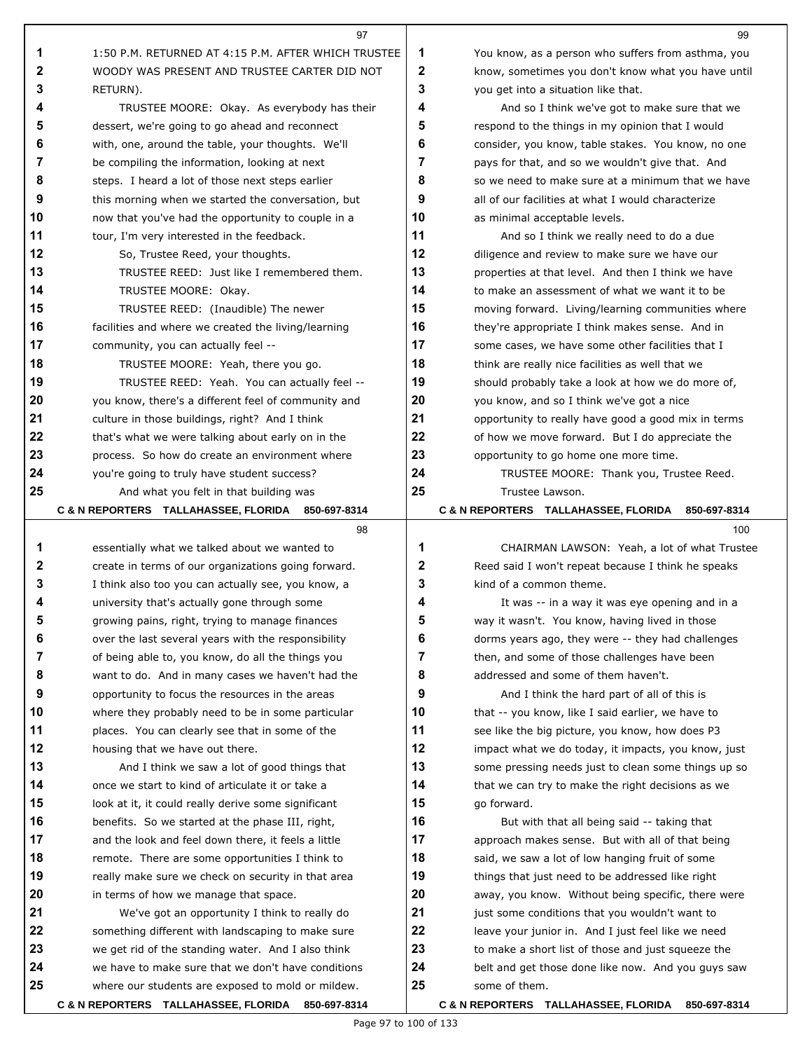1:50 P.M. RETURNED AT 4:15 P.M. AFTER WHICH TRUSTEE WOODY WAS PRESENT AND TRUSTEE CARTER DID NOT RETURN).

TRUSTEE MOORE: Okay. As everybody has their dessert, we're going to go ahead and reconnect with, one, around the table, your thoughts. We'll be compiling the information, looking at next steps. I heard a lot of those next steps earlier this morning when we started the conversation, but now that you've had the opportunity to couple in a tour, I'm very interested in the feedback.

So, Trustee Reed, your thoughts.

TRUSTEE REED: Just like I remembered them.

TRUSTEE MOORE: Okay.

TRUSTEE REED: (Inaudible) The newer facilities and where we created the living/learning community, you can actually feel --

TRUSTEE MOORE: Yeah, there you go.

TRUSTEE REED: Yeah. You can actually feel -- you know, there's a different feel of community and culture in those buildings, right? And I think that's what we were talking about early on in the process. So how do create an environment where you're going to truly have student success?

And what you felt in that building was essentially what we talked about we wanted to create in terms of our organizations going forward. I think also too you can actually see, you know, a university that's actually gone through some growing pains, right, trying to manage finances over the last several years with the responsibility of being able to, you know, do all the things you want to do. And in many cases we haven't had the opportunity to focus the resources in the areas where they probably need to be in some particular places. You can clearly see that in some of the housing that we have out there.

And I think we saw a lot of good things that once we start to kind of articulate it or take a look at it, it could really derive some significant benefits. So we started at the phase III, right, and the look and feel down there, it feels a little remote. There are some opportunities I think to really make sure we check on security in that area in terms of how we manage that space.

We've got an opportunity I think to really do something different with landscaping to make sure we get rid of the standing water. And I also think we have to make sure that we don't have conditions where our students are exposed to mold or mildew. You know, as a person who suffers from asthma, you know, sometimes you don't know what you have until you get into a situation like that.

And so I think we've got to make sure that we respond to the things in my opinion that I would consider, you know, table stakes. You know, no one pays for that, and so we wouldn't give that. And so we need to make sure at a minimum that we have all of our facilities at what I would characterize as minimal acceptable levels.

And so I think we really need to do a due diligence and review to make sure we have our properties at that level. And then I think we have to make an assessment of what we want it to be moving forward. Living/learning communities where they're appropriate I think makes sense. And in some cases, we have some other facilities that I think are really nice facilities as well that we should probably take a look at how we do more of, you know, and so I think we've got a nice opportunity to really have good a good mix in terms of how we move forward. But I do appreciate the opportunity to go home one more time.

TRUSTEE MOORE: Thank you, Trustee Reed.

Trustee Lawson.

CHAIRMAN LAWSON: Yeah, a lot of what Trustee Reed said I won't repeat because I think he speaks kind of a common theme.

It was -- in a way it was eye opening and in a way it wasn't. You know, having lived in those dorms years ago, they were -- they had challenges then, and some of those challenges have been addressed and some of them haven't.

And I think the hard part of all of this is that -- you know, like I said earlier, we have to see like the big picture, you know, how does P3 impact what we do today, it impacts, you know, just some pressing needs just to clean some things up so that we can try to make the right decisions as we go forward.

But with that all being said -- taking that approach makes sense. But with all of that being said, we saw a lot of low hanging fruit of some things that just need to be addressed like right away, you know. Without being specific, there were just some conditions that you wouldn't want to leave your junior in. And I just feel like we need to make a short list of those and just squeeze the belt and get those done like now. And you guys saw some of them.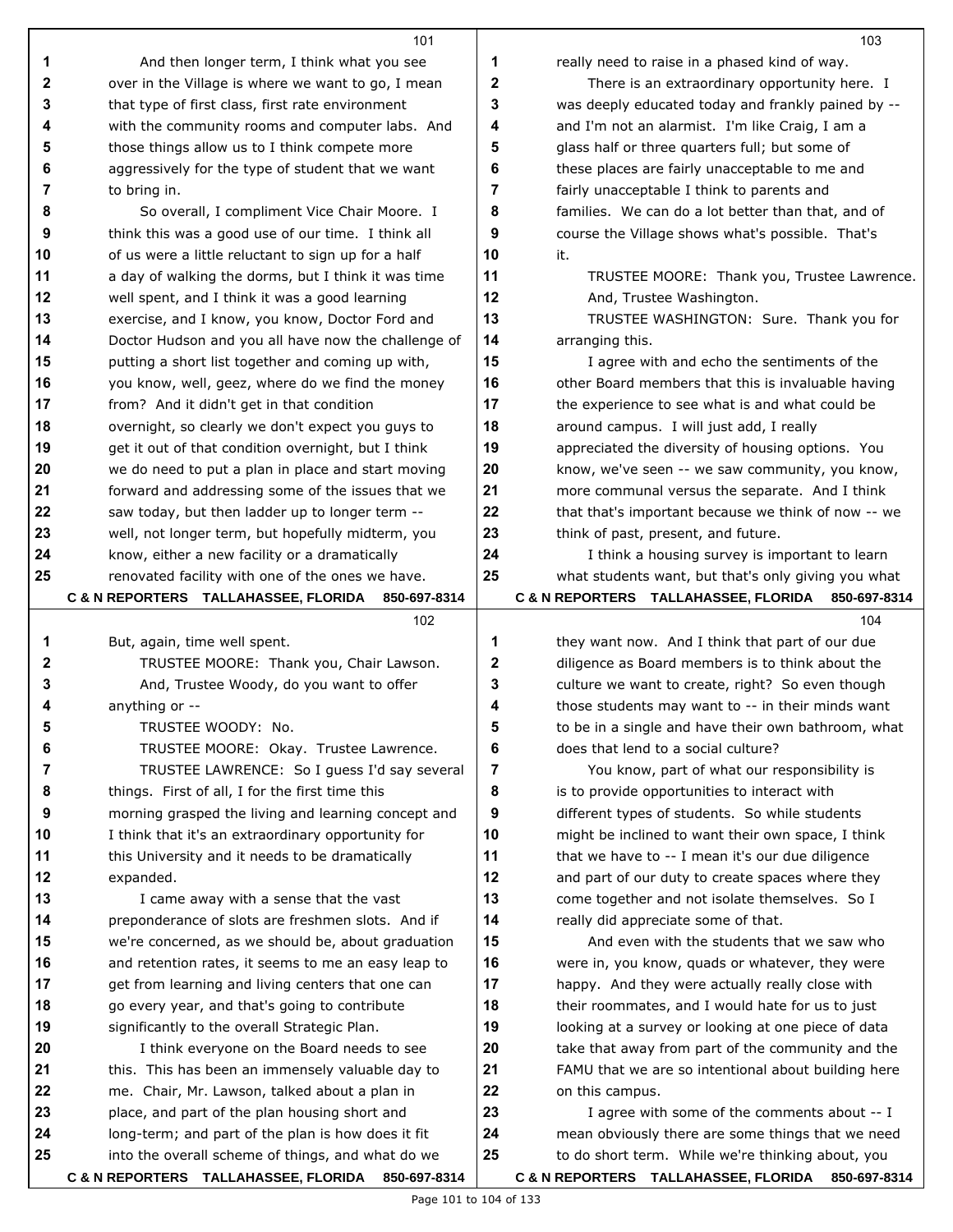And then longer term, I think what you see over in the Village is where we want to go, I mean that type of first class, first rate environment with the community rooms and computer labs. And those things allow us to I think compete more aggressively for the type of student that we want to bring in.

So overall, I compliment Vice Chair Moore. I think this was a good use of our time. I think all of us were a little reluctant to sign up for a half a day of walking the dorms, but I think it was time well spent, and I think it was a good learning exercise, and I know, you know, Doctor Ford and Doctor Hudson and you all have now the challenge of putting a short list together and coming up with, you know, well, geez, where do we find the money from? And it didn't get in that condition overnight, so clearly we don't expect you guys to get it out of that condition overnight, but I think we do need to put a plan in place and start moving forward and addressing some of the issues that we saw today, but then ladder up to longer term -- well, not longer term, but hopefully midterm, you know, either a new facility or a dramatically renovated facility with one of the ones we have. But, again, time well spent.

TRUSTEE MOORE: Thank you, Chair Lawson.

And, Trustee Woody, do you want to offer anything or --

TRUSTEE WOODY: No.

TRUSTEE MOORE: Okay. Trustee Lawrence.

TRUSTEE LAWRENCE: So I guess I'd say several things. First of all, I for the first time this morning grasped the living and learning concept and I think that it's an extraordinary opportunity for this University and it needs to be dramatically expanded.

I came away with a sense that the vast preponderance of slots are freshmen slots. And if we're concerned, as we should be, about graduation and retention rates, it seems to me an easy leap to get from learning and living centers that one can go every year, and that's going to contribute significantly to the overall Strategic Plan.

I think everyone on the Board needs to see this. This has been an immensely valuable day to me. Chair, Mr. Lawson, talked about a plan in place, and part of the plan housing short and long-term; and part of the plan is how does it fit into the overall scheme of things, and what do we really need to raise in a phased kind of way.

There is an extraordinary opportunity here. I was deeply educated today and frankly pained by -- and I'm not an alarmist. I'm like Craig, I am a glass half or three quarters full; but some of these places are fairly unacceptable to me and fairly unacceptable I think to parents and families. We can do a lot better than that, and of course the Village shows what's possible. That's it.

TRUSTEE MOORE: Thank you, Trustee Lawrence.

And, Trustee Washington.

TRUSTEE WASHINGTON: Sure. Thank you for arranging this.

I agree with and echo the sentiments of the other Board members that this is invaluable having the experience to see what is and what could be around campus. I will just add, I really appreciated the diversity of housing options. You know, we've seen -- we saw community, you know, more communal versus the separate. And I think that that's important because we think of now -- we think of past, present, and future.

I think a housing survey is important to learn what students want, but that's only giving you what they want now. And I think that part of our due diligence as Board members is to think about the culture we want to create, right? So even though those students may want to -- in their minds want to be in a single and have their own bathroom, what does that lend to a social culture?

You know, part of what our responsibility is is to provide opportunities to interact with different types of students. So while students might be inclined to want their own space, I think that we have to -- I mean it's our due diligence and part of our duty to create spaces where they come together and not isolate themselves. So I really did appreciate some of that.

And even with the students that we saw who were in, you know, quads or whatever, they were happy. And they were actually really close with their roommates, and I would hate for us to just looking at a survey or looking at one piece of data take that away from part of the community and the FAMU that we are so intentional about building here on this campus.

I agree with some of the comments about -- I mean obviously there are some things that we need to do short term. While we're thinking about, you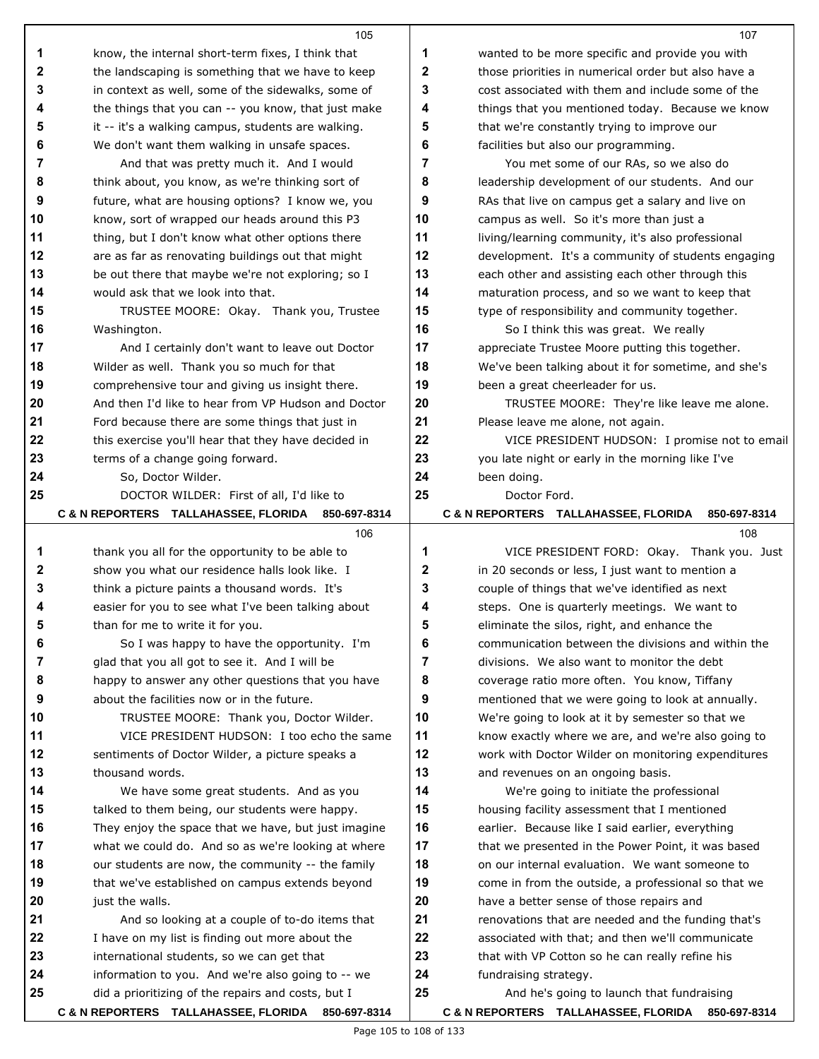know, the internal short-term fixes, I think that the landscaping is something that we have to keep in context as well, some of the sidewalks, some of the things that you can -- you know, that just make it -- it's a walking campus, students are walking. We don't want them walking in unsafe spaces.

And that was pretty much it. And I would think about, you know, as we're thinking sort of future, what are housing options? I know we, you know, sort of wrapped our heads around this P3 thing, but I don't know what other options there are as far as renovating buildings out that might be out there that maybe we're not exploring; so I would ask that we look into that.

TRUSTEE MOORE: Okay. Thank you, Trustee Washington.

And I certainly don't want to leave out Doctor Wilder as well. Thank you so much for that comprehensive tour and giving us insight there. And then I'd like to hear from VP Hudson and Doctor Ford because there are some things that just in this exercise you'll hear that they have decided in terms of a change going forward.

So, Doctor Wilder.

DOCTOR WILDER: First of all, I'd like to thank you all for the opportunity to be able to show you what our residence halls look like. I think a picture paints a thousand words. It's easier for you to see what I've been talking about than for me to write it for you.

So I was happy to have the opportunity. I'm glad that you all got to see it. And I will be happy to answer any other questions that you have about the facilities now or in the future.

TRUSTEE MOORE: Thank you, Doctor Wilder.

VICE PRESIDENT HUDSON: I too echo the same sentiments of Doctor Wilder, a picture speaks a thousand words.

We have some great students. And as you talked to them being, our students were happy. They enjoy the space that we have, but just imagine what we could do. And so as we're looking at where our students are now, the community -- the family that we've established on campus extends beyond just the walls.

And so looking at a couple of to-do items that I have on my list is finding out more about the international students, so we can get that information to you. And we're also going to -- we did a prioritizing of the repairs and costs, but I wanted to be more specific and provide you with those priorities in numerical order but also have a cost associated with them and include some of the things that you mentioned today. Because we know that we're constantly trying to improve our facilities but also our programming.

You met some of our RAs, so we also do leadership development of our students. And our RAs that live on campus get a salary and live on campus as well. So it's more than just a living/learning community, it's also professional development. It's a community of students engaging each other and assisting each other through this maturation process, and so we want to keep that type of responsibility and community together.

So I think this was great. We really appreciate Trustee Moore putting this together. We've been talking about it for sometime, and she's been a great cheerleader for us.

TRUSTEE MOORE: They're like leave me alone. Please leave me alone, not again.

VICE PRESIDENT HUDSON: I promise not to email you late night or early in the morning like I've been doing.

Doctor Ford.

VICE PRESIDENT FORD: Okay. Thank you. Just in 20 seconds or less, I just want to mention a couple of things that we've identified as next steps. One is quarterly meetings. We want to eliminate the silos, right, and enhance the communication between the divisions and within the divisions. We also want to monitor the debt coverage ratio more often. You know, Tiffany mentioned that we were going to look at annually. We're going to look at it by semester so that we know exactly where we are, and we're also going to work with Doctor Wilder on monitoring expenditures and revenues on an ongoing basis.

We're going to initiate the professional housing facility assessment that I mentioned earlier. Because like I said earlier, everything that we presented in the Power Point, it was based on our internal evaluation. We want someone to come in from the outside, a professional so that we have a better sense of those repairs and renovations that are needed and the funding that's associated with that; and then we'll communicate that with VP Cotton so he can really refine his fundraising strategy.

And he's going to launch that fundraising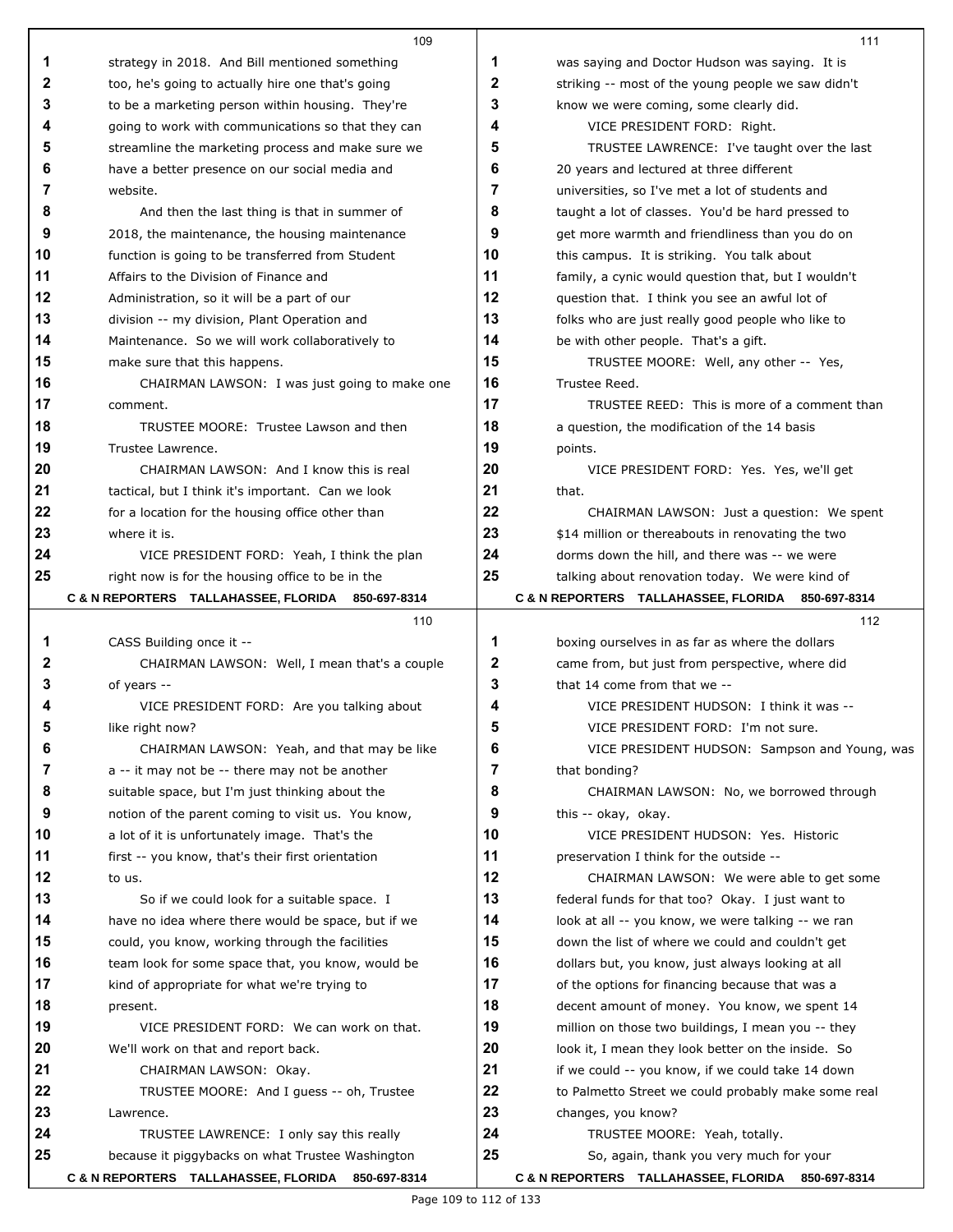strategy in 2018. And Bill mentioned something too, he's going to actually hire one that's going to be a marketing person within housing. They're going to work with communications so that they can streamline the marketing process and make sure we have a better presence on our social media and website.

And then the last thing is that in summer of 2018, the maintenance, the housing maintenance function is going to be transferred from Student Affairs to the Division of Finance and Administration, so it will be a part of our division -- my division, Plant Operation and Maintenance. So we will work collaboratively to make sure that this happens.

CHAIRMAN LAWSON: I was just going to make one comment.

TRUSTEE MOORE: Trustee Lawson and then Trustee Lawrence.

CHAIRMAN LAWSON: And I know this is real tactical, but I think it's important. Can we look for a location for the housing office other than where it is.

VICE PRESIDENT FORD: Yeah, I think the plan right now is for the housing office to be in the CASS Building once it --

CHAIRMAN LAWSON: Well, I mean that's a couple of years --

VICE PRESIDENT FORD: Are you talking about like right now?

CHAIRMAN LAWSON: Yeah, and that may be like a -- it may not be -- there may not be another suitable space, but I'm just thinking about the notion of the parent coming to visit us. You know, a lot of it is unfortunately image. That's the first -- you know, that's their first orientation to us.

So if we could look for a suitable space. I have no idea where there would be space, but if we could, you know, working through the facilities team look for some space that, you know, would be kind of appropriate for what we're trying to present.

VICE PRESIDENT FORD: We can work on that. We'll work on that and report back.

CHAIRMAN LAWSON: Okay.

TRUSTEE MOORE: And I guess -- oh, Trustee Lawrence.

TRUSTEE LAWRENCE: I only say this really because it piggybacks on what Trustee Washington was saying and Doctor Hudson was saying. It is striking -- most of the young people we saw didn't know we were coming, some clearly did.

VICE PRESIDENT FORD: Right.

TRUSTEE LAWRENCE: I've taught over the last 20 years and lectured at three different universities, so I've met a lot of students and taught a lot of classes. You'd be hard pressed to get more warmth and friendliness than you do on this campus. It is striking. You talk about family, a cynic would question that, but I wouldn't question that. I think you see an awful lot of folks who are just really good people who like to be with other people. That's a gift.

TRUSTEE MOORE: Well, any other -- Yes, Trustee Reed.

TRUSTEE REED: This is more of a comment than a question, the modification of the 14 basis points.

VICE PRESIDENT FORD: Yes. Yes, we'll get that.

CHAIRMAN LAWSON: Just a question: We spent $14 million or thereabouts in renovating the two dorms down the hill, and there was -- we were talking about renovation today. We were kind of boxing ourselves in as far as where the dollars came from, but just from perspective, where did that 14 come from that we --

VICE PRESIDENT HUDSON: I think it was --

VICE PRESIDENT FORD: I'm not sure.

VICE PRESIDENT HUDSON: Sampson and Young, was that bonding?

CHAIRMAN LAWSON: No, we borrowed through this -- okay, okay.

VICE PRESIDENT HUDSON: Yes. Historic preservation I think for the outside --

CHAIRMAN LAWSON: We were able to get some federal funds for that too? Okay. I just want to look at all -- you know, we were talking -- we ran down the list of where we could and couldn't get dollars but, you know, just always looking at all of the options for financing because that was a decent amount of money. You know, we spent 14 million on those two buildings, I mean you -- they look it, I mean they look better on the inside. So if we could -- you know, if we could take 14 down to Palmetto Street we could probably make some real changes, you know?

TRUSTEE MOORE: Yeah, totally.

So, again, thank you very much for your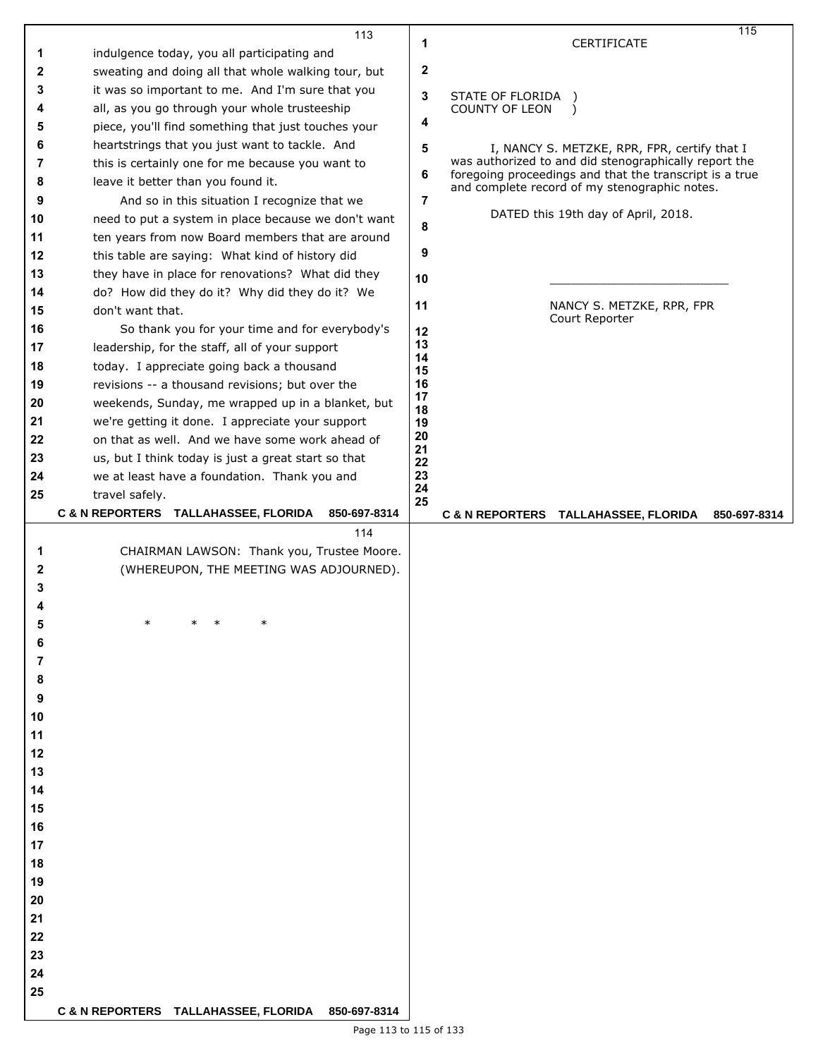indulgence today, you all participating and sweating and doing all that whole walking tour, but it was so important to me. And I'm sure that you all, as you go through your whole trusteeship piece, you'll find something that just touches your heartstrings that you just want to tackle. And this is certainly one for me because you want to leave it better than you found it.

And so in this situation I recognize that we need to put a system in place because we don't want ten years from now Board members that are around this table are saying: What kind of history did they have in place for renovations? What did they do? How did they do it? Why did they do it? We don't want that.

So thank you for your time and for everybody's leadership, for the staff, all of your support today. I appreciate going back a thousand revisions -- a thousand revisions; but over the weekends, Sunday, me wrapped up in a blanket, but we're getting it done. I appreciate your support on that as well. And we have some work ahead of us, but I think today is just a great start so that we at least have a foundation. Thank you and travel safely.

CHAIRMAN LAWSON: Thank you, Trustee Moore.

(WHEREUPON, THE MEETING WAS ADJOURNED).

\* \* \* \*

CERTIFICATE

STATE OF FLORIDA )
COUNTY OF LEON )

I, NANCY S. METZKE, RPR, FPR, certify that I was authorized to and did stenographically report the foregoing proceedings and that the transcript is a true and complete record of my stenographic notes.

DATED this 19th day of April, 2018.

\_\_\_\_\_\_\_\_\_\_\_\_\_\_\_\_\_\_\_\_\_\_\_\_\_\_

NANCY S. METZKE, RPR, FPR
Court Reporter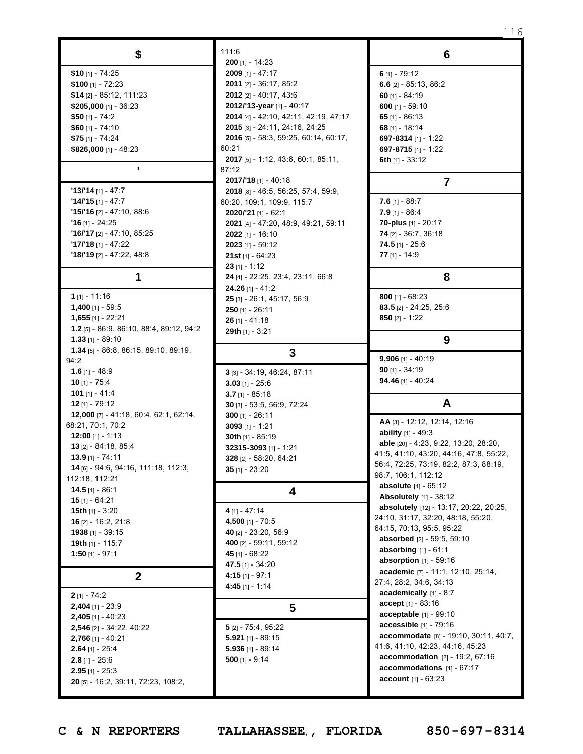## $

**$10** [1] - 74:25
**$100** [1] - 72:23
**$14** [2] - 85:12, 111:23
**$205,000** [1] - 36:23
**$50** [1] - 74:2
**$60** [1] - 74:10
**$75** [1] - 74:24
**$826,000** [1] - 48:23

## '

**'13/'14** [1] - 47:7
**'14/'15** [1] - 47:7
**'15/'16** [2] - 47:10, 88:6
**'16** [1] - 24:25
**'16/'17** [2] - 47:10, 85:25
**'17/'18** [1] - 47:22
**'18/'19** [2] - 47:22, 48:8

## 1

**1** [1] - 11:16
**1,400** [1] - 59:5
**1,655** [1] - 22:21
**1.2** [5] - 86:9, 86:10, 88:4, 89:12, 94:2
**1.33** [1] - 89:10
**1.34** [5] - 86:8, 86:15, 89:10, 89:19, 94:2
**1.6** [1] - 48:9
**10** [1] - 75:4
**101** [1] - 41:4
**12** [1] - 79:12
**12,000** [7] - 41:18, 60:4, 62:1, 62:14, 68:21, 70:1, 70:2
**12:00** [1] - 1:13
**13** [2] - 84:18, 85:4
**13.9** [1] - 74:11
**14** [6] - 94:6, 94:16, 111:18, 112:3, 112:18, 112:21
**14.5** [1] - 86:1
**15** [1] - 64:21
**15th** [1] - 3:20
**16** [2] - 16:2, 21:8
**1938** [1] - 39:15
**19th** [1] - 115:7
**1:50** [1] - 97:1

## 2

**2** [1] - 74:2
**2,404** [1] - 23:9
**2,405** [1] - 40:23
**2,546** [2] - 34:22, 40:22
**2,766** [1] - 40:21
**2.64** [1] - 25:4
**2.8** [1] - 25:6
**2.95** [1] - 25:3
**20** [5] - 16:2, 39:11, 72:23, 108:2, 111:6
**200** [1] - 14:23
**2009** [1] - 47:17
**2011** [2] - 36:17, 85:2
**2012** [2] - 40:17, 43:6
**2012/'13-year** [1] - 40:17
**2014** [4] - 42:10, 42:11, 42:19, 47:17
**2015** [3] - 24:11, 24:16, 24:25
**2016** [5] - 58:3, 59:25, 60:14, 60:17, 60:21
**2017** [5] - 1:12, 43:6, 60:1, 85:11, 87:12
**2017/'18** [1] - 40:18
**2018** [8] - 46:5, 56:25, 57:4, 59:9, 60:20, 109:1, 109:9, 115:7
**2020/'21** [1] - 62:1
**2021** [4] - 47:20, 48:9, 49:21, 59:11
**2022** [1] - 16:10
**2023** [1] - 59:12
**21st** [1] - 64:23
**23** [1] - 1:12
**24** [4] - 22:25, 23:4, 23:11, 66:8
**24.26** [1] - 41:2
**25** [3] - 26:1, 45:17, 56:9
**250** [1] - 26:11
**26** [1] - 41:18
**29th** [1] - 3:21

## 3

**3** [3] - 34:19, 46:24, 87:11
**3.03** [1] - 25:6
**3.7** [1] - 85:18
**30** [3] - 53:5, 56:9, 72:24
**300** [1] - 26:11
**3093** [1] - 1:21
**30th** [1] - 85:19
**32315-3093** [1] - 1:21
**328** [2] - 58:20, 64:21
**35** [1] - 23:20

## 4

**4** [1] - 47:14
**4,500** [1] - 70:5
**40** [2] - 23:20, 56:9
**400** [2] - 59:11, 59:12
**45** [1] - 68:22
**47.5** [1] - 34:20
**4:15** [1] - 97:1
**4:45** [1] - 1:14

## 5

**5** [2] - 75:4, 95:22
**5.921** [1] - 89:15
**5.936** [1] - 89:14
**500** [1] - 9:14

## 6

**6** [1] - 79:12
**6.6** [2] - 85:13, 86:2
**60** [1] - 84:19
**600** [1] - 59:10
**65** [1] - 86:13
**68** [1] - 18:14
**697-8314** [1] - 1:22
**697-8715** [1] - 1:22
**6th** [1] - 33:12

## 7

**7.6** [1] - 88:7
**7.9** [1] - 86:4
**70-plus** [1] - 20:17
**74** [2] - 36:7, 36:18
**74.5** [1] - 25:6
**77** [1] - 14:9

## 8

**800** [1] - 68:23
**83.5** [2] - 24:25, 25:6
**850** [2] - 1:22

## 9

**9,906** [1] - 40:19
**90** [1] - 34:19
**94.46** [1] - 40:24

## A

**AA** [3] - 12:12, 12:14, 12:16
**ability** [1] - 49:3
**able** [20] - 4:23, 9:22, 13:20, 28:20, 41:5, 41:10, 43:20, 44:16, 47:8, 55:22, 56:4, 72:25, 73:19, 82:2, 87:3, 88:19, 98:7, 106:1, 112:12
**absolute** [1] - 65:12
**Absolutely** [1] - 38:12
**absolutely** [12] - 13:17, 20:22, 20:25, 24:10, 31:17, 32:20, 48:18, 55:20, 64:15, 70:13, 95:5, 95:22
**absorbed** [2] - 59:5, 59:10
**absorbing** [1] - 61:1
**absorption** [1] - 59:16
**academic** [7] - 11:1, 12:10, 25:14, 27:4, 28:2, 34:6, 34:13
**academically** [1] - 8:7
**accept** [1] - 83:16
**acceptable** [1] - 99:10
**accessible** [1] - 79:16
**accommodate** [8] - 19:10, 30:11, 40:7, 41:6, 41:10, 42:23, 44:16, 45:23
**accommodation** [2] - 19:2, 67:16
**accommodations** [1] - 67:17
**account** [1] - 63:23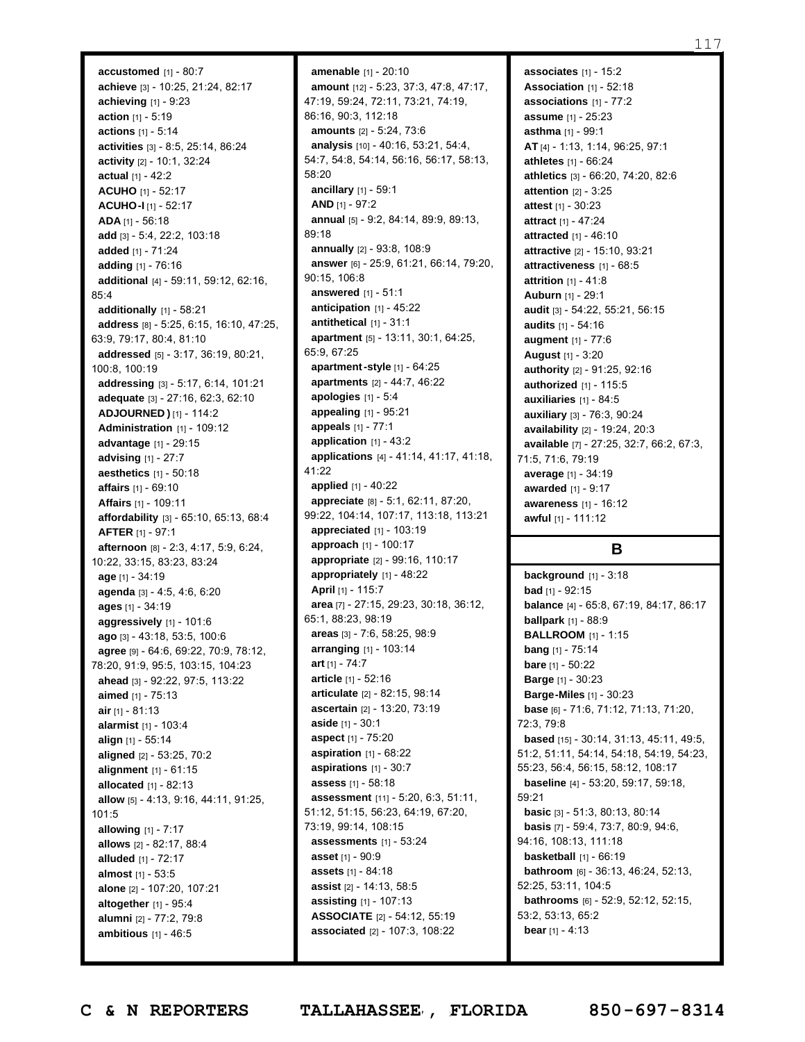**accustomed** [1] - 80:7
**achieve** [3] - 10:25, 21:24, 82:17
**achieving** [1] - 9:23
**action** [1] - 5:19
**actions** [1] - 5:14
**activities** [3] - 8:5, 25:14, 86:24
**activity** [2] - 10:1, 32:24
**actual** [1] - 42:2
**ACUHO** [1] - 52:17
**ACUHO-I** [1] - 52:17
**ADA** [1] - 56:18
**add** [3] - 5:4, 22:2, 103:18
**added** [1] - 71:24
**adding** [1] - 76:16
**additional** [4] - 59:11, 59:12, 62:16, 85:4
**additionally** [1] - 58:21
**address** [8] - 5:25, 6:15, 16:10, 47:25, 63:9, 79:17, 80:4, 81:10
**addressed** [5] - 3:17, 36:19, 80:21, 100:8, 100:19
**addressing** [3] - 5:17, 6:14, 101:21
**adequate** [3] - 27:16, 62:3, 62:10
**ADJOURNED)** [1] - 114:2
**Administration** [1] - 109:12
**advantage** [1] - 29:15
**advising** [1] - 27:7
**aesthetics** [1] - 50:18
**affairs** [1] - 69:10
**Affairs** [1] - 109:11
**affordability** [3] - 65:10, 65:13, 68:4
**AFTER** [1] - 97:1
**afternoon** [8] - 2:3, 4:17, 5:9, 6:24, 10:22, 33:15, 83:23, 83:24
**age** [1] - 34:19
**agenda** [3] - 4:5, 4:6, 6:20
**ages** [1] - 34:19
**aggressively** [1] - 101:6
**ago** [3] - 43:18, 53:5, 100:6
**agree** [9] - 64:6, 69:22, 70:9, 78:12, 78:20, 91:9, 95:5, 103:15, 104:23
**ahead** [3] - 92:22, 97:5, 113:22
**aimed** [1] - 75:13
**air** [1] - 81:13
**alarmist** [1] - 103:4
**align** [1] - 55:14
**aligned** [2] - 53:25, 70:2
**alignment** [1] - 61:15
**allocated** [1] - 82:13
**allow** [5] - 4:13, 9:16, 44:11, 91:25, 101:5
**allowing** [1] - 7:17
**allows** [2] - 82:17, 88:4
**alluded** [1] - 72:17
**almost** [1] - 53:5
**alone** [2] - 107:20, 107:21
**altogether** [1] - 95:4
**alumni** [2] - 77:2, 79:8
**ambitious** [1] - 46:5
**amenable** [1] - 20:10
**amount** [12] - 5:23, 37:3, 47:8, 47:17, 47:19, 59:24, 72:11, 73:21, 74:19, 86:16, 90:3, 112:18
**amounts** [2] - 5:24, 73:6
**analysis** [10] - 40:16, 53:21, 54:4, 54:7, 54:8, 54:14, 56:16, 56:17, 58:13, 58:20
**ancillary** [1] - 59:1
**AND** [1] - 97:2
**annual** [5] - 9:2, 84:14, 89:9, 89:13, 89:18
**annually** [2] - 93:8, 108:9
**answer** [6] - 25:9, 61:21, 66:14, 79:20, 90:15, 106:8
**answered** [1] - 51:1
**anticipation** [1] - 45:22
**antithetical** [1] - 31:1
**apartment** [5] - 13:11, 30:1, 64:25, 65:9, 67:25
**apartment-style** [1] - 64:25
**apartments** [2] - 44:7, 46:22
**apologies** [1] - 5:4
**appealing** [1] - 95:21
**appeals** [1] - 77:1
**application** [1] - 43:2
**applications** [4] - 41:14, 41:17, 41:18, 41:22
**applied** [1] - 40:22
**appreciate** [8] - 5:1, 62:11, 87:20, 99:22, 104:14, 107:17, 113:18, 113:21
**appreciated** [1] - 103:19
**approach** [1] - 100:17
**appropriate** [2] - 99:16, 110:17
**appropriately** [1] - 48:22
**April** [1] - 115:7
**area** [7] - 27:15, 29:23, 30:18, 36:12, 65:1, 88:23, 98:19
**areas** [3] - 7:6, 58:25, 98:9
**arranging** [1] - 103:14
**art** [1] - 74:7
**article** [1] - 52:16
**articulate** [2] - 82:15, 98:14
**ascertain** [2] - 13:20, 73:19
**aside** [1] - 30:1
**aspect** [1] - 75:20
**aspiration** [1] - 68:22
**aspirations** [1] - 30:7
**assess** [1] - 58:18
**assessment** [11] - 5:20, 6:3, 51:11, 51:12, 51:15, 56:23, 64:19, 67:20, 73:19, 99:14, 108:15
**assessments** [1] - 53:24
**asset** [1] - 90:9
**assets** [1] - 84:18
**assist** [2] - 14:13, 58:5
**assisting** [1] - 107:13
**ASSOCIATE** [2] - 54:12, 55:19
**associated** [2] - 107:3, 108:22
**associates** [1] - 15:2
**Association** [1] - 52:18
**associations** [1] - 77:2
**assume** [1] - 25:23
**asthma** [1] - 99:1
**AT** [4] - 1:13, 1:14, 96:25, 97:1
**athletes** [1] - 66:24
**athletics** [3] - 66:20, 74:20, 82:6
**attention** [2] - 3:25
**attest** [1] - 30:23
**attract** [1] - 47:24
**attracted** [1] - 46:10
**attractive** [2] - 15:10, 93:21
**attractiveness** [1] - 68:5
**attrition** [1] - 41:8
**Auburn** [1] - 29:1
**audit** [3] - 54:22, 55:21, 56:15
**audits** [1] - 54:16
**augment** [1] - 77:6
**August** [1] - 3:20
**authority** [2] - 91:25, 92:16
**authorized** [1] - 115:5
**auxiliaries** [1] - 84:5
**auxiliary** [3] - 76:3, 90:24
**availability** [2] - 19:24, 20:3
**available** [7] - 27:25, 32:7, 66:2, 67:3, 71:5, 71:6, 79:19
**average** [1] - 34:19
**awarded** [1] - 9:17
**awareness** [1] - 16:12
**awful** [1] - 111:12

## B

**background** [1] - 3:18
**bad** [1] - 92:15
**balance** [4] - 65:8, 67:19, 84:17, 86:17
**ballpark** [1] - 88:9
**BALLROOM** [1] - 1:15
**bang** [1] - 75:14
**bare** [1] - 50:22
**Barge** [1] - 30:23
**Barge-Miles** [1] - 30:23
**base** [6] - 71:6, 71:12, 71:13, 71:20, 72:3, 79:8
**based** [15] - 30:14, 31:13, 45:11, 49:5, 51:2, 51:11, 54:14, 54:18, 54:19, 54:23, 55:23, 56:4, 56:15, 58:12, 108:17
**baseline** [4] - 53:20, 59:17, 59:18, 59:21
**basic** [3] - 51:3, 80:13, 80:14
**basis** [7] - 59:4, 73:7, 80:9, 94:6, 94:16, 108:13, 111:18
**basketball** [1] - 66:19
**bathroom** [6] - 36:13, 46:24, 52:13, 52:25, 53:11, 104:5
**bathrooms** [6] - 52:9, 52:12, 52:15, 53:2, 53:13, 65:2
**bear** [1] - 4:13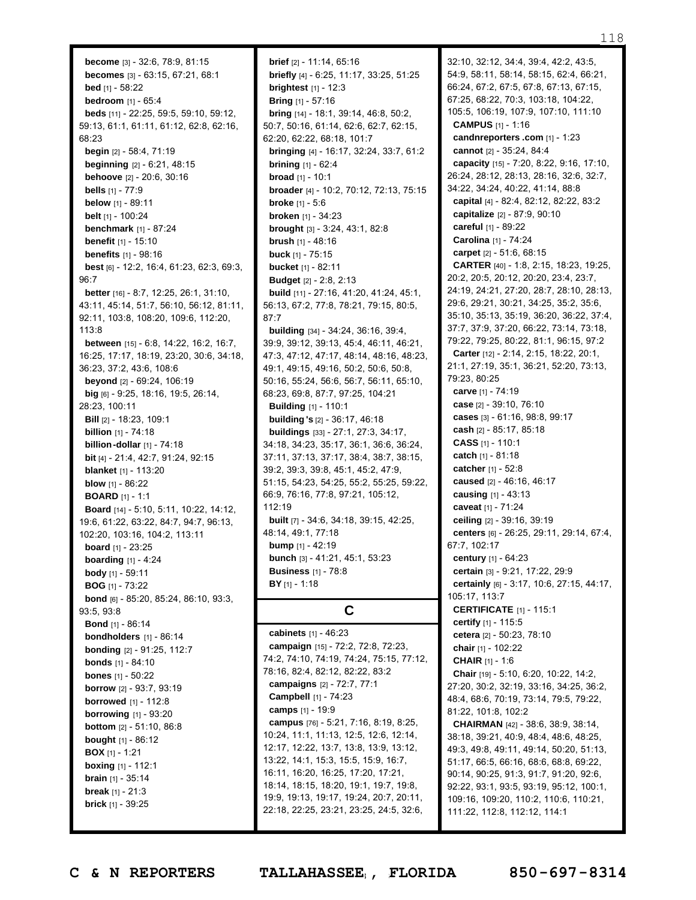**become** [3] - 32:6, 78:9, 81:15
**becomes** [3] - 63:15, 67:21, 68:1
**bed** [1] - 58:22
**bedroom** [1] - 65:4
**beds** [11] - 22:25, 59:5, 59:10, 59:12, 59:13, 61:1, 61:11, 61:12, 62:8, 62:16, 68:23
**begin** [2] - 58:4, 71:19
**beginning** [2] - 6:21, 48:15
**behoove** [2] - 20:6, 30:16
**bells** [1] - 77:9
**below** [1] - 89:11
**belt** [1] - 100:24
**benchmark** [1] - 87:24
**benefit** [1] - 15:10
**benefits** [1] - 98:16
**best** [6] - 12:2, 16:4, 61:23, 62:3, 69:3, 96:7
**better** [16] - 8:7, 12:25, 26:1, 31:10, 43:11, 45:14, 51:7, 56:10, 56:12, 81:11, 92:11, 103:8, 108:20, 109:6, 112:20, 113:8
**between** [15] - 6:8, 14:22, 16:2, 16:7, 16:25, 17:17, 18:19, 23:20, 30:6, 34:18, 36:23, 37:2, 43:6, 108:6
**beyond** [2] - 69:24, 106:19
**big** [6] - 9:25, 18:16, 19:5, 26:14, 28:23, 100:11
**Bill** [2] - 18:23, 109:1
**billion** [1] - 74:18
**billion-dollar** [1] - 74:18
**bit** [4] - 21:4, 42:7, 91:24, 92:15
**blanket** [1] - 113:20
**blow** [1] - 86:22
**BOARD** [1] - 1:1
**Board** [14] - 5:10, 5:11, 10:22, 14:12, 19:6, 61:22, 63:22, 84:7, 94:7, 96:13, 102:20, 103:16, 104:2, 113:11
**board** [1] - 23:25
**boarding** [1] - 4:24
**body** [1] - 59:11
**BOG** [1] - 73:22
**bond** [6] - 85:20, 85:24, 86:10, 93:3, 93:5, 93:8
**Bond** [1] - 86:14
**bondholders** [1] - 86:14
**bonding** [2] - 91:25, 112:7
**bonds** [1] - 84:10
**bones** [1] - 50:22
**borrow** [2] - 93:7, 93:19
**borrowed** [1] - 112:8
**borrowing** [1] - 93:20
**bottom** [2] - 51:10, 86:8
**bought** [1] - 86:12
**BOX** [1] - 1:21
**boxing** [1] - 112:1
**brain** [1] - 35:14
**break** [1] - 21:3
**brick** [1] - 39:25
**brief** [2] - 11:14, 65:16
**briefly** [4] - 6:25, 11:17, 33:25, 51:25
**brightest** [1] - 12:3
**Bring** [1] - 57:16
**bring** [14] - 18:1, 39:14, 46:8, 50:2, 50:7, 50:16, 61:14, 62:6, 62:7, 62:15, 62:20, 62:22, 68:18, 101:7
**bringing** [4] - 16:17, 32:24, 33:7, 61:2
**brining** [1] - 62:4
**broad** [1] - 10:1
**broader** [4] - 10:2, 70:12, 72:13, 75:15
**broke** [1] - 5:6
**broken** [1] - 34:23
**brought** [3] - 3:24, 43:1, 82:8
**brush** [1] - 48:16
**buck** [1] - 75:15
**bucket** [1] - 82:11
**Budget** [2] - 2:8, 2:13
**build** [11] - 27:16, 41:20, 41:24, 45:1, 56:13, 67:2, 77:8, 78:21, 79:15, 80:5, 87:7
**building** [34] - 34:24, 36:16, 39:4, 39:9, 39:12, 39:13, 45:4, 46:11, 46:21, 47:3, 47:12, 47:17, 48:14, 48:16, 48:23, 49:1, 49:15, 49:16, 50:2, 50:6, 50:8, 50:16, 55:24, 56:6, 56:7, 56:11, 65:10, 68:23, 69:8, 87:7, 97:25, 104:21
**Building** [1] - 110:1
**building's** [2] - 36:17, 46:18
**buildings** [33] - 27:1, 27:3, 34:17, 34:18, 34:23, 35:17, 36:1, 36:6, 36:24, 37:11, 37:13, 37:17, 38:4, 38:7, 38:15, 39:2, 39:3, 39:8, 45:1, 45:2, 47:9, 51:15, 54:23, 54:25, 55:2, 55:25, 59:22, 66:9, 76:16, 77:8, 97:21, 105:12, 112:19
**built** [7] - 34:6, 34:18, 39:15, 42:25, 48:14, 49:1, 77:18
**bump** [1] - 42:19
**bunch** [3] - 41:21, 45:1, 53:23
**Business** [1] - 78:8
**BY** [1] - 1:18

## C

**cabinets** [1] - 46:23
**campaign** [15] - 72:2, 72:8, 72:23, 74:2, 74:10, 74:19, 74:24, 75:15, 77:12, 78:16, 82:4, 82:12, 82:22, 83:2
**campaigns** [2] - 72:7, 77:1
**Campbell** [1] - 74:23
**camps** [1] - 19:9
**campus** [76] - 5:21, 7:16, 8:19, 8:25, 10:24, 11:1, 11:13, 12:5, 12:6, 12:14, 12:17, 12:22, 13:7, 13:8, 13:9, 13:12, 13:22, 14:1, 15:3, 15:5, 15:9, 16:7, 16:11, 16:20, 16:25, 17:20, 17:21, 18:14, 18:15, 18:20, 19:1, 19:7, 19:8, 19:9, 19:13, 19:17, 19:24, 20:7, 20:11, 22:18, 22:25, 23:21, 23:25, 24:5, 32:6, 32:10, 32:12, 34:4, 39:4, 42:2, 43:5, 54:9, 58:11, 58:14, 58:15, 62:4, 66:21, 66:24, 67:2, 67:5, 67:8, 67:13, 67:15, 67:25, 68:22, 70:3, 103:18, 104:22, 105:5, 106:19, 107:9, 107:10, 111:10
**CAMPUS** [1] - 1:16
**candnreporters.com** [1] - 1:23
**cannot** [2] - 35:24, 84:4
**capacity** [15] - 7:20, 8:22, 9:16, 17:10, 26:24, 28:12, 28:13, 28:16, 32:6, 32:7, 34:22, 34:24, 40:22, 41:14, 88:8
**capital** [4] - 82:4, 82:12, 82:22, 83:2
**capitalize** [2] - 87:9, 90:10
**careful** [1] - 89:22
**Carolina** [1] - 74:24
**carpet** [2] - 51:6, 68:15
**CARTER** [40] - 1:8, 2:15, 18:23, 19:25, 20:2, 20:5, 20:12, 20:20, 23:4, 23:7, 24:19, 24:21, 27:20, 28:7, 28:10, 28:13, 29:6, 29:21, 30:21, 34:25, 35:2, 35:6, 35:10, 35:13, 35:19, 36:20, 36:22, 37:4, 37:7, 37:9, 37:20, 66:22, 73:14, 73:18, 79:22, 79:25, 80:22, 81:1, 96:15, 97:2
**Carter** [12] - 2:14, 2:15, 18:22, 20:1, 21:1, 27:19, 35:1, 36:21, 52:20, 73:13, 79:23, 80:25
**carve** [1] - 74:19
**case** [2] - 39:10, 76:10
**cases** [3] - 61:16, 98:8, 99:17
**cash** [2] - 85:17, 85:18
**CASS** [1] - 110:1
**catch** [1] - 81:18
**catcher** [1] - 52:8
**caused** [2] - 46:16, 46:17
**causing** [1] - 43:13
**caveat** [1] - 71:24
**ceiling** [2] - 39:16, 39:19
**centers** [6] - 26:25, 29:11, 29:14, 67:4, 67:7, 102:17
**century** [1] - 64:23
**certain** [3] - 9:21, 17:22, 29:9
**certainly** [6] - 3:17, 10:6, 27:15, 44:17, 105:17, 113:7
**CERTIFICATE** [1] - 115:1
**certify** [1] - 115:5
**cetera** [2] - 50:23, 78:10
**chair** [1] - 102:22
**CHAIR** [1] - 1:6
**Chair** [19] - 5:10, 6:20, 10:22, 14:2, 27:20, 30:2, 32:19, 33:16, 34:25, 36:2, 48:4, 68:6, 70:19, 73:14, 79:5, 79:22, 81:22, 101:8, 102:2
**CHAIRMAN** [42] - 38:6, 38:9, 38:14, 38:18, 39:21, 40:9, 48:4, 48:6, 48:25, 49:3, 49:8, 49:11, 49:14, 50:20, 51:13, 51:17, 66:5, 66:16, 68:6, 68:8, 69:22, 90:14, 90:25, 91:3, 91:7, 91:20, 92:6, 92:22, 93:1, 93:5, 93:19, 95:12, 100:1, 109:16, 109:20, 110:2, 110:6, 110:21, 111:22, 112:8, 112:12, 114:1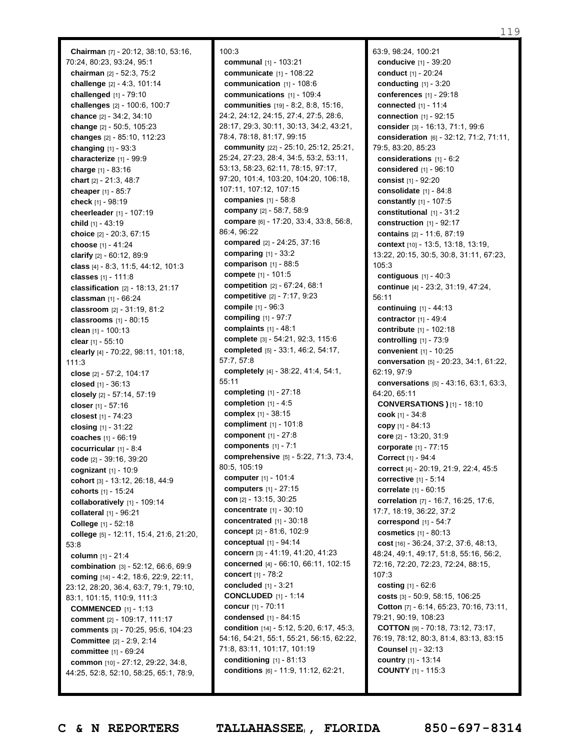**Chairman** [7] - 20:12, 38:10, 53:16, 70:24, 80:23, 93:24, 95:1
**chairman** [2] - 52:3, 75:2
**challenge** [2] - 4:3, 101:14
**challenged** [1] - 79:10
**challenges** [2] - 100:6, 100:7
**chance** [2] - 34:2, 34:10
**change** [2] - 50:5, 105:23
**changes** [2] - 85:10, 112:23
**changing** [1] - 93:3
**characterize** [1] - 99:9
**charge** [1] - 83:16
**chart** [2] - 21:3, 48:7
**cheaper** [1] - 85:7
**check** [1] - 98:19
**cheerleader** [1] - 107:19
**child** [1] - 43:19
**choice** [2] - 20:3, 67:15
**choose** [1] - 41:24
**clarify** [2] - 60:12, 89:9
**class** [4] - 8:3, 11:5, 44:12, 101:3
**classes** [1] - 111:8
**classification** [2] - 18:13, 21:17
**classman** [1] - 66:24
**classroom** [2] - 31:19, 81:2
**classrooms** [1] - 80:15
**clean** [1] - 100:13
**clear** [1] - 55:10
**clearly** [4] - 70:22, 98:11, 101:18, 111:3
**close** [2] - 57:2, 104:17
**closed** [1] - 36:13
**closely** [2] - 57:14, 57:19
**closer** [1] - 57:16
**closest** [1] - 74:23
**closing** [1] - 31:22
**coaches** [1] - 66:19
**cocurricular** [1] - 8:4
**code** [2] - 39:16, 39:20
**cognizant** [1] - 10:9
**cohort** [3] - 13:12, 26:18, 44:9
**cohorts** [1] - 15:24
**collaboratively** [1] - 109:14
**collateral** [1] - 96:21
**College** [1] - 52:18
**college** [5] - 12:11, 15:4, 21:6, 21:20, 53:8
**column** [1] - 21:4
**combination** [3] - 52:12, 66:6, 69:9
**coming** [14] - 4:2, 18:6, 22:9, 22:11, 23:12, 28:20, 36:4, 63:7, 79:1, 79:10, 83:1, 101:15, 110:9, 111:3
**COMMENCED** [1] - 1:13
**comment** [2] - 109:17, 111:17
**comments** [3] - 70:25, 95:6, 104:23
**Committee** [2] - 2:9, 2:14
**committee** [1] - 69:24
**common** [10] - 27:12, 29:22, 34:8, 44:25, 52:8, 52:10, 58:25, 65:1, 78:9, 100:3
**communal** [1] - 103:21
**communicate** [1] - 108:22
**communication** [1] - 108:6
**communications** [1] - 109:4
**communities** [19] - 8:2, 8:8, 15:16, 24:2, 24:12, 24:15, 27:4, 27:5, 28:6, 28:17, 29:3, 30:11, 30:13, 34:2, 43:21, 78:4, 78:18, 81:17, 99:15
**community** [22] - 25:10, 25:12, 25:21, 25:24, 27:23, 28:4, 34:5, 53:2, 53:11, 53:13, 58:23, 62:11, 78:15, 97:17, 97:20, 101:4, 103:20, 104:20, 106:18, 107:11, 107:12, 107:15
**companies** [1] - 58:8
**company** [2] - 58:7, 58:9
**compare** [6] - 17:20, 33:4, 33:8, 56:8, 86:4, 96:22
**compared** [2] - 24:25, 37:16
**comparing** [1] - 33:2
**comparison** [1] - 88:5
**compete** [1] - 101:5
**competition** [2] - 67:24, 68:1
**competitive** [2] - 7:17, 9:23
**compile** [1] - 96:3
**compiling** [1] - 97:7
**complaints** [1] - 48:1
**complete** [3] - 54:21, 92:3, 115:6
**completed** [5] - 33:1, 46:2, 54:17, 57:7, 57:8
**completely** [4] - 38:22, 41:4, 54:1, 55:11
**completing** [1] - 27:18
**completion** [1] - 4:5
**complex** [1] - 38:15
**compliment** [1] - 101:8
**component** [1] - 27:8
**components** [1] - 7:1
**comprehensive** [5] - 5:22, 71:3, 73:4, 80:5, 105:19
**computer** [1] - 101:4
**computers** [1] - 27:15
**con** [2] - 13:15, 30:25
**concentrate** [1] - 30:10
**concentrated** [1] - 30:18
**concept** [2] - 81:6, 102:9
**conceptual** [1] - 94:14
**concern** [3] - 41:19, 41:20, 41:23
**concerned** [4] - 66:10, 66:11, 102:15
**concert** [1] - 78:2
**concluded** [1] - 3:21
**CONCLUDED** [1] - 1:14
**concur** [1] - 70:11
**condensed** [1] - 84:15
**condition** [14] - 5:12, 5:20, 6:17, 45:3, 54:16, 54:21, 55:1, 55:21, 56:15, 62:22, 71:8, 83:11, 101:17, 101:19
**conditioning** [1] - 81:13
**conditions** [6] - 11:9, 11:12, 62:21, 63:9, 98:24, 100:21
**conducive** [1] - 39:20
**conduct** [1] - 20:24
**conducting** [1] - 3:20
**conferences** [1] - 29:18
**connected** [1] - 11:4
**connection** [1] - 92:15
**consider** [3] - 16:13, 71:1, 99:6
**consideration** [6] - 32:12, 71:2, 71:11, 79:5, 83:20, 85:23
**considerations** [1] - 6:2
**considered** [1] - 96:10
**consist** [1] - 92:20
**consolidate** [1] - 84:8
**constantly** [1] - 107:5
**constitutional** [1] - 31:2
**construction** [1] - 92:17
**contains** [2] - 11:6, 87:19
**context** [10] - 13:5, 13:18, 13:19, 13:22, 20:15, 30:5, 30:8, 31:11, 67:23, 105:3
**contiguous** [1] - 40:3
**continue** [4] - 23:2, 31:19, 47:24, 56:11
**continuing** [1] - 44:13
**contractor** [1] - 49:4
**contribute** [1] - 102:18
**controlling** [1] - 73:9
**convenient** [1] - 10:25
**conversation** [5] - 20:23, 34:1, 61:22, 62:19, 97:9
**conversations** [5] - 43:16, 63:1, 63:3, 64:20, 65:11
**CONVERSATIONS )** [1] - 18:10
**cook** [1] - 34:8
**copy** [1] - 84:13
**core** [2] - 13:20, 31:9
**corporate** [1] - 77:15
**Correct** [1] - 94:4
**correct** [4] - 20:19, 21:9, 22:4, 45:5
**corrective** [1] - 5:14
**correlate** [1] - 60:15
**correlation** [7] - 16:7, 16:25, 17:6, 17:7, 18:19, 36:22, 37:2
**correspond** [1] - 54:7
**cosmetics** [1] - 80:13
**cost** [16] - 36:24, 37:2, 37:6, 48:13, 48:24, 49:1, 49:17, 51:8, 55:16, 56:2, 72:16, 72:20, 72:23, 72:24, 88:15, 107:3
**costing** [1] - 62:6
**costs** [3] - 50:9, 58:15, 106:25
**Cotton** [7] - 6:14, 65:23, 70:16, 73:11, 79:21, 90:19, 108:23
**COTTON** [9] - 70:18, 73:12, 73:17, 76:19, 78:12, 80:3, 81:4, 83:13, 83:15
**Counsel** [1] - 32:13
**country** [1] - 13:14
**COUNTY** [1] - 115:3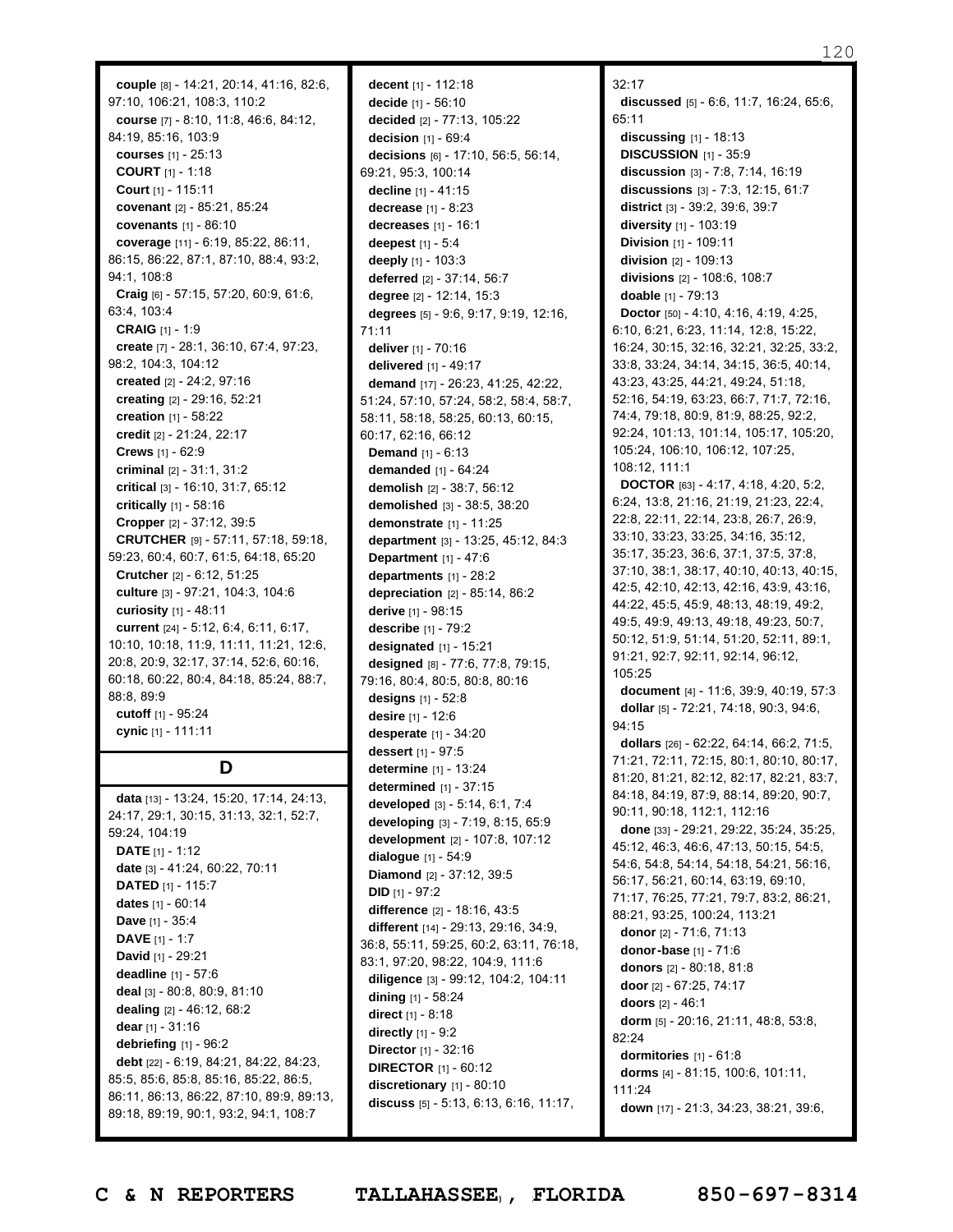**couple** [8] - 14:21, 20:14, 41:16, 82:6, 97:10, 106:21, 108:3, 110:2
**course** [7] - 8:10, 11:8, 46:6, 84:12, 84:19, 85:16, 103:9
**courses** [1] - 25:13
**COURT** [1] - 1:18
**Court** [1] - 115:11
**covenant** [2] - 85:21, 85:24
**covenants** [1] - 86:10
**coverage** [11] - 6:19, 85:22, 86:11, 86:15, 86:22, 87:1, 87:10, 88:4, 93:2, 94:1, 108:8
**Craig** [6] - 57:15, 57:20, 60:9, 61:6, 63:4, 103:4
**CRAIG** [1] - 1:9
**create** [7] - 28:1, 36:10, 67:4, 97:23, 98:2, 104:3, 104:12
**created** [2] - 24:2, 97:16
**creating** [2] - 29:16, 52:21
**creation** [1] - 58:22
**credit** [2] - 21:24, 22:17
**Crews** [1] - 62:9
**criminal** [2] - 31:1, 31:2
**critical** [3] - 16:10, 31:7, 65:12
**critically** [1] - 58:16
**Cropper** [2] - 37:12, 39:5
**CRUTCHER** [9] - 57:11, 57:18, 59:18, 59:23, 60:4, 60:7, 61:5, 64:18, 65:20
**Crutcher** [2] - 6:12, 51:25
**culture** [3] - 97:21, 104:3, 104:6
**curiosity** [1] - 48:11
**current** [24] - 5:12, 6:4, 6:11, 6:17, 10:10, 10:18, 11:9, 11:11, 11:21, 12:6, 20:8, 20:9, 32:17, 37:14, 52:6, 60:16, 60:18, 60:22, 80:4, 84:18, 85:24, 88:7, 88:8, 89:9
**cutoff** [1] - 95:24
**cynic** [1] - 111:11

## D

**data** [13] - 13:24, 15:20, 17:14, 24:13, 24:17, 29:1, 30:15, 31:13, 32:1, 52:7, 59:24, 104:19
**DATE** [1] - 1:12
**date** [3] - 41:24, 60:22, 70:11
**DATED** [1] - 115:7
**dates** [1] - 60:14
**Dave** [1] - 35:4
**DAVE** [1] - 1:7
**David** [1] - 29:21
**deadline** [1] - 57:6
**deal** [3] - 80:8, 80:9, 81:10
**dealing** [2] - 46:12, 68:2
**dear** [1] - 31:16
**debriefing** [1] - 96:2
**debt** [22] - 6:19, 84:21, 84:22, 84:23, 85:5, 85:6, 85:8, 85:16, 85:22, 86:5, 86:11, 86:13, 86:22, 87:10, 89:9, 89:13, 89:18, 89:19, 90:1, 93:2, 94:1, 108:7
**decent** [1] - 112:18
**decide** [1] - 56:10
**decided** [2] - 77:13, 105:22
**decision** [1] - 69:4
**decisions** [6] - 17:10, 56:5, 56:14, 69:21, 95:3, 100:14
**decline** [1] - 41:15
**decrease** [1] - 8:23
**decreases** [1] - 16:1
**deepest** [1] - 5:4
**deeply** [1] - 103:3
**deferred** [2] - 37:14, 56:7
**degree** [2] - 12:14, 15:3
**degrees** [5] - 9:6, 9:17, 9:19, 12:16, 71:11
**deliver** [1] - 70:16
**delivered** [1] - 49:17
**demand** [17] - 26:23, 41:25, 42:22, 51:24, 57:10, 57:24, 58:2, 58:4, 58:7, 58:11, 58:18, 58:25, 60:13, 60:15, 60:17, 62:16, 66:12
**Demand** [1] - 6:13
**demanded** [1] - 64:24
**demolish** [2] - 38:7, 56:12
**demolished** [3] - 38:5, 38:20
**demonstrate** [1] - 11:25
**department** [3] - 13:25, 45:12, 84:3
**Department** [1] - 47:6
**departments** [1] - 28:2
**depreciation** [2] - 85:14, 86:2
**derive** [1] - 98:15
**describe** [1] - 79:2
**designated** [1] - 15:21
**designed** [8] - 77:6, 77:8, 79:15, 79:16, 80:4, 80:5, 80:8, 80:16
**designs** [1] - 52:8
**desire** [1] - 12:6
**desperate** [1] - 34:20
**dessert** [1] - 97:5
**determine** [1] - 13:24
**determined** [1] - 37:15
**developed** [3] - 5:14, 6:1, 7:4
**developing** [3] - 7:19, 8:15, 65:9
**development** [2] - 107:8, 107:12
**dialogue** [1] - 54:9
**Diamond** [2] - 37:12, 39:5
**DID** [1] - 97:2
**difference** [2] - 18:16, 43:5
**different** [14] - 29:13, 29:16, 34:9, 36:8, 55:11, 59:25, 60:2, 63:11, 76:18, 83:1, 97:20, 98:22, 104:9, 111:6
**diligence** [3] - 99:12, 104:2, 104:11
**dining** [1] - 58:24
**direct** [1] - 8:18
**directly** [1] - 9:2
**Director** [1] - 32:16
**DIRECTOR** [1] - 60:12
**discretionary** [1] - 80:10
**discuss** [5] - 5:13, 6:13, 6:16, 11:17, 32:17
**discussed** [5] - 6:6, 11:7, 16:24, 65:6, 65:11
**discussing** [1] - 18:13
**DISCUSSION** [1] - 35:9
**discussion** [3] - 7:8, 7:14, 16:19
**discussions** [3] - 7:3, 12:15, 61:7
**district** [3] - 39:2, 39:6, 39:7
**diversity** [1] - 103:19
**Division** [1] - 109:11
**division** [2] - 109:13
**divisions** [2] - 108:6, 108:7
**doable** [1] - 79:13
**Doctor** [50] - 4:10, 4:16, 4:19, 4:25, 6:10, 6:21, 6:23, 11:14, 12:8, 15:22, 16:24, 30:15, 32:16, 32:21, 32:25, 33:2, 33:8, 33:24, 34:14, 34:15, 36:5, 40:14, 43:23, 43:25, 44:21, 49:24, 51:18, 52:16, 54:19, 63:23, 66:7, 71:7, 72:16, 74:4, 79:18, 80:9, 81:9, 88:25, 92:2, 92:24, 101:13, 101:14, 105:17, 105:20, 105:24, 106:10, 106:12, 107:25, 108:12, 111:1
**DOCTOR** [63] - 4:17, 4:18, 4:20, 5:2, 6:24, 13:8, 21:16, 21:19, 21:23, 22:4, 22:8, 22:11, 22:14, 23:8, 26:7, 26:9, 33:10, 33:23, 33:25, 34:16, 35:12, 35:17, 35:23, 36:6, 37:1, 37:5, 37:8, 37:10, 38:1, 38:17, 40:10, 40:13, 40:15, 42:5, 42:10, 42:13, 42:16, 43:9, 43:16, 44:22, 45:5, 45:9, 48:13, 48:19, 49:2, 49:5, 49:9, 49:13, 49:18, 49:23, 50:7, 50:12, 51:9, 51:14, 51:20, 52:11, 89:1, 91:21, 92:7, 92:11, 92:14, 96:12, 105:25
**document** [4] - 11:6, 39:9, 40:19, 57:3
**dollar** [5] - 72:21, 74:18, 90:3, 94:6, 94:15
**dollars** [26] - 62:22, 64:14, 66:2, 71:5, 71:21, 72:11, 72:15, 80:1, 80:10, 80:17, 81:20, 81:21, 82:12, 82:17, 82:21, 83:7, 84:18, 84:19, 87:9, 88:14, 89:20, 90:7, 90:11, 90:18, 112:1, 112:16
**done** [33] - 29:21, 29:22, 35:24, 35:25, 45:12, 46:3, 46:6, 47:13, 50:15, 54:5, 54:6, 54:8, 54:14, 54:18, 54:21, 56:16, 56:17, 56:21, 60:14, 63:19, 69:10, 71:17, 76:25, 77:21, 79:7, 83:2, 86:21, 88:21, 93:25, 100:24, 113:21
**donor** [2] - 71:6, 71:13
**donor-base** [1] - 71:6
**donors** [2] - 80:18, 81:8
**door** [2] - 67:25, 74:17
**doors** [2] - 46:1
**dorm** [5] - 20:16, 21:11, 48:8, 53:8, 82:24
**dormitories** [1] - 61:8
**dorms** [4] - 81:15, 100:6, 101:11, 111:24
**down** [17] - 21:3, 34:23, 38:21, 39:6,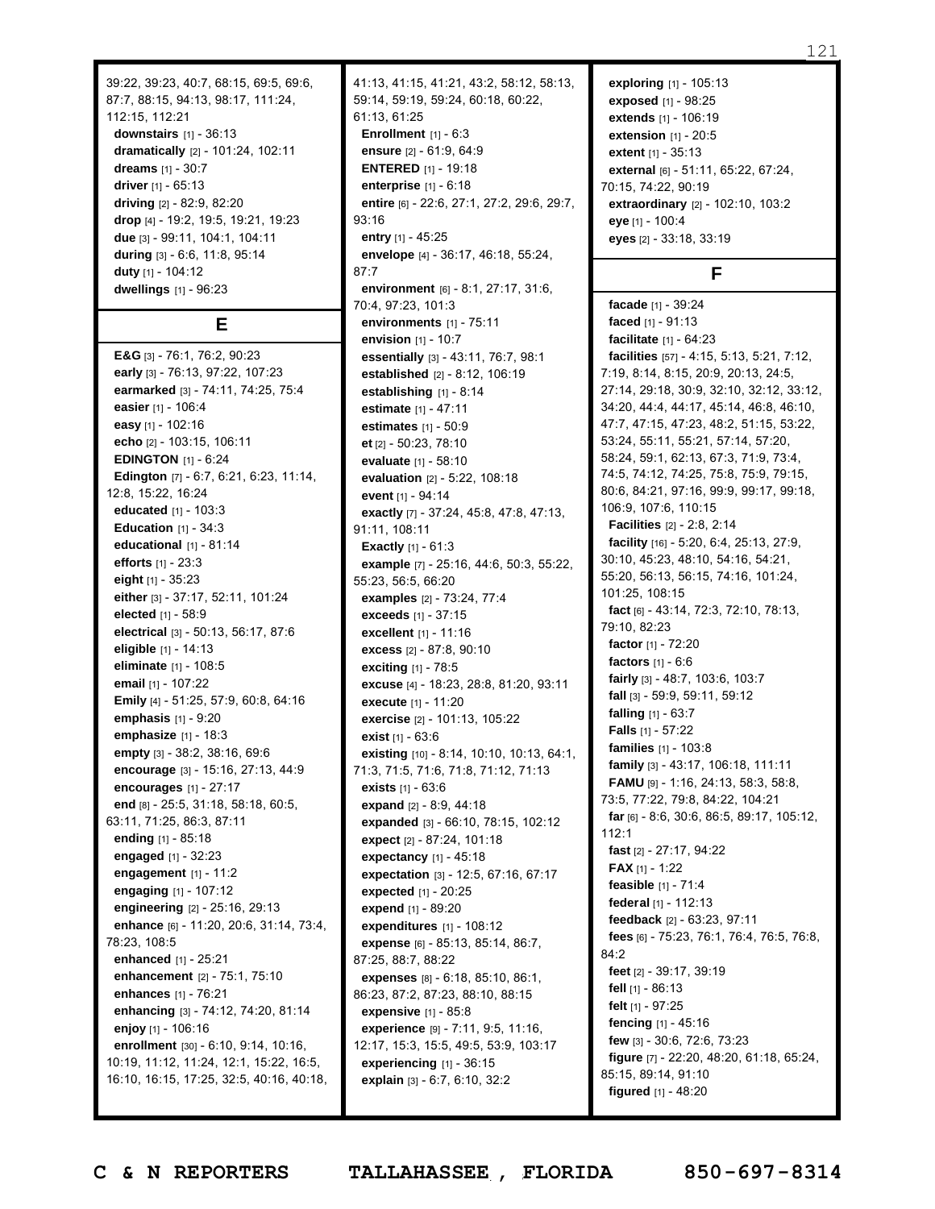39:22, 39:23, 40:7, 68:15, 69:5, 69:6, 87:7, 88:15, 94:13, 98:17, 111:24, 112:15, 112:21

**downstairs** [1] - 36:13
**dramatically** [2] - 101:24, 102:11
**dreams** [1] - 30:7
**driver** [1] - 65:13
**driving** [2] - 82:9, 82:20
**drop** [4] - 19:2, 19:5, 19:21, 19:23
**due** [3] - 99:11, 104:1, 104:11
**during** [3] - 6:6, 11:8, 95:14
**duty** [1] - 104:12
**dwellings** [1] - 96:23

## E

**E&G** [3] - 76:1, 76:2, 90:23
**early** [3] - 76:13, 97:22, 107:23
**earmarked** [3] - 74:11, 74:25, 75:4
**easier** [1] - 106:4
**easy** [1] - 102:16
**echo** [2] - 103:15, 106:11
**EDINGTON** [1] - 6:24
**Edington** [7] - 6:7, 6:21, 6:23, 11:14, 12:8, 15:22, 16:24
**educated** [1] - 103:3
**Education** [1] - 34:3
**educational** [1] - 81:14
**efforts** [1] - 23:3
**eight** [1] - 35:23
**either** [3] - 37:17, 52:11, 101:24
**elected** [1] - 58:9
**electrical** [3] - 50:13, 56:17, 87:6
**eligible** [1] - 14:13
**eliminate** [1] - 108:5
**email** [1] - 107:22
**Emily** [4] - 51:25, 57:9, 60:8, 64:16
**emphasis** [1] - 9:20
**emphasize** [1] - 18:3
**empty** [3] - 38:2, 38:16, 69:6
**encourage** [3] - 15:16, 27:13, 44:9
**encourages** [1] - 27:17
**end** [8] - 25:5, 31:18, 58:18, 60:5, 63:11, 71:25, 86:3, 87:11
**ending** [1] - 85:18
**engaged** [1] - 32:23
**engagement** [1] - 11:2
**engaging** [1] - 107:12
**engineering** [2] - 25:16, 29:13
**enhance** [6] - 11:20, 20:6, 31:14, 73:4, 78:23, 108:5
**enhanced** [1] - 25:21
**enhancement** [2] - 75:1, 75:10
**enhances** [1] - 76:21
**enhancing** [3] - 74:12, 74:20, 81:14
**enjoy** [1] - 106:16
**enrollment** [30] - 6:10, 9:14, 10:16, 10:19, 11:12, 11:24, 12:1, 15:22, 16:5, 16:10, 16:15, 17:25, 32:5, 40:16, 40:18, 41:13, 41:15, 41:21, 43:2, 58:12, 58:13, 59:14, 59:19, 59:24, 60:18, 60:22, 61:13, 61:25
**Enrollment** [1] - 6:3
**ensure** [2] - 61:9, 64:9
**ENTERED** [1] - 19:18
**enterprise** [1] - 6:18
**entire** [6] - 22:6, 27:1, 27:2, 29:6, 29:7, 93:16
**entry** [1] - 45:25
**envelope** [4] - 36:17, 46:18, 55:24, 87:7
**environment** [6] - 8:1, 27:17, 31:6, 70:4, 97:23, 101:3
**environments** [1] - 75:11
**envision** [1] - 10:7
**essentially** [3] - 43:11, 76:7, 98:1
**established** [2] - 8:12, 106:19
**establishing** [1] - 8:14
**estimate** [1] - 47:11
**estimates** [1] - 50:9
**et** [2] - 50:23, 78:10
**evaluate** [1] - 58:10
**evaluation** [2] - 5:22, 108:18
**event** [1] - 94:14
**exactly** [7] - 37:24, 45:8, 47:8, 47:13, 91:11, 108:11
**Exactly** [1] - 61:3
**example** [7] - 25:16, 44:6, 50:3, 55:22, 55:23, 56:5, 66:20
**examples** [2] - 73:24, 77:4
**exceeds** [1] - 37:15
**excellent** [1] - 11:16
**excess** [2] - 87:8, 90:10
**exciting** [1] - 78:5
**excuse** [4] - 18:23, 28:8, 81:20, 93:11
**execute** [1] - 11:20
**exercise** [2] - 101:13, 105:22
**exist** [1] - 63:6
**existing** [10] - 8:14, 10:10, 10:13, 64:1, 71:3, 71:5, 71:6, 71:8, 71:12, 71:13
**exists** [1] - 63:6
**expand** [2] - 8:9, 44:18
**expanded** [3] - 66:10, 78:15, 102:12
**expect** [2] - 87:24, 101:18
**expectancy** [1] - 45:18
**expectation** [3] - 12:5, 67:16, 67:17
**expected** [1] - 20:25
**expend** [1] - 89:20
**expenditures** [1] - 108:12
**expense** [6] - 85:13, 85:14, 86:7, 87:25, 88:7, 88:22
**expenses** [8] - 6:18, 85:10, 86:1, 86:23, 87:2, 87:23, 88:10, 88:15
**expensive** [1] - 85:8
**experience** [9] - 7:11, 9:5, 11:16, 12:17, 15:3, 15:5, 49:5, 53:9, 103:17
**experiencing** [1] - 36:15
**explain** [3] - 6:7, 6:10, 32:2
**exploring** [1] - 105:13
**exposed** [1] - 98:25
**extends** [1] - 106:19
**extension** [1] - 20:5
**extent** [1] - 35:13
**external** [6] - 51:11, 65:22, 67:24, 70:15, 74:22, 90:19
**extraordinary** [2] - 102:10, 103:2
**eye** [1] - 100:4
**eyes** [2] - 33:18, 33:19

## F

**facade** [1] - 39:24
**faced** [1] - 91:13
**facilitate** [1] - 64:23
**facilities** [57] - 4:15, 5:13, 5:21, 7:12, 7:19, 8:14, 8:15, 20:9, 20:13, 24:5, 27:14, 29:18, 30:9, 32:10, 32:12, 33:12, 34:20, 44:4, 44:17, 45:14, 46:8, 46:10, 47:7, 47:15, 47:23, 48:2, 51:15, 53:22, 53:24, 55:11, 55:21, 57:14, 57:20, 58:24, 59:1, 62:13, 67:3, 71:9, 73:4, 74:5, 74:12, 74:25, 75:8, 75:9, 79:15, 80:6, 84:21, 97:16, 99:9, 99:17, 99:18, 106:9, 107:6, 110:15
**Facilities** [2] - 2:8, 2:14
**facility** [16] - 5:20, 6:4, 25:13, 27:9, 30:10, 45:23, 48:10, 54:16, 54:21, 55:20, 56:13, 56:15, 74:16, 101:24, 101:25, 108:15
**fact** [6] - 43:14, 72:3, 72:10, 78:13, 79:10, 82:23
**factor** [1] - 72:20
**factors** [1] - 6:6
**fairly** [3] - 48:7, 103:6, 103:7
**fall** [3] - 59:9, 59:11, 59:12
**falling** [1] - 63:7
**Falls** [1] - 57:22
**families** [1] - 103:8
**family** [3] - 43:17, 106:18, 111:11
**FAMU** [9] - 1:16, 24:13, 58:3, 58:8, 73:5, 77:22, 79:8, 84:22, 104:21
**far** [6] - 8:6, 30:6, 86:5, 89:17, 105:12, 112:1
**fast** [2] - 27:17, 94:22
**FAX** [1] - 1:22
**feasible** [1] - 71:4
**federal** [1] - 112:13
**feedback** [2] - 63:23, 97:11
**fees** [6] - 75:23, 76:1, 76:4, 76:5, 76:8, 84:2
**feet** [2] - 39:17, 39:19
**fell** [1] - 86:13
**felt** [1] - 97:25
**fencing** [1] - 45:16
**few** [3] - 30:6, 72:6, 73:23
**figure** [7] - 22:20, 48:20, 61:18, 65:24, 85:15, 89:14, 91:10
**figured** [1] - 48:20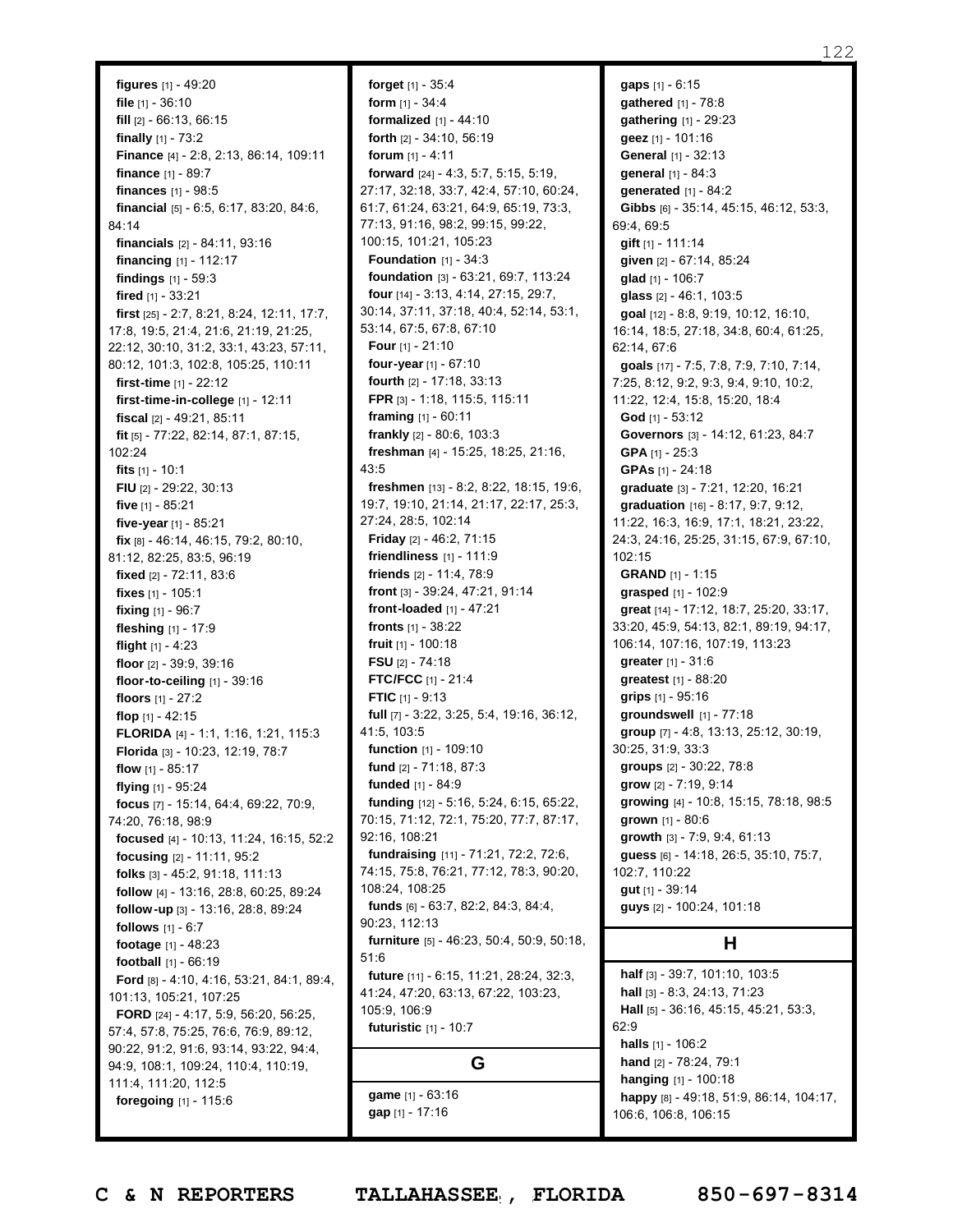**figures** [1] - 49:20
**file** [1] - 36:10
**fill** [2] - 66:13, 66:15
**finally** [1] - 73:2
**Finance** [4] - 2:8, 2:13, 86:14, 109:11
**finance** [1] - 89:7
**finances** [1] - 98:5
**financial** [5] - 6:5, 6:17, 83:20, 84:6, 84:14
**financials** [2] - 84:11, 93:16
**financing** [1] - 112:17
**findings** [1] - 59:3
**fired** [1] - 33:21
**first** [25] - 2:7, 8:21, 8:24, 12:11, 17:7, 17:8, 19:5, 21:4, 21:6, 21:19, 21:25, 22:12, 30:10, 31:2, 33:1, 43:23, 57:11, 80:12, 101:3, 102:8, 105:25, 110:11
**first-time** [1] - 22:12
**first-time-in-college** [1] - 12:11
**fiscal** [2] - 49:21, 85:11
**fit** [5] - 77:22, 82:14, 87:1, 87:15, 102:24
**fits** [1] - 10:1
**FIU** [2] - 29:22, 30:13
**five** [1] - 85:21
**five-year** [1] - 85:21
**fix** [8] - 46:14, 46:15, 79:2, 80:10, 81:12, 82:25, 83:5, 96:19
**fixed** [2] - 72:11, 83:6
**fixes** [1] - 105:1
**fixing** [1] - 96:7
**fleshing** [1] - 17:9
**flight** [1] - 4:23
**floor** [2] - 39:9, 39:16
**floor-to-ceiling** [1] - 39:16
**floors** [1] - 27:2
**flop** [1] - 42:15
**FLORIDA** [4] - 1:1, 1:16, 1:21, 115:3
**Florida** [3] - 10:23, 12:19, 78:7
**flow** [1] - 85:17
**flying** [1] - 95:24
**focus** [7] - 15:14, 64:4, 69:22, 70:9, 74:20, 76:18, 98:9
**focused** [4] - 10:13, 11:24, 16:15, 52:2
**focusing** [2] - 11:11, 95:2
**folks** [3] - 45:2, 91:18, 111:13
**follow** [4] - 13:16, 28:8, 60:25, 89:24
**follow-up** [3] - 13:16, 28:8, 89:24
**follows** [1] - 6:7
**footage** [1] - 48:23
**football** [1] - 66:19
**Ford** [8] - 4:10, 4:16, 53:21, 84:1, 89:4, 101:13, 105:21, 107:25
**FORD** [24] - 4:17, 5:9, 56:20, 56:25, 57:4, 57:8, 75:25, 76:6, 76:9, 89:12, 90:22, 91:2, 91:6, 93:14, 93:22, 94:4, 94:9, 108:1, 109:24, 110:4, 110:19, 111:4, 111:20, 112:5
**foregoing** [1] - 115:6
**forget** [1] - 35:4
**form** [1] - 34:4
**formalized** [1] - 44:10
**forth** [2] - 34:10, 56:19
**forum** [1] - 4:11
**forward** [24] - 4:3, 5:7, 5:15, 5:19, 27:17, 32:18, 33:7, 42:4, 57:10, 60:24, 61:7, 61:24, 63:21, 64:9, 65:19, 73:3, 77:13, 91:16, 98:2, 99:15, 99:22, 100:15, 101:21, 105:23
**Foundation** [1] - 34:3
**foundation** [3] - 63:21, 69:7, 113:24
**four** [14] - 3:13, 4:14, 27:15, 29:7, 30:14, 37:11, 37:18, 40:4, 52:14, 53:1, 53:14, 67:5, 67:8, 67:10
**Four** [1] - 21:10
**four-year** [1] - 67:10
**fourth** [2] - 17:18, 33:13
**FPR** [3] - 1:18, 115:5, 115:11
**framing** [1] - 60:11
**frankly** [2] - 80:6, 103:3
**freshman** [4] - 15:25, 18:25, 21:16, 43:5
**freshmen** [13] - 8:2, 8:22, 18:15, 19:6, 19:7, 19:10, 21:14, 21:17, 22:17, 25:3, 27:24, 28:5, 102:14
**Friday** [2] - 46:2, 71:15
**friendliness** [1] - 111:9
**friends** [2] - 11:4, 78:9
**front** [3] - 39:24, 47:21, 91:14
**front-loaded** [1] - 47:21
**fronts** [1] - 38:22
**fruit** [1] - 100:18
**FSU** [2] - 74:18
**FTC/FCC** [1] - 21:4
**FTIC** [1] - 9:13
**full** [7] - 3:22, 3:25, 5:4, 19:16, 36:12, 41:5, 103:5
**function** [1] - 109:10
**fund** [2] - 71:18, 87:3
**funded** [1] - 84:9
**funding** [12] - 5:16, 5:24, 6:15, 65:22, 70:15, 71:12, 72:1, 75:20, 77:7, 87:17, 92:16, 108:21
**fundraising** [11] - 71:21, 72:2, 72:6, 74:15, 75:8, 76:21, 77:12, 78:3, 90:20, 108:24, 108:25
**funds** [6] - 63:7, 82:2, 84:3, 84:4, 90:23, 112:13
**furniture** [5] - 46:23, 50:4, 50:9, 50:18, 51:6
**future** [11] - 6:15, 11:21, 28:24, 32:3, 41:24, 47:20, 63:13, 67:22, 103:23, 105:9, 106:9
**futuristic** [1] - 10:7

## G

**game** [1] - 63:16
**gap** [1] - 17:16
**gaps** [1] - 6:15
**gathered** [1] - 78:8
**gathering** [1] - 29:23
**geez** [1] - 101:16
**General** [1] - 32:13
**general** [1] - 84:3
**generated** [1] - 84:2
**Gibbs** [6] - 35:14, 45:15, 46:12, 53:3, 69:4, 69:5
**gift** [1] - 111:14
**given** [2] - 67:14, 85:24
**glad** [1] - 106:7
**glass** [2] - 46:1, 103:5
**goal** [12] - 8:8, 9:19, 10:12, 16:10, 16:14, 18:5, 27:18, 34:8, 60:4, 61:25, 62:14, 67:6
**goals** [17] - 7:5, 7:8, 7:9, 7:10, 7:14, 7:25, 8:12, 9:2, 9:3, 9:4, 9:10, 10:2, 11:22, 12:4, 15:8, 15:20, 18:4
**God** [1] - 53:12
**Governors** [3] - 14:12, 61:23, 84:7
**GPA** [1] - 25:3
**GPAs** [1] - 24:18
**graduate** [3] - 7:21, 12:20, 16:21
**graduation** [16] - 8:17, 9:7, 9:12, 11:22, 16:3, 16:9, 17:1, 18:21, 23:22, 24:3, 24:16, 25:25, 31:15, 67:9, 67:10, 102:15
**GRAND** [1] - 1:15
**grasped** [1] - 102:9
**great** [14] - 17:12, 18:7, 25:20, 33:17, 33:20, 45:9, 54:13, 82:1, 89:19, 94:17, 106:14, 107:16, 107:19, 113:23
**greater** [1] - 31:6
**greatest** [1] - 88:20
**grips** [1] - 95:16
**groundswell** [1] - 77:18
**group** [7] - 4:8, 13:13, 25:12, 30:19, 30:25, 31:9, 33:3
**groups** [2] - 30:22, 78:8
**grow** [2] - 7:19, 9:14
**growing** [4] - 10:8, 15:15, 78:18, 98:5
**grown** [1] - 80:6
**growth** [3] - 7:9, 9:4, 61:13
**guess** [6] - 14:18, 26:5, 35:10, 75:7, 102:7, 110:22
**gut** [1] - 39:14
**guys** [2] - 100:24, 101:18

## H

**half** [3] - 39:7, 101:10, 103:5
**hall** [3] - 8:3, 24:13, 71:23
**Hall** [5] - 36:16, 45:15, 45:21, 53:3, 62:9
**halls** [1] - 106:2
**hand** [2] - 78:24, 79:1
**hanging** [1] - 100:18
**happy** [8] - 49:18, 51:9, 86:14, 104:17, 106:6, 106:8, 106:15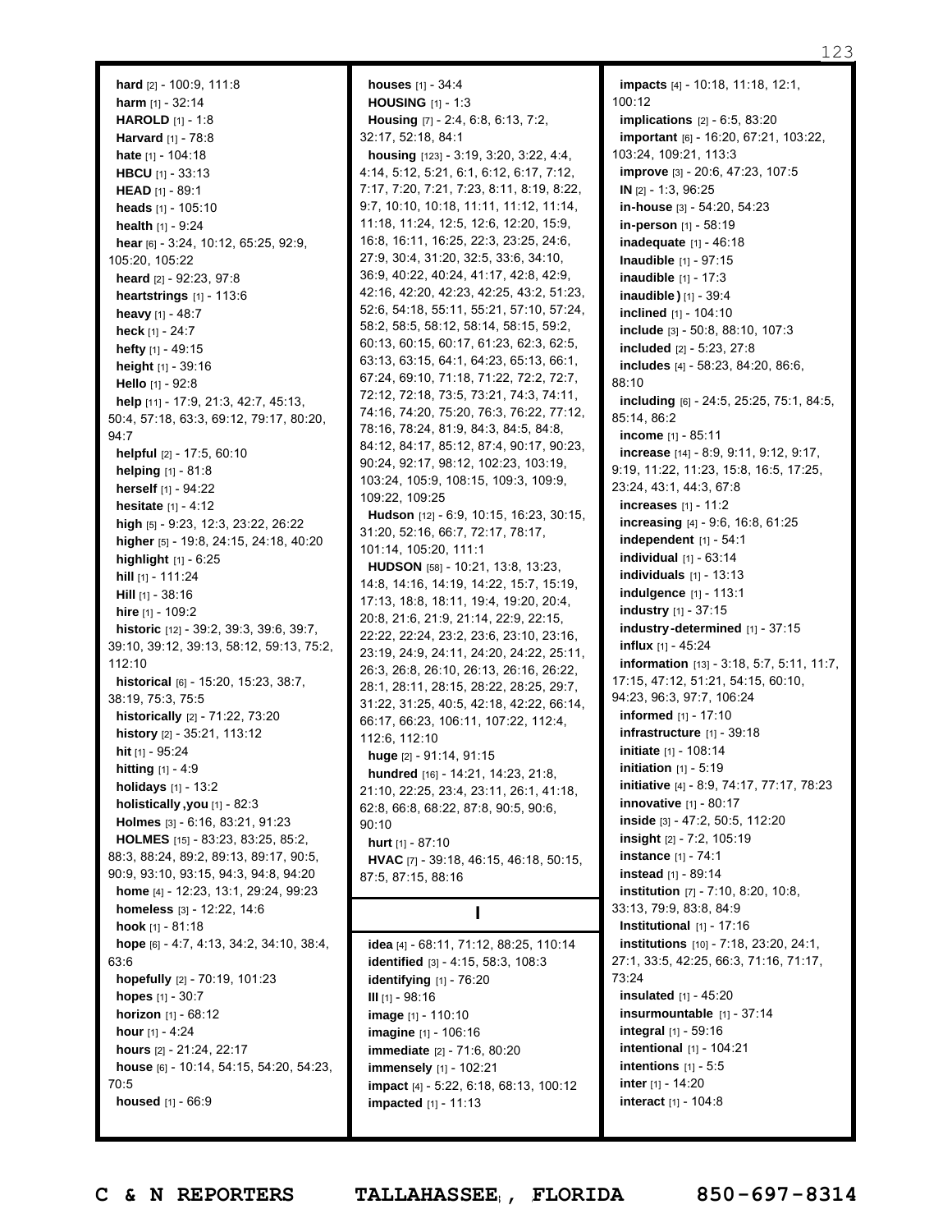**hard** [2] - 100:9, 111:8
**harm** [1] - 32:14
**HAROLD** [1] - 1:8
**Harvard** [1] - 78:8
**hate** [1] - 104:18
**HBCU** [1] - 33:13
**HEAD** [1] - 89:1
**heads** [1] - 105:10
**health** [1] - 9:24
**hear** [6] - 3:24, 10:12, 65:25, 92:9, 105:20, 105:22
**heard** [2] - 92:23, 97:8
**heartstrings** [1] - 113:6
**heavy** [1] - 48:7
**heck** [1] - 24:7
**hefty** [1] - 49:15
**height** [1] - 39:16
**Hello** [1] - 92:8
**help** [11] - 17:9, 21:3, 42:7, 45:13, 50:4, 57:18, 63:3, 69:12, 79:17, 80:20, 94:7
**helpful** [2] - 17:5, 60:10
**helping** [1] - 81:8
**herself** [1] - 94:22
**hesitate** [1] - 4:12
**high** [5] - 9:23, 12:3, 23:22, 26:22
**higher** [5] - 19:8, 24:15, 24:18, 40:20
**highlight** [1] - 6:25
**hill** [1] - 111:24
**Hill** [1] - 38:16
**hire** [1] - 109:2
**historic** [12] - 39:2, 39:3, 39:6, 39:7, 39:10, 39:12, 39:13, 58:12, 59:13, 75:2, 112:10
**historical** [6] - 15:20, 15:23, 38:7, 38:19, 75:3, 75:5
**historically** [2] - 71:22, 73:20
**history** [2] - 35:21, 113:12
**hit** [1] - 95:24
**hitting** [1] - 4:9
**holidays** [1] - 13:2
**holistically,you** [1] - 82:3
**Holmes** [3] - 6:16, 83:21, 91:23
**HOLMES** [15] - 83:23, 83:25, 85:2, 88:3, 88:24, 89:2, 89:13, 89:17, 90:5, 90:9, 93:10, 93:15, 94:3, 94:8, 94:20
**home** [4] - 12:23, 13:1, 29:24, 99:23
**homeless** [3] - 12:22, 14:6
**hook** [1] - 81:18
**hope** [6] - 4:7, 4:13, 34:2, 34:10, 38:4, 63:6
**hopefully** [2] - 70:19, 101:23
**hopes** [1] - 30:7
**horizon** [1] - 68:12
**hour** [1] - 4:24
**hours** [2] - 21:24, 22:17
**house** [6] - 10:14, 54:15, 54:20, 54:23, 70:5
**housed** [1] - 66:9
**houses** [1] - 34:4
**HOUSING** [1] - 1:3
**Housing** [7] - 2:4, 6:8, 6:13, 7:2, 32:17, 52:18, 84:1
**housing** [123] - 3:19, 3:20, 3:22, 4:4, 4:14, 5:12, 5:21, 6:1, 6:12, 6:17, 7:12, 7:17, 7:20, 7:21, 7:23, 8:11, 8:19, 8:22, 9:7, 10:10, 10:18, 11:11, 11:12, 11:14, 11:18, 11:24, 12:5, 12:6, 12:20, 15:9, 16:8, 16:11, 16:25, 22:3, 23:25, 24:6, 27:9, 30:4, 31:20, 32:5, 33:6, 34:10, 36:9, 40:22, 40:24, 41:17, 42:8, 42:9, 42:16, 42:20, 42:23, 42:25, 43:2, 51:23, 52:6, 54:18, 55:11, 55:21, 57:10, 57:24, 58:2, 58:5, 58:12, 58:14, 58:15, 59:2, 60:13, 60:15, 60:17, 61:23, 62:3, 62:5, 63:13, 63:15, 64:1, 64:23, 65:13, 66:1, 67:24, 69:10, 71:18, 71:22, 72:2, 72:7, 72:12, 72:18, 73:5, 73:21, 74:3, 74:11, 74:16, 74:20, 75:20, 76:3, 76:22, 77:12, 78:16, 78:24, 81:9, 84:3, 84:5, 84:8, 84:12, 84:17, 85:12, 87:4, 90:17, 90:23, 90:24, 92:17, 98:12, 102:23, 103:19, 103:24, 105:9, 108:15, 109:3, 109:9, 109:22, 109:25
**Hudson** [12] - 6:9, 10:15, 16:23, 30:15, 31:20, 52:16, 66:7, 72:17, 78:17, 101:14, 105:20, 111:1
**HUDSON** [58] - 10:21, 13:8, 13:23, 14:8, 14:16, 14:19, 14:22, 15:7, 15:19, 17:13, 18:8, 18:11, 19:4, 19:20, 20:4, 20:8, 21:6, 21:9, 21:14, 22:9, 22:15, 22:22, 22:24, 23:2, 23:6, 23:10, 23:16, 23:19, 24:9, 24:11, 24:20, 24:22, 25:11, 26:3, 26:8, 26:10, 26:13, 26:16, 26:22, 28:1, 28:11, 28:15, 28:22, 28:25, 29:7, 31:22, 31:25, 40:5, 42:18, 42:22, 66:14, 66:17, 66:23, 106:11, 107:22, 112:4, 112:6, 112:10
**huge** [2] - 91:14, 91:15
**hundred** [16] - 14:21, 14:23, 21:8, 21:10, 22:25, 23:4, 23:11, 26:1, 41:18, 62:8, 66:8, 68:22, 87:8, 90:5, 90:6, 90:10
**hurt** [1] - 87:10
**HVAC** [7] - 39:18, 46:15, 46:18, 50:15, 87:5, 87:15, 88:16

## I

**idea** [4] - 68:11, 71:12, 88:25, 110:14
**identified** [3] - 4:15, 58:3, 108:3
**identifying** [1] - 76:20
**III** [1] - 98:16
**image** [1] - 110:10
**imagine** [1] - 106:16
**immediate** [2] - 71:6, 80:20
**immensely** [1] - 102:21
**impact** [4] - 5:22, 6:18, 68:13, 100:12
**impacted** [1] - 11:13
**impacts** [4] - 10:18, 11:18, 12:1, 100:12
**implications** [2] - 6:5, 83:20
**important** [6] - 16:20, 67:21, 103:22, 103:24, 109:21, 113:3
**improve** [3] - 20:6, 47:23, 107:5
**IN** [2] - 1:3, 96:25
**in-house** [3] - 54:20, 54:23
**in-person** [1] - 58:19
**inadequate** [1] - 46:18
**Inaudible** [1] - 97:15
**inaudible** [1] - 17:3
**inaudible)** [1] - 39:4
**inclined** [1] - 104:10
**include** [3] - 50:8, 88:10, 107:3
**included** [2] - 5:23, 27:8
**includes** [4] - 58:23, 84:20, 86:6, 88:10
**including** [6] - 24:5, 25:25, 75:1, 84:5, 85:14, 86:2
**income** [1] - 85:11
**increase** [14] - 8:9, 9:11, 9:12, 9:17, 9:19, 11:22, 11:23, 15:8, 16:5, 17:25, 23:24, 43:1, 44:3, 67:8
**increases** [1] - 11:2
**increasing** [4] - 9:6, 16:8, 61:25
**independent** [1] - 54:1
**individual** [1] - 63:14
**individuals** [1] - 13:13
**indulgence** [1] - 113:1
**industry** [1] - 37:15
**industry-determined** [1] - 37:15
**influx** [1] - 45:24
**information** [13] - 3:18, 5:7, 5:11, 11:7, 17:15, 47:12, 51:21, 54:15, 60:10, 94:23, 96:3, 97:7, 106:24
**informed** [1] - 17:10
**infrastructure** [1] - 39:18
**initiate** [1] - 108:14
**initiation** [1] - 5:19
**initiative** [4] - 8:9, 74:17, 77:17, 78:23
**innovative** [1] - 80:17
**inside** [3] - 47:2, 50:5, 112:20
**insight** [2] - 7:2, 105:19
**instance** [1] - 74:1
**instead** [1] - 89:14
**institution** [7] - 7:10, 8:20, 10:8, 33:13, 79:9, 83:8, 84:9
**Institutional** [1] - 17:16
**institutions** [10] - 7:18, 23:20, 24:1, 27:1, 33:5, 42:25, 66:3, 71:16, 71:17, 73:24
**insulated** [1] - 45:20
**insurmountable** [1] - 37:14
**integral** [1] - 59:16
**intentional** [1] - 104:21
**intentions** [1] - 5:5
**inter** [1] - 14:20
**interact** [1] - 104:8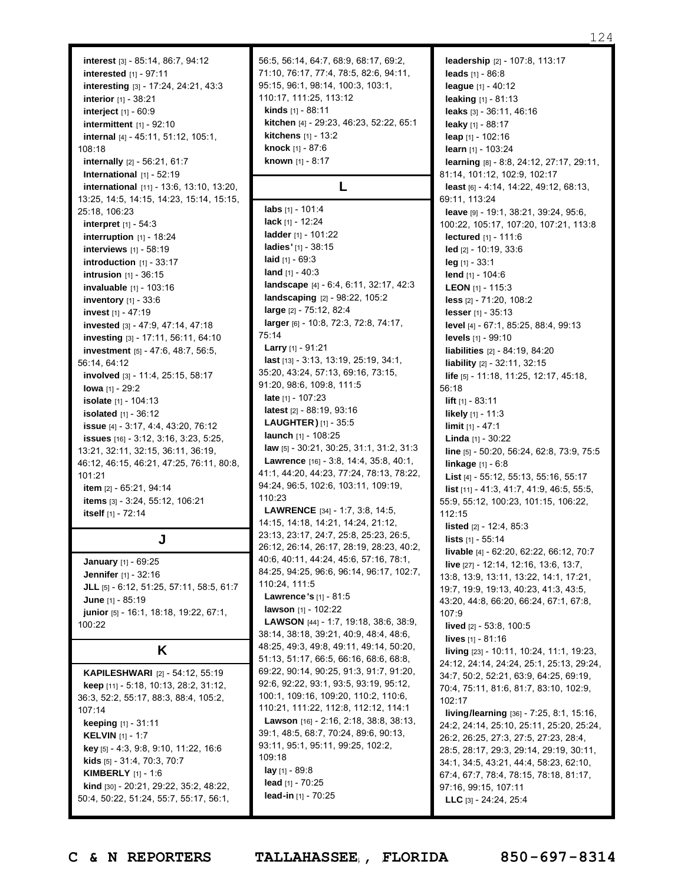**interest** [3] - 85:14, 86:7, 94:12
**interested** [1] - 97:11
**interesting** [3] - 17:24, 24:21, 43:3
**interior** [1] - 38:21
**interject** [1] - 60:9
**intermittent** [1] - 92:10
**internal** [4] - 45:11, 51:12, 105:1, 108:18
**internally** [2] - 56:21, 61:7
**International** [1] - 52:19
**international** [11] - 13:6, 13:10, 13:20, 13:25, 14:5, 14:15, 14:23, 15:14, 15:15, 25:18, 106:23
**interpret** [1] - 54:3
**interruption** [1] - 18:24
**interviews** [1] - 58:19
**introduction** [1] - 33:17
**intrusion** [1] - 36:15
**invaluable** [1] - 103:16
**inventory** [1] - 33:6
**invest** [1] - 47:19
**invested** [3] - 47:9, 47:14, 47:18
**investing** [3] - 17:11, 56:11, 64:10
**investment** [5] - 47:6, 48:7, 56:5, 56:14, 64:12
**involved** [3] - 11:4, 25:15, 58:17
**Iowa** [1] - 29:2
**isolate** [1] - 104:13
**isolated** [1] - 36:12
**issue** [4] - 3:17, 4:4, 43:20, 76:12
**issues** [16] - 3:12, 3:16, 3:23, 5:25, 13:21, 32:11, 32:15, 36:11, 36:19, 46:12, 46:15, 46:21, 47:25, 76:11, 80:8, 101:21
**item** [2] - 65:21, 94:14
**items** [3] - 3:24, 55:12, 106:21
**itself** [1] - 72:14

## J

**January** [1] - 69:25
**Jennifer** [1] - 32:16
**JLL** [5] - 6:12, 51:25, 57:11, 58:5, 61:7
**June** [1] - 85:19
**junior** [5] - 16:1, 18:18, 19:22, 67:1, 100:22

## K

**KAPILESHWARI** [2] - 54:12, 55:19
**keep** [11] - 5:18, 10:13, 28:2, 31:12, 36:3, 52:2, 55:17, 88:3, 88:4, 105:2, 107:14
**keeping** [1] - 31:11
**KELVIN** [1] - 1:7
**key** [5] - 4:3, 9:8, 9:10, 11:22, 16:6
**kids** [5] - 31:4, 70:3, 70:7
**KIMBERLY** [1] - 1:6
**kind** [30] - 20:21, 29:22, 35:2, 48:22, 50:4, 50:22, 51:24, 55:7, 55:17, 56:1, 56:5, 56:14, 64:7, 68:9, 68:17, 69:2, 71:10, 76:17, 77:4, 78:5, 82:6, 94:11, 95:15, 96:1, 98:14, 100:3, 103:1, 110:17, 111:25, 113:12
**kinds** [1] - 88:11
**kitchen** [4] - 29:23, 46:23, 52:22, 65:1
**kitchens** [1] - 13:2
**knock** [1] - 87:6
**known** [1] - 8:17

## L

**labs** [1] - 101:4
**lack** [1] - 12:24
**ladder** [1] - 101:22
**ladies'** [1] - 38:15
**laid** [1] - 69:3
**land** [1] - 40:3
**landscape** [4] - 6:4, 6:11, 32:17, 42:3
**landscaping** [2] - 98:22, 105:2
**large** [2] - 75:12, 82:4
**larger** [6] - 10:8, 72:3, 72:8, 74:17, 75:14
**Larry** [1] - 91:21
**last** [13] - 3:13, 13:19, 25:19, 34:1, 35:20, 43:24, 57:13, 69:16, 73:15, 91:20, 98:6, 109:8, 111:5
**late** [1] - 107:23
**latest** [2] - 88:19, 93:16
**LAUGHTER)** [1] - 35:5
**launch** [1] - 108:25
**law** [5] - 30:21, 30:25, 31:1, 31:2, 31:3
**Lawrence** [16] - 3:8, 14:4, 35:8, 40:1, 41:1, 44:20, 44:23, 77:24, 78:13, 78:22, 94:24, 96:5, 102:6, 103:11, 109:19, 110:23
**LAWRENCE** [34] - 1:7, 3:8, 14:5, 14:15, 14:18, 14:21, 14:24, 21:12, 23:13, 23:17, 24:7, 25:8, 25:23, 26:5, 26:12, 26:14, 26:17, 28:19, 28:23, 40:2, 40:6, 40:11, 44:24, 45:6, 57:16, 78:1, 84:25, 94:25, 96:6, 96:14, 96:17, 102:7, 110:24, 111:5
**Lawrence's** [1] - 81:5
**lawson** [1] - 102:22
**LAWSON** [44] - 1:7, 19:18, 38:6, 38:9, 38:14, 38:18, 39:21, 40:9, 48:4, 48:6, 48:25, 49:3, 49:8, 49:11, 49:14, 50:20, 51:13, 51:17, 66:5, 66:16, 68:6, 68:8, 69:22, 90:14, 90:25, 91:3, 91:7, 91:20, 92:6, 92:22, 93:1, 93:5, 93:19, 95:12, 100:1, 109:16, 109:20, 110:2, 110:6, 110:21, 111:22, 112:8, 112:12, 114:1
**Lawson** [16] - 2:16, 2:18, 38:8, 38:13, 39:1, 48:5, 68:7, 70:24, 89:6, 90:13, 93:11, 95:1, 95:11, 99:25, 102:2, 109:18
**lay** [1] - 89:8
**lead** [1] - 70:25
**lead-in** [1] - 70:25
**leadership** [2] - 107:8, 113:17
**leads** [1] - 86:8
**league** [1] - 40:12
**leaking** [1] - 81:13
**leaks** [3] - 36:11, 46:16
**leaky** [1] - 88:17
**leap** [1] - 102:16
**learn** [1] - 103:24
**learning** [8] - 8:8, 24:12, 27:17, 29:11, 81:14, 101:12, 102:9, 102:17
**least** [6] - 4:14, 14:22, 49:12, 68:13, 69:11, 113:24
**leave** [9] - 19:1, 38:21, 39:24, 95:6, 100:22, 105:17, 107:20, 107:21, 113:8
**lectured** [1] - 111:6
**led** [2] - 10:19, 33:6
**leg** [1] - 33:1
**lend** [1] - 104:6
**LEON** [1] - 115:3
**less** [2] - 71:20, 108:2
**lesser** [1] - 35:13
**level** [4] - 67:1, 85:25, 88:4, 99:13
**levels** [1] - 99:10
**liabilities** [2] - 84:19, 84:20
**liability** [2] - 32:11, 32:15
**life** [5] - 11:18, 11:25, 12:17, 45:18, 56:18
**lift** [1] - 83:11
**likely** [1] - 11:3
**limit** [1] - 47:1
**Linda** [1] - 30:22
**line** [5] - 50:20, 56:24, 62:8, 73:9, 75:5
**linkage** [1] - 6:8
**List** [4] - 55:12, 55:13, 55:16, 55:17
**list** [11] - 41:3, 41:7, 41:9, 46:5, 55:5, 55:9, 55:12, 100:23, 101:15, 106:22, 112:15
**listed** [2] - 12:4, 85:3
**lists** [1] - 55:14
**livable** [4] - 62:20, 62:22, 66:12, 70:7
**live** [27] - 12:14, 12:16, 13:6, 13:7, 13:8, 13:9, 13:11, 13:22, 14:1, 17:21, 19:7, 19:9, 19:13, 40:23, 41:3, 43:5, 43:20, 44:8, 66:20, 66:24, 67:1, 67:8, 107:9
**lived** [2] - 53:8, 100:5
**lives** [1] - 81:16
**living** [23] - 10:11, 10:24, 11:1, 19:23, 24:12, 24:14, 24:24, 25:1, 25:13, 29:24, 34:7, 50:2, 52:21, 63:9, 64:25, 69:19, 70:4, 75:11, 81:6, 81:7, 83:10, 102:9, 102:17
**living/learning** [36] - 7:25, 8:1, 15:16, 24:2, 24:14, 25:10, 25:11, 25:20, 25:24, 26:2, 26:25, 27:3, 27:5, 27:23, 28:4, 28:5, 28:17, 29:3, 29:14, 29:19, 30:11, 34:1, 34:5, 43:21, 44:4, 58:23, 62:10, 67:4, 67:7, 78:4, 78:15, 78:18, 81:17, 97:16, 99:15, 107:11
**LLC** [3] - 24:24, 25:4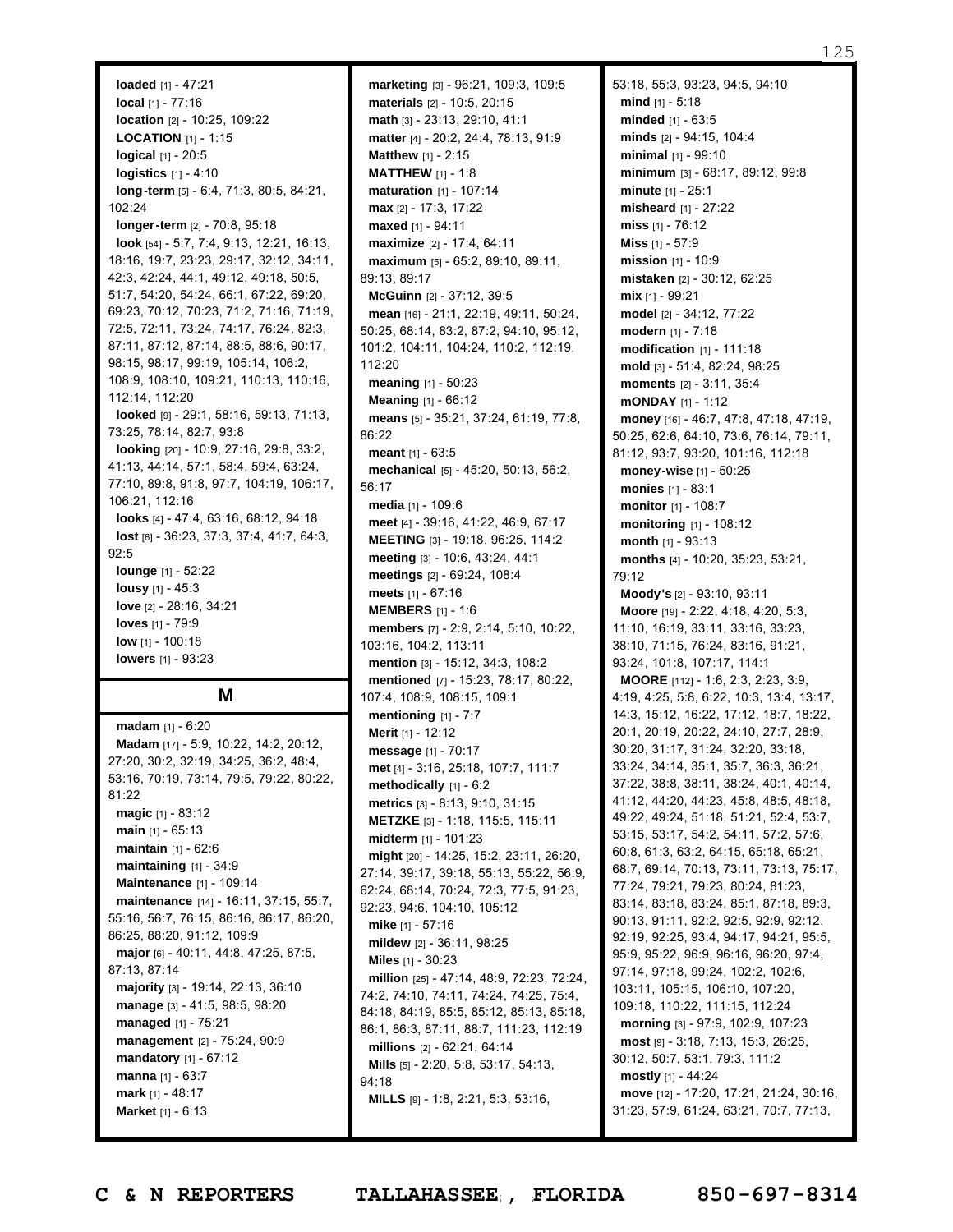**loaded** [1] - 47:21
**local** [1] - 77:16
**location** [2] - 10:25, 109:22
**LOCATION** [1] - 1:15
**logical** [1] - 20:5
**logistics** [1] - 4:10
**long-term** [5] - 6:4, 71:3, 80:5, 84:21, 102:24
**longer-term** [2] - 70:8, 95:18
**look** [54] - 5:7, 7:4, 9:13, 12:21, 16:13, 18:16, 19:7, 23:23, 29:17, 32:12, 34:11, 42:3, 42:24, 44:1, 49:12, 49:18, 50:5, 51:7, 54:20, 54:24, 66:1, 67:22, 69:20, 69:23, 70:12, 70:23, 71:2, 71:16, 71:19, 72:5, 72:11, 73:24, 74:17, 76:24, 82:3, 87:11, 87:12, 87:14, 88:5, 88:6, 90:17, 98:15, 98:17, 99:19, 105:14, 106:2, 108:9, 108:10, 109:21, 110:13, 110:16, 112:14, 112:20
**looked** [9] - 29:1, 58:16, 59:13, 71:13, 73:25, 78:14, 82:7, 93:8
**looking** [20] - 10:9, 27:16, 29:8, 33:2, 41:13, 44:14, 57:1, 58:4, 59:4, 63:24, 77:10, 89:8, 91:8, 97:7, 104:19, 106:17, 106:21, 112:16
**looks** [4] - 47:4, 63:16, 68:12, 94:18
**lost** [6] - 36:23, 37:3, 37:4, 41:7, 64:3, 92:5
**lounge** [1] - 52:22
**lousy** [1] - 45:3
**love** [2] - 28:16, 34:21
**loves** [1] - 79:9
**low** [1] - 100:18
**lowers** [1] - 93:23

## M

**madam** [1] - 6:20
**Madam** [17] - 5:9, 10:22, 14:2, 20:12, 27:20, 30:2, 32:19, 34:25, 36:2, 48:4, 53:16, 70:19, 73:14, 79:5, 79:22, 80:22, 81:22
**magic** [1] - 83:12
**main** [1] - 65:13
**maintain** [1] - 62:6
**maintaining** [1] - 34:9
**Maintenance** [1] - 109:14
**maintenance** [14] - 16:11, 37:15, 55:7, 55:16, 56:7, 76:15, 86:16, 86:17, 86:20, 86:25, 88:20, 91:12, 109:9
**major** [6] - 40:11, 44:8, 47:25, 87:5, 87:13, 87:14
**majority** [3] - 19:14, 22:13, 36:10
**manage** [3] - 41:5, 98:5, 98:20
**managed** [1] - 75:21
**management** [2] - 75:24, 90:9
**mandatory** [1] - 67:12
**manna** [1] - 63:7
**mark** [1] - 48:17
**Market** [1] - 6:13
**marketing** [3] - 96:21, 109:3, 109:5
**materials** [2] - 10:5, 20:15
**math** [3] - 23:13, 29:10, 41:1
**matter** [4] - 20:2, 24:4, 78:13, 91:9
**Matthew** [1] - 2:15
**MATTHEW** [1] - 1:8
**maturation** [1] - 107:14
**max** [2] - 17:3, 17:22
**maxed** [1] - 94:11
**maximize** [2] - 17:4, 64:11
**maximum** [5] - 65:2, 89:10, 89:11, 89:13, 89:17
**McGuinn** [2] - 37:12, 39:5
**mean** [16] - 21:1, 22:19, 49:11, 50:24, 50:25, 68:14, 83:2, 87:2, 94:10, 95:12, 101:2, 104:11, 104:24, 110:2, 112:19, 112:20
**meaning** [1] - 50:23
**Meaning** [1] - 66:12
**means** [5] - 35:21, 37:24, 61:19, 77:8, 86:22
**meant** [1] - 63:5
**mechanical** [5] - 45:20, 50:13, 56:2, 56:17
**media** [1] - 109:6
**meet** [4] - 39:16, 41:22, 46:9, 67:17
**MEETING** [3] - 19:18, 96:25, 114:2
**meeting** [3] - 10:6, 43:24, 44:1
**meetings** [2] - 69:24, 108:4
**meets** [1] - 67:16
**MEMBERS** [1] - 1:6
**members** [7] - 2:9, 2:14, 5:10, 10:22, 103:16, 104:2, 113:11
**mention** [3] - 15:12, 34:3, 108:2
**mentioned** [7] - 15:23, 78:17, 80:22, 107:4, 108:9, 108:15, 109:1
**mentioning** [1] - 7:7
**Merit** [1] - 12:12
**message** [1] - 70:17
**met** [4] - 3:16, 25:18, 107:7, 111:7
**methodically** [1] - 6:2
**metrics** [3] - 8:13, 9:10, 31:15
**METZKE** [3] - 1:18, 115:5, 115:11
**midterm** [1] - 101:23
**might** [20] - 14:25, 15:2, 23:11, 26:20, 27:14, 39:17, 39:18, 55:13, 55:22, 56:9, 62:24, 68:14, 70:24, 72:3, 77:5, 91:23, 92:23, 94:6, 104:10, 105:12
**mike** [1] - 57:16
**mildew** [2] - 36:11, 98:25
**Miles** [1] - 30:23
**million** [25] - 47:14, 48:9, 72:23, 72:24, 74:2, 74:10, 74:11, 74:24, 74:25, 75:4, 84:18, 84:19, 85:5, 85:12, 85:13, 85:18, 86:1, 86:3, 87:11, 88:7, 111:23, 112:19
**millions** [2] - 62:21, 64:14
**Mills** [5] - 2:20, 5:8, 53:17, 54:13, 94:18
**MILLS** [9] - 1:8, 2:21, 5:3, 53:16, 53:18, 55:3, 93:23, 94:5, 94:10
**mind** [1] - 5:18
**minded** [1] - 63:5
**minds** [2] - 94:15, 104:4
**minimal** [1] - 99:10
**minimum** [3] - 68:17, 89:12, 99:8
**minute** [1] - 25:1
**misheard** [1] - 27:22
**miss** [1] - 76:12
**Miss** [1] - 57:9
**mission** [1] - 10:9
**mistaken** [2] - 30:12, 62:25
**mix** [1] - 99:21
**model** [2] - 34:12, 77:22
**modern** [1] - 7:18
**modification** [1] - 111:18
**mold** [3] - 51:4, 82:24, 98:25
**moments** [2] - 3:11, 35:4
**mONDAY** [1] - 1:12
**money** [16] - 46:7, 47:8, 47:18, 47:19, 50:25, 62:6, 64:10, 73:6, 76:14, 79:11, 81:12, 93:7, 93:20, 101:16, 112:18
**money-wise** [1] - 50:25
**monies** [1] - 83:1
**monitor** [1] - 108:7
**monitoring** [1] - 108:12
**month** [1] - 93:13
**months** [4] - 10:20, 35:23, 53:21, 79:12
**Moody's** [2] - 93:10, 93:11
**Moore** [19] - 2:22, 4:18, 4:20, 5:3, 11:10, 16:19, 33:11, 33:16, 33:23, 38:10, 71:15, 76:24, 83:16, 91:21, 93:24, 101:8, 107:17, 114:1
**MOORE** [112] - 1:6, 2:3, 2:23, 3:9, 4:19, 4:25, 5:8, 6:22, 10:3, 13:4, 13:17, 14:3, 15:12, 16:22, 17:12, 18:7, 18:22, 20:1, 20:19, 20:22, 24:10, 27:7, 28:9, 30:20, 31:17, 31:24, 32:20, 33:18, 33:24, 34:14, 35:1, 35:7, 36:3, 36:21, 37:22, 38:8, 38:11, 38:24, 40:1, 40:14, 41:12, 44:20, 44:23, 45:8, 48:5, 48:18, 49:22, 49:24, 51:18, 51:21, 52:4, 53:7, 53:15, 53:17, 54:2, 54:11, 57:2, 57:6, 60:8, 61:3, 63:2, 64:15, 65:18, 65:21, 68:7, 69:14, 70:13, 73:11, 73:13, 75:17, 77:24, 79:21, 79:23, 80:24, 81:23, 83:14, 83:18, 83:24, 85:1, 87:18, 89:3, 90:13, 91:11, 92:2, 92:5, 92:9, 92:12, 92:19, 92:25, 93:4, 94:17, 94:21, 95:5, 95:9, 95:22, 96:9, 96:16, 96:20, 97:4, 97:14, 97:18, 99:24, 102:2, 102:6, 103:11, 105:15, 106:10, 107:20, 109:18, 110:22, 111:15, 112:24
**morning** [3] - 97:9, 102:9, 107:23
**most** [9] - 3:18, 7:13, 15:3, 26:25, 30:12, 50:7, 53:1, 79:3, 111:2
**mostly** [1] - 44:24
**move** [12] - 17:20, 17:21, 21:24, 30:16, 31:23, 57:9, 61:24, 63:21, 70:7, 77:13,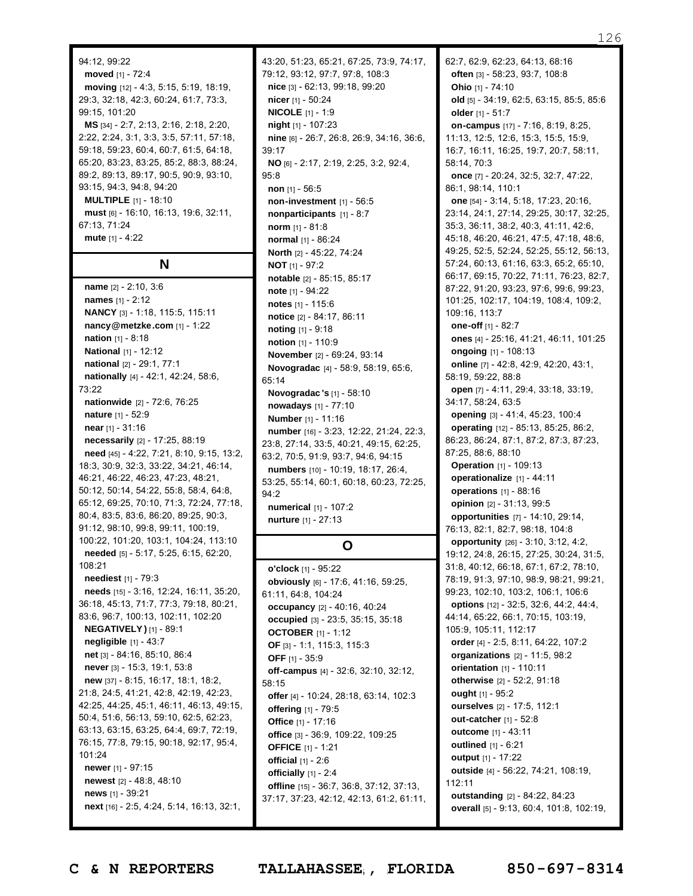94:12, 99:22
**moved** [1] - 72:4
**moving** [12] - 4:3, 5:15, 5:19, 18:19, 29:3, 32:18, 42:3, 60:24, 61:7, 73:3, 99:15, 101:20
**MS** [34] - 2:7, 2:13, 2:16, 2:18, 2:20, 2:22, 2:24, 3:1, 3:3, 3:5, 57:11, 57:18, 59:18, 59:23, 60:4, 60:7, 61:5, 64:18, 65:20, 83:23, 83:25, 85:2, 88:3, 88:24, 89:2, 89:13, 89:17, 90:5, 90:9, 93:10, 93:15, 94:3, 94:8, 94:20
**MULTIPLE** [1] - 18:10
**must** [6] - 16:10, 16:13, 19:6, 32:11, 67:13, 71:24
**mute** [1] - 4:22

## N

**name** [2] - 2:10, 3:6
**names** [1] - 2:12
**NANCY** [3] - 1:18, 115:5, 115:11
**nancy@metzke.com** [1] - 1:22
**nation** [1] - 8:18
**National** [1] - 12:12
**national** [2] - 29:1, 77:1
**nationally** [4] - 42:1, 42:24, 58:6, 73:22
**nationwide** [2] - 72:6, 76:25
**nature** [1] - 52:9
**near** [1] - 31:16
**necessarily** [2] - 17:25, 88:19
**need** [45] - 4:22, 7:21, 8:10, 9:15, 13:2, 18:3, 30:9, 32:3, 33:22, 34:21, 46:14, 46:21, 46:22, 46:23, 47:23, 48:21, 50:12, 50:14, 54:22, 55:8, 58:4, 64:8, 65:12, 69:25, 70:10, 71:3, 72:24, 77:18, 80:4, 83:5, 83:6, 86:20, 89:25, 90:3, 91:12, 98:10, 99:8, 99:11, 100:19, 100:22, 101:20, 103:1, 104:24, 113:10
**needed** [5] - 5:17, 5:25, 6:15, 62:20, 108:21
**neediest** [1] - 79:3
**needs** [15] - 3:16, 12:24, 16:11, 35:20, 36:18, 45:13, 71:7, 77:3, 79:18, 80:21, 83:6, 96:7, 100:13, 102:11, 102:20
**NEGATIVELY)** [1] - 89:1
**negligible** [1] - 43:7
**net** [3] - 84:16, 85:10, 86:4
**never** [3] - 15:3, 19:1, 53:8
**new** [37] - 8:15, 16:17, 18:1, 18:2, 21:8, 24:5, 41:21, 42:8, 42:19, 42:23, 42:25, 44:25, 45:1, 46:11, 46:13, 49:15, 50:4, 51:6, 56:13, 59:10, 62:5, 62:23, 63:13, 63:15, 63:25, 64:4, 69:7, 72:19, 76:15, 77:8, 79:15, 90:18, 92:17, 95:4, 101:24
**newer** [1] - 97:15
**newest** [2] - 48:8, 48:10
**news** [1] - 39:21
**next** [16] - 2:5, 4:24, 5:14, 16:13, 32:1, 43:20, 51:23, 65:21, 67:25, 73:9, 74:17, 79:12, 93:12, 97:7, 97:8, 108:3
**nice** [3] - 62:13, 99:18, 99:20
**nicer** [1] - 50:24
**NICOLE** [1] - 1:9
**night** [1] - 107:23
**nine** [6] - 26:7, 26:8, 26:9, 34:16, 36:6, 39:17
**NO** [6] - 2:17, 2:19, 2:25, 3:2, 92:4, 95:8
**non** [1] - 56:5
**non-investment** [1] - 56:5
**nonparticipants** [1] - 8:7
**norm** [1] - 81:8
**normal** [1] - 86:24
**North** [2] - 45:22, 74:24
**NOT** [1] - 97:2
**notable** [2] - 85:15, 85:17
**note** [1] - 94:22
**notes** [1] - 115:6
**notice** [2] - 84:17, 86:11
**noting** [1] - 9:18
**notion** [1] - 110:9
**November** [2] - 69:24, 93:14
**Novogradac** [4] - 58:9, 58:19, 65:6, 65:14
**Novogradac's** [1] - 58:10
**nowadays** [1] - 77:10
**Number** [1] - 11:16
**number** [16] - 3:23, 12:22, 21:24, 22:3, 23:8, 27:14, 33:5, 40:21, 49:15, 62:25, 63:2, 70:5, 91:9, 93:7, 94:6, 94:15
**numbers** [10] - 10:19, 18:17, 26:4, 53:25, 55:14, 60:1, 60:18, 60:23, 72:25, 94:2
**numerical** [1] - 107:2
**nurture** [1] - 27:13

## O

**o'clock** [1] - 95:22
**obviously** [6] - 17:6, 41:16, 59:25, 61:11, 64:8, 104:24
**occupancy** [2] - 40:16, 40:24
**occupied** [3] - 23:5, 35:15, 35:18
**OCTOBER** [1] - 1:12
**OF** [3] - 1:1, 115:3, 115:3
**OFF** [1] - 35:9
**off-campus** [4] - 32:6, 32:10, 32:12, 58:15
**offer** [4] - 10:24, 28:18, 63:14, 102:3
**offering** [1] - 79:5
**Office** [1] - 17:16
**office** [3] - 36:9, 109:22, 109:25
**OFFICE** [1] - 1:21
**official** [1] - 2:6
**officially** [1] - 2:4
**offline** [15] - 36:7, 36:8, 37:12, 37:13, 37:17, 37:23, 42:12, 42:13, 61:2, 61:11, 62:7, 62:9, 62:23, 64:13, 68:16
**often** [3] - 58:23, 93:7, 108:8
**Ohio** [1] - 74:10
**old** [5] - 34:19, 62:5, 63:15, 85:5, 85:6
**older** [1] - 51:7
**on-campus** [17] - 7:16, 8:19, 8:25, 11:13, 12:5, 12:6, 15:3, 15:5, 15:9, 16:7, 16:11, 16:25, 19:7, 20:7, 58:11, 58:14, 70:3
**once** [7] - 20:24, 32:5, 32:7, 47:22, 86:1, 98:14, 110:1
**one** [54] - 3:14, 5:18, 17:23, 20:16, 23:14, 24:1, 27:14, 29:25, 30:17, 32:25, 35:3, 36:11, 38:2, 40:3, 41:11, 42:6, 45:18, 46:20, 46:21, 47:5, 47:18, 48:6, 49:25, 52:5, 52:24, 52:25, 55:12, 56:13, 57:24, 60:13, 61:16, 63:3, 65:2, 65:10, 66:17, 69:15, 70:22, 71:11, 76:23, 82:7, 87:22, 91:20, 93:23, 97:6, 99:6, 99:23, 101:25, 102:17, 104:19, 108:4, 109:2, 109:16, 113:7
**one-off** [1] - 82:7
**ones** [4] - 25:16, 41:21, 46:11, 101:25
**ongoing** [1] - 108:13
**online** [7] - 42:8, 42:9, 42:20, 43:1, 58:19, 59:22, 88:8
**open** [7] - 4:11, 29:4, 33:18, 33:19, 34:17, 58:24, 63:5
**opening** [3] - 41:4, 45:23, 100:4
**operating** [12] - 85:13, 85:25, 86:2, 86:23, 86:24, 87:1, 87:2, 87:3, 87:23, 87:25, 88:6, 88:10
**Operation** [1] - 109:13
**operationalize** [1] - 44:11
**operations** [1] - 88:16
**opinion** [2] - 31:13, 99:5
**opportunities** [7] - 14:10, 29:14, 76:13, 82:1, 82:7, 98:18, 104:8
**opportunity** [26] - 3:10, 3:12, 4:2, 19:12, 24:8, 26:15, 27:25, 30:24, 31:5, 31:8, 40:12, 66:18, 67:1, 67:2, 78:10, 78:19, 91:3, 97:10, 98:9, 98:21, 99:21, 99:23, 102:10, 103:2, 106:1, 106:6
**options** [12] - 32:5, 32:6, 44:2, 44:4, 44:14, 65:22, 66:1, 70:15, 103:19, 105:9, 105:11, 112:17
**order** [4] - 2:5, 8:11, 64:22, 107:2
**organizations** [2] - 11:5, 98:2
**orientation** [1] - 110:11
**otherwise** [2] - 52:2, 91:18
**ought** [1] - 95:2
**ourselves** [2] - 17:5, 112:1
**out-catcher** [1] - 52:8
**outcome** [1] - 43:11
**outlined** [1] - 6:21
**output** [1] - 17:22
**outside** [4] - 56:22, 74:21, 108:19, 112:11
**outstanding** [2] - 84:22, 84:23
**overall** [5] - 9:13, 60:4, 101:8, 102:19,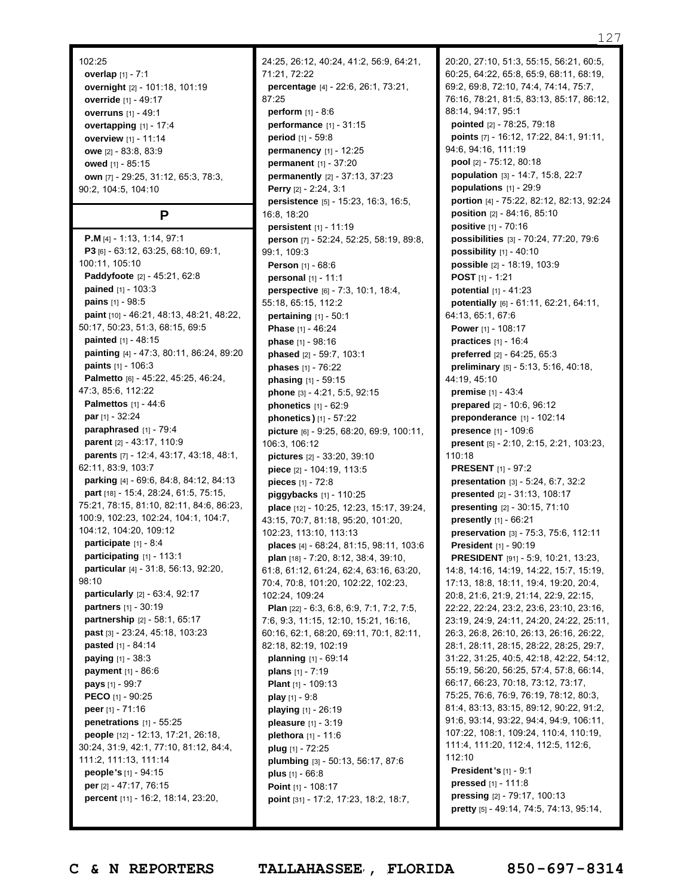102:25

**overlap** [1] - 7:1

**overnight** [2] - 101:18, 101:19

**override** [1] - 49:17

**overruns** [1] - 49:1

**overtapping** [1] - 17:4

**overview** [1] - 11:14

**owe** [2] - 83:8, 83:9

**owed** [1] - 85:15

**own** [7] - 29:25, 31:12, 65:3, 78:3, 90:2, 104:5, 104:10

## P

**P.M** [4] - 1:13, 1:14, 97:1

**P3** [6] - 63:12, 63:25, 68:10, 69:1, 100:11, 105:10

**Paddyfoote** [2] - 45:21, 62:8

**pained** [1] - 103:3

**pains** [1] - 98:5

**paint** [10] - 46:21, 48:13, 48:21, 48:22, 50:17, 50:23, 51:3, 68:15, 69:5

**painted** [1] - 48:15

**painting** [4] - 47:3, 80:11, 86:24, 89:20

**paints** [1] - 106:3

**Palmetto** [6] - 45:22, 45:25, 46:24, 47:3, 85:6, 112:22

**Palmettos** [1] - 44:6

**par** [1] - 32:24

**paraphrased** [1] - 79:4

**parent** [2] - 43:17, 110:9

**parents** [7] - 12:4, 43:17, 43:18, 48:1, 62:11, 83:9, 103:7

**parking** [4] - 69:6, 84:8, 84:12, 84:13

**part** [18] - 15:4, 28:24, 61:5, 75:15, 75:21, 78:15, 81:10, 82:11, 84:6, 86:23, 100:9, 102:23, 102:24, 104:1, 104:7, 104:12, 104:20, 109:12

**participate** [1] - 8:4

**participating** [1] - 113:1

**particular** [4] - 31:8, 56:13, 92:20, 98:10

**particularly** [2] - 63:4, 92:17

**partners** [1] - 30:19

**partnership** [2] - 58:1, 65:17

**past** [3] - 23:24, 45:18, 103:23

**pasted** [1] - 84:14

**paying** [1] - 38:3

**payment** [1] - 86:6

**pays** [1] - 99:7

**PECO** [1] - 90:25

**peer** [1] - 71:16

**penetrations** [1] - 55:25

**people** [12] - 12:13, 17:21, 26:18, 30:24, 31:9, 42:1, 77:10, 81:12, 84:4, 111:2, 111:13, 111:14

**people's** [1] - 94:15

**per** [2] - 47:17, 76:15

**percent** [11] - 16:2, 18:14, 23:20, 24:25, 26:12, 40:24, 41:2, 56:9, 64:21, 71:21, 72:22

**percentage** [4] - 22:6, 26:1, 73:21, 87:25

**perform** [1] - 8:6

**performance** [1] - 31:15

**period** [1] - 59:8

**permanency** [1] - 12:25

**permanent** [1] - 37:20

**permanently** [2] - 37:13, 37:23

**Perry** [2] - 2:24, 3:1

**persistence** [5] - 15:23, 16:3, 16:5, 16:8, 18:20

**persistent** [1] - 11:19

**person** [7] - 52:24, 52:25, 58:19, 89:8, 99:1, 109:3

**Person** [1] - 68:6

**personal** [1] - 11:1

**perspective** [6] - 7:3, 10:1, 18:4, 55:18, 65:15, 112:2

**pertaining** [1] - 50:1

**Phase** [1] - 46:24

**phase** [1] - 98:16

**phased** [2] - 59:7, 103:1

**phases** [1] - 76:22

**phasing** [1] - 59:15

**phone** [3] - 4:21, 5:5, 92:15

**phonetics** [1] - 62:9

**phonetics)** [1] - 57:22

**picture** [6] - 9:25, 68:20, 69:9, 100:11, 106:3, 106:12

**pictures** [2] - 33:20, 39:10

**piece** [2] - 104:19, 113:5

**pieces** [1] - 72:8

**piggybacks** [1] - 110:25

**place** [12] - 10:25, 12:23, 15:17, 39:24, 43:15, 70:7, 81:18, 95:20, 101:20, 102:23, 113:10, 113:13

**places** [4] - 68:24, 81:15, 98:11, 103:6

**plan** [18] - 7:20, 8:12, 38:4, 39:10, 61:8, 61:12, 61:24, 62:4, 63:16, 63:20, 70:4, 70:8, 101:20, 102:22, 102:23, 102:24, 109:24

**Plan** [22] - 6:3, 6:8, 6:9, 7:1, 7:2, 7:5, 7:6, 9:3, 11:15, 12:10, 15:21, 16:16, 60:16, 62:1, 68:20, 69:11, 70:1, 82:11, 82:18, 82:19, 102:19

**planning** [1] - 69:14

**plans** [1] - 7:19

**Plant** [1] - 109:13

**play** [1] - 9:8

**playing** [1] - 26:19

**pleasure** [1] - 3:19

**plethora** [1] - 11:6

**plug** [1] - 72:25

**plumbing** [3] - 50:13, 56:17, 87:6

**plus** [1] - 66:8

**Point** [1] - 108:17

**point** [31] - 17:2, 17:23, 18:2, 18:7, 20:20, 27:10, 51:3, 55:15, 56:21, 60:5, 60:25, 64:22, 65:8, 65:9, 68:11, 68:19, 69:2, 69:8, 72:10, 74:4, 74:14, 75:7, 76:16, 78:21, 81:5, 83:13, 85:17, 86:12, 88:14, 94:17, 95:1

**pointed** [2] - 78:25, 79:18

**points** [7] - 16:12, 17:22, 84:1, 91:11, 94:6, 94:16, 111:19

**pool** [2] - 75:12, 80:18

**population** [3] - 14:7, 15:8, 22:7

**populations** [1] - 29:9

**portion** [4] - 75:22, 82:12, 82:13, 92:24

**position** [2] - 84:16, 85:10

**positive** [1] - 70:16

**possibilities** [3] - 70:24, 77:20, 79:6

**possibility** [1] - 40:10

**possible** [2] - 18:19, 103:9

**POST** [1] - 1:21

**potential** [1] - 41:23

**potentially** [6] - 61:11, 62:21, 64:11, 64:13, 65:1, 67:6

**Power** [1] - 108:17

**practices** [1] - 16:4

**preferred** [2] - 64:25, 65:3

**preliminary** [5] - 5:13, 5:16, 40:18, 44:19, 45:10

**premise** [1] - 43:4

**prepared** [2] - 10:6, 96:12

**preponderance** [1] - 102:14

**presence** [1] - 109:6

**present** [5] - 2:10, 2:15, 2:21, 103:23, 110:18

**PRESENT** [1] - 97:2

**presentation** [3] - 5:24, 6:7, 32:2

**presented** [2] - 31:13, 108:17

**presenting** [2] - 30:15, 71:10

**presently** [1] - 66:21

**preservation** [3] - 75:3, 75:6, 112:11

**President** [1] - 90:19

**PRESIDENT** [91] - 5:9, 10:21, 13:23, 14:8, 14:16, 14:19, 14:22, 15:7, 15:19, 17:13, 18:8, 18:11, 19:4, 19:20, 20:4, 20:8, 21:6, 21:9, 21:14, 22:9, 22:15, 22:22, 22:24, 23:2, 23:6, 23:10, 23:16, 23:19, 24:9, 24:11, 24:20, 24:22, 25:11, 26:3, 26:8, 26:10, 26:13, 26:16, 26:22, 28:1, 28:11, 28:15, 28:22, 28:25, 29:7, 31:22, 31:25, 40:5, 42:18, 42:22, 54:12, 55:19, 56:20, 56:25, 57:4, 57:8, 66:14, 66:17, 66:23, 70:18, 73:12, 73:17, 75:25, 76:6, 76:9, 76:19, 78:12, 80:3, 81:4, 83:13, 83:15, 89:12, 90:22, 91:2, 91:6, 93:14, 93:22, 94:4, 94:9, 106:11, 107:22, 108:1, 109:24, 110:4, 110:19, 111:4, 111:20, 112:4, 112:5, 112:6, 112:10

**President's** [1] - 9:1

**pressed** [1] - 111:8

**pressing** [2] - 79:17, 100:13

**pretty** [5] - 49:14, 74:5, 74:13, 95:14,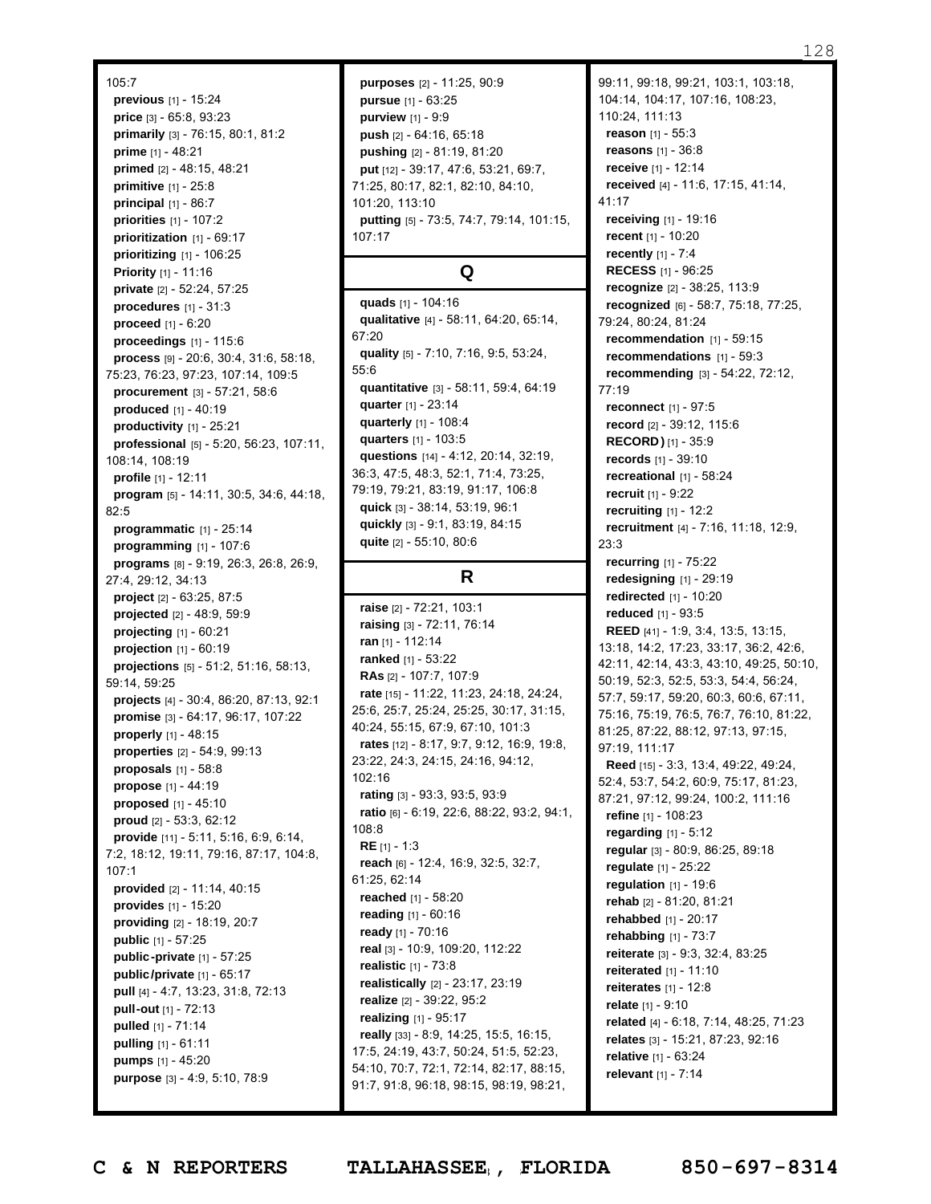105:7

**previous** [1] - 15:24
**price** [3] - 65:8, 93:23
**primarily** [3] - 76:15, 80:1, 81:2
**prime** [1] - 48:21
**primed** [2] - 48:15, 48:21
**primitive** [1] - 25:8
**principal** [1] - 86:7
**priorities** [1] - 107:2
**prioritization** [1] - 69:17
**prioritizing** [1] - 106:25
**Priority** [1] - 11:16
**private** [2] - 52:24, 57:25
**procedures** [1] - 31:3
**proceed** [1] - 6:20
**proceedings** [1] - 115:6
**process** [9] - 20:6, 30:4, 31:6, 58:18, 75:23, 76:23, 97:23, 107:14, 109:5
**procurement** [3] - 57:21, 58:6
**produced** [1] - 40:19
**productivity** [1] - 25:21
**professional** [5] - 5:20, 56:23, 107:11, 108:14, 108:19
**profile** [1] - 12:11
**program** [5] - 14:11, 30:5, 34:6, 44:18, 82:5
**programmatic** [1] - 25:14
**programming** [1] - 107:6
**programs** [8] - 9:19, 26:3, 26:8, 26:9, 27:4, 29:12, 34:13
**project** [2] - 63:25, 87:5
**projected** [2] - 48:9, 59:9
**projecting** [1] - 60:21
**projection** [1] - 60:19
**projections** [5] - 51:2, 51:16, 58:13, 59:14, 59:25
**projects** [4] - 30:4, 86:20, 87:13, 92:1
**promise** [3] - 64:17, 96:17, 107:22
**properly** [1] - 48:15
**properties** [2] - 54:9, 99:13
**proposals** [1] - 58:8
**propose** [1] - 44:19
**proposed** [1] - 45:10
**proud** [2] - 53:3, 62:12
**provide** [11] - 5:11, 5:16, 6:9, 6:14, 7:2, 18:12, 19:11, 79:16, 87:17, 104:8, 107:1
**provided** [2] - 11:14, 40:15
**provides** [1] - 15:20
**providing** [2] - 18:19, 20:7
**public** [1] - 57:25
**public-private** [1] - 57:25
**public/private** [1] - 65:17
**pull** [4] - 4:7, 13:23, 31:8, 72:13
**pull-out** [1] - 72:13
**pulled** [1] - 71:14
**pulling** [1] - 61:11
**pumps** [1] - 45:20
**purpose** [3] - 4:9, 5:10, 78:9
**purposes** [2] - 11:25, 90:9
**pursue** [1] - 63:25
**purview** [1] - 9:9
**push** [2] - 64:16, 65:18
**pushing** [2] - 81:19, 81:20
**put** [12] - 39:17, 47:6, 53:21, 69:7, 71:25, 80:17, 82:1, 82:10, 84:10, 101:20, 113:10
**putting** [5] - 73:5, 74:7, 79:14, 101:15, 107:17

## Q

**quads** [1] - 104:16
**qualitative** [4] - 58:11, 64:20, 65:14, 67:20
**quality** [5] - 7:10, 7:16, 9:5, 53:24, 55:6
**quantitative** [3] - 58:11, 59:4, 64:19
**quarter** [1] - 23:14
**quarterly** [1] - 108:4
**quarters** [1] - 103:5
**questions** [14] - 4:12, 20:14, 32:19, 36:3, 47:5, 48:3, 52:1, 71:4, 73:25, 79:19, 79:21, 83:19, 91:17, 106:8
**quick** [3] - 38:14, 53:19, 96:1
**quickly** [3] - 9:1, 83:19, 84:15
**quite** [2] - 55:10, 80:6

## R

**raise** [2] - 72:21, 103:1
**raising** [3] - 72:11, 76:14
**ran** [1] - 112:14
**ranked** [1] - 53:22
**RAs** [2] - 107:7, 107:9
**rate** [15] - 11:22, 11:23, 24:18, 24:24, 25:6, 25:7, 25:24, 25:25, 30:17, 31:15, 40:24, 55:15, 67:9, 67:10, 101:3
**rates** [12] - 8:17, 9:7, 9:12, 16:9, 19:8, 23:22, 24:3, 24:15, 24:16, 94:12, 102:16
**rating** [3] - 93:3, 93:5, 93:9
**ratio** [6] - 6:19, 22:6, 88:22, 93:2, 94:1, 108:8
**RE** [1] - 1:3
**reach** [6] - 12:4, 16:9, 32:5, 32:7, 61:25, 62:14
**reached** [1] - 58:20
**reading** [1] - 60:16
**ready** [1] - 70:16
**real** [3] - 10:9, 109:20, 112:22
**realistic** [1] - 73:8
**realistically** [2] - 23:17, 23:19
**realize** [2] - 39:22, 95:2
**realizing** [1] - 95:17
**really** [33] - 8:9, 14:25, 15:5, 16:15, 17:5, 24:19, 43:7, 50:24, 51:5, 52:23, 54:10, 70:7, 72:1, 72:14, 82:17, 88:15, 91:7, 91:8, 96:18, 98:15, 98:19, 98:21, 99:11, 99:18, 99:21, 103:1, 103:18, 104:14, 104:17, 107:16, 108:23, 110:24, 111:13
**reason** [1] - 55:3
**reasons** [1] - 36:8
**receive** [1] - 12:14
**received** [4] - 11:6, 17:15, 41:14, 41:17
**receiving** [1] - 19:16
**recent** [1] - 10:20
**recently** [1] - 7:4
**RECESS** [1] - 96:25
**recognize** [2] - 38:25, 113:9
**recognized** [6] - 58:7, 75:18, 77:25, 79:24, 80:24, 81:24
**recommendation** [1] - 59:15
**recommendations** [1] - 59:3
**recommending** [3] - 54:22, 72:12, 77:19
**reconnect** [1] - 97:5
**record** [2] - 39:12, 115:6
**RECORD)** [1] - 35:9
**records** [1] - 39:10
**recreational** [1] - 58:24
**recruit** [1] - 9:22
**recruiting** [1] - 12:2
**recruitment** [4] - 7:16, 11:18, 12:9, 23:3
**recurring** [1] - 75:22
**redesigning** [1] - 29:19
**redirected** [1] - 10:20
**reduced** [1] - 93:5
**REED** [41] - 1:9, 3:4, 13:5, 13:15, 13:18, 14:2, 17:23, 33:17, 36:2, 42:6, 42:11, 42:14, 43:3, 43:10, 49:25, 50:10, 50:19, 52:3, 52:5, 53:3, 54:4, 56:24, 57:7, 59:17, 59:20, 60:3, 60:6, 67:11, 75:16, 75:19, 76:5, 76:7, 76:10, 81:22, 81:25, 87:22, 88:12, 97:13, 97:15, 97:19, 111:17
**Reed** [15] - 3:3, 13:4, 49:22, 49:24, 52:4, 53:7, 54:2, 60:9, 75:17, 81:23, 87:21, 97:12, 99:24, 100:2, 111:16
**refine** [1] - 108:23
**regarding** [1] - 5:12
**regular** [3] - 80:9, 86:25, 89:18
**regulate** [1] - 25:22
**regulation** [1] - 19:6
**rehab** [2] - 81:20, 81:21
**rehabbed** [1] - 20:17
**rehabbing** [1] - 73:7
**reiterate** [3] - 9:3, 32:4, 83:25
**reiterated** [1] - 11:10
**reiterates** [1] - 12:8
**relate** [1] - 9:10
**related** [4] - 6:18, 7:14, 48:25, 71:23
**relates** [3] - 15:21, 87:23, 92:16
**relative** [1] - 63:24
**relevant** [1] - 7:14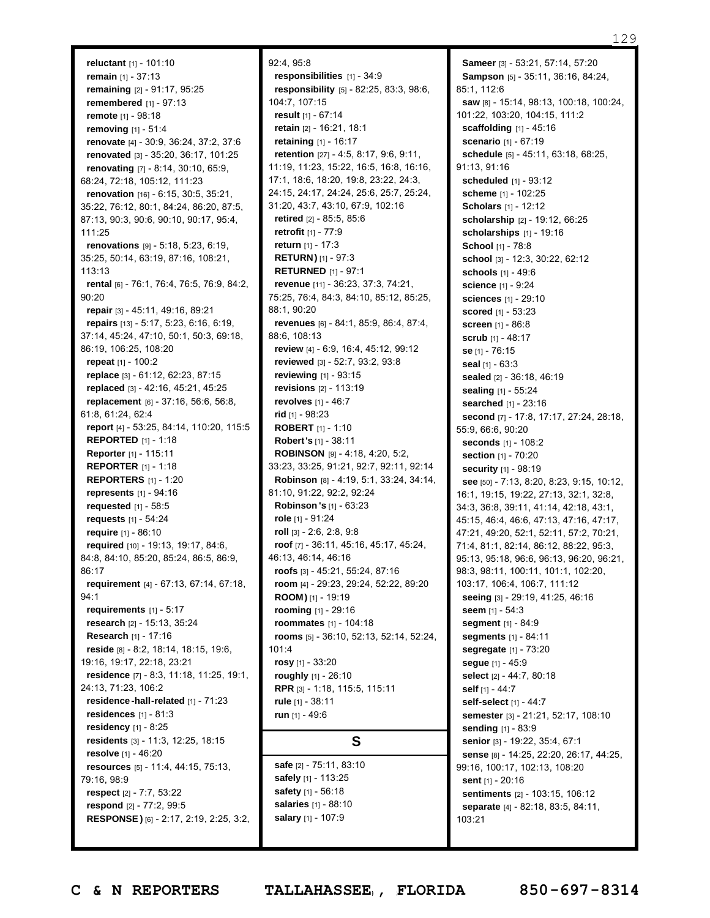**reluctant** [1] - 101:10
**remain** [1] - 37:13
**remaining** [2] - 91:17, 95:25
**remembered** [1] - 97:13
**remote** [1] - 98:18
**removing** [1] - 51:4
**renovate** [4] - 30:9, 36:24, 37:2, 37:6
**renovated** [3] - 35:20, 36:17, 101:25
**renovating** [7] - 8:14, 30:10, 65:9, 68:24, 72:18, 105:12, 111:23
**renovation** [16] - 6:15, 30:5, 35:21, 35:22, 76:12, 80:1, 84:24, 86:20, 87:5, 87:13, 90:3, 90:6, 90:10, 90:17, 95:4, 111:25
**renovations** [9] - 5:18, 5:23, 6:19, 35:25, 50:14, 63:19, 87:16, 108:21, 113:13
**rental** [6] - 76:1, 76:4, 76:5, 76:9, 84:2, 90:20
**repair** [3] - 45:11, 49:16, 89:21
**repairs** [13] - 5:17, 5:23, 6:16, 6:19, 37:14, 45:24, 47:10, 50:1, 50:3, 69:18, 86:19, 106:25, 108:20
**repeat** [1] - 100:2
**replace** [3] - 61:12, 62:23, 87:15
**replaced** [3] - 42:16, 45:21, 45:25
**replacement** [6] - 37:16, 56:6, 56:8, 61:8, 61:24, 62:4
**report** [4] - 53:25, 84:14, 110:20, 115:5
**REPORTED** [1] - 1:18
**Reporter** [1] - 115:11
**REPORTER** [1] - 1:18
**REPORTERS** [1] - 1:20
**represents** [1] - 94:16
**requested** [1] - 58:5
**requests** [1] - 54:24
**require** [1] - 86:10
**required** [10] - 19:13, 19:17, 84:6, 84:8, 84:10, 85:20, 85:24, 86:5, 86:9, 86:17
**requirement** [4] - 67:13, 67:14, 67:18, 94:1
**requirements** [1] - 5:17
**research** [2] - 15:13, 35:24
**Research** [1] - 17:16
**reside** [8] - 8:2, 18:14, 18:15, 19:6, 19:16, 19:17, 22:18, 23:21
**residence** [7] - 8:3, 11:18, 11:25, 19:1, 24:13, 71:23, 106:2
**residence-hall-related** [1] - 71:23
**residences** [1] - 81:3
**residency** [1] - 8:25
**residents** [3] - 11:3, 12:25, 18:15
**resolve** [1] - 46:20
**resources** [5] - 11:4, 44:15, 75:13, 79:16, 98:9
**respect** [2] - 7:7, 53:22
**respond** [2] - 77:2, 99:5
**RESPONSE)** [6] - 2:17, 2:19, 2:25, 3:2, 92:4, 95:8
**responsibilities** [1] - 34:9
**responsibility** [5] - 82:25, 83:3, 98:6, 104:7, 107:15
**result** [1] - 67:14
**retain** [2] - 16:21, 18:1
**retaining** [1] - 16:17
**retention** [27] - 4:5, 8:17, 9:6, 9:11, 11:19, 11:23, 15:22, 16:5, 16:8, 16:16, 17:1, 18:6, 18:20, 19:8, 23:22, 24:3, 24:15, 24:17, 24:24, 25:6, 25:7, 25:24, 31:20, 43:7, 43:10, 67:9, 102:16
**retired** [2] - 85:5, 85:6
**retrofit** [1] - 77:9
**return** [1] - 17:3
**RETURN)** [1] - 97:3
**RETURNED** [1] - 97:1
**revenue** [11] - 36:23, 37:3, 74:21, 75:25, 76:4, 84:3, 84:10, 85:12, 85:25, 88:1, 90:20
**revenues** [6] - 84:1, 85:9, 86:4, 87:4, 88:6, 108:13
**review** [4] - 6:9, 16:4, 45:12, 99:12
**reviewed** [3] - 52:7, 93:2, 93:8
**reviewing** [1] - 93:15
**revisions** [2] - 113:19
**revolves** [1] - 46:7
**rid** [1] - 98:23
**ROBERT** [1] - 1:10
**Robert's** [1] - 38:11
**ROBINSON** [9] - 4:18, 4:20, 5:2, 33:23, 33:25, 91:21, 92:7, 92:11, 92:14
**Robinson** [8] - 4:19, 5:1, 33:24, 34:14, 81:10, 91:22, 92:2, 92:24
**Robinson's** [1] - 63:23
**role** [1] - 91:24
**roll** [3] - 2:6, 2:8, 9:8
**roof** [7] - 36:11, 45:16, 45:17, 45:24, 46:13, 46:14, 46:16
**roofs** [3] - 45:21, 55:24, 87:16
**room** [4] - 29:23, 29:24, 52:22, 89:20
**ROOM)** [1] - 19:19
**rooming** [1] - 29:16
**roommates** [1] - 104:18
**rooms** [5] - 36:10, 52:13, 52:14, 52:24, 101:4
**rosy** [1] - 33:20
**roughly** [1] - 26:10
**RPR** [3] - 1:18, 115:5, 115:11
**rule** [1] - 38:11
**run** [1] - 49:6

## S

**safe** [2] - 75:11, 83:10
**safely** [1] - 113:25
**safety** [1] - 56:18
**salaries** [1] - 88:10
**salary** [1] - 107:9
**Sameer** [3] - 53:21, 57:14, 57:20
**Sampson** [5] - 35:11, 36:16, 84:24, 85:1, 112:6
**saw** [8] - 15:14, 98:13, 100:18, 100:24, 101:22, 103:20, 104:15, 111:2
**scaffolding** [1] - 45:16
**scenario** [1] - 67:19
**schedule** [5] - 45:11, 63:18, 68:25, 91:13, 91:16
**scheduled** [1] - 93:12
**scheme** [1] - 102:25
**Scholars** [1] - 12:12
**scholarship** [2] - 19:12, 66:25
**scholarships** [1] - 19:16
**School** [1] - 78:8
**school** [3] - 12:3, 30:22, 62:12
**schools** [1] - 49:6
**science** [1] - 9:24
**sciences** [1] - 29:10
**scored** [1] - 53:23
**screen** [1] - 86:8
**scrub** [1] - 48:17
**se** [1] - 76:15
**seal** [1] - 63:3
**sealed** [2] - 36:18, 46:19
**sealing** [1] - 55:24
**searched** [1] - 23:16
**second** [7] - 17:8, 17:17, 27:24, 28:18, 55:9, 66:6, 90:20
**seconds** [1] - 108:2
**section** [1] - 70:20
**security** [1] - 98:19
**see** [50] - 7:13, 8:20, 8:23, 9:15, 10:12, 16:1, 19:15, 19:22, 27:13, 32:1, 32:8, 34:3, 36:8, 39:11, 41:14, 42:18, 43:1, 45:15, 46:4, 46:6, 47:13, 47:16, 47:17, 47:21, 49:20, 52:1, 52:11, 57:2, 70:21, 71:4, 81:1, 82:14, 86:12, 88:22, 95:3, 95:13, 95:18, 96:6, 96:13, 96:20, 96:21, 98:3, 98:11, 100:11, 101:1, 102:20, 103:17, 106:4, 106:7, 111:12
**seeing** [3] - 29:19, 41:25, 46:16
**seem** [1] - 54:3
**segment** [1] - 84:9
**segments** [1] - 84:11
**segregate** [1] - 73:20
**segue** [1] - 45:9
**select** [2] - 44:7, 80:18
**self** [1] - 44:7
**self-select** [1] - 44:7
**semester** [3] - 21:21, 52:17, 108:10
**sending** [1] - 83:9
**senior** [3] - 19:22, 35:4, 67:1
**sense** [8] - 14:25, 22:20, 26:17, 44:25, 99:16, 100:17, 102:13, 108:20
**sent** [1] - 20:16
**sentiments** [2] - 103:15, 106:12
**separate** [4] - 82:18, 83:5, 84:11, 103:21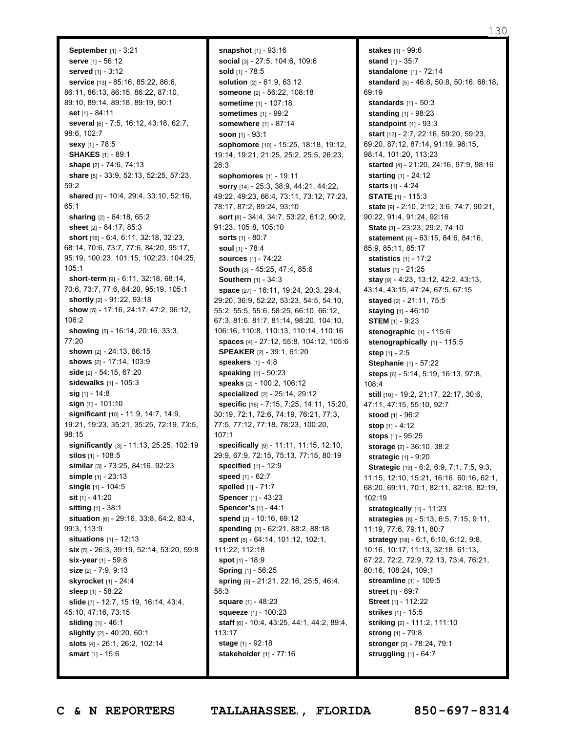**September** [1] - 3:21
**serve** [1] - 56:12
**served** [1] - 3:12
**service** [13] - 85:16, 85:22, 86:6, 86:11, 86:13, 86:15, 86:22, 87:10, 89:10, 89:14, 89:18, 89:19, 90:1
**set** [1] - 84:11
**several** [6] - 7:5, 16:12, 43:18, 62:7, 98:6, 102:7
**sexy** [1] - 78:5
**SHAKES** [1] - 89:1
**shape** [2] - 74:6, 74:13
**share** [5] - 33:9, 52:13, 52:25, 57:23, 59:2
**shared** [5] - 10:4, 29:4, 33:10, 52:16, 65:1
**sharing** [2] - 64:18, 65:2
**sheet** [2] - 84:17, 85:3
**short** [16] - 6:4, 6:11, 32:18, 32:23, 68:14, 70:6, 73:7, 77:6, 84:20, 95:17, 95:19, 100:23, 101:15, 102:23, 104:25, 105:1
**short-term** [9] - 6:11, 32:18, 68:14, 70:6, 73:7, 77:6, 84:20, 95:19, 105:1
**shortly** [2] - 91:22, 93:18
**show** [5] - 17:16, 24:17, 47:2, 96:12, 106:2
**showing** [5] - 16:14, 20:16, 33:3, 77:20
**shown** [2] - 24:13, 86:15
**shows** [2] - 17:14, 103:9
**side** [2] - 54:15, 67:20
**sidewalks** [1] - 105:3
**sig** [1] - 14:8
**sign** [1] - 101:10
**significant** [10] - 11:9, 14:7, 14:9, 19:21, 19:23, 35:21, 35:25, 72:19, 73:5, 98:15
**significantly** [3] - 11:13, 25:25, 102:19
**silos** [1] - 108:5
**similar** [3] - 73:25, 84:16, 92:23
**simple** [1] - 23:13
**single** [1] - 104:5
**sit** [1] - 41:20
**sitting** [1] - 38:1
**situation** [6] - 29:16, 33:8, 64:2, 83:4, 99:3, 113:9
**situations** [1] - 12:13
**six** [5] - 26:3, 39:19, 52:14, 53:20, 59:8
**six-year** [1] - 59:8
**size** [2] - 7:9, 9:13
**skyrocket** [1] - 24:4
**sleep** [1] - 58:22
**slide** [7] - 12:7, 15:19, 16:14, 43:4, 45:10, 47:16, 73:15
**sliding** [1] - 46:1
**slightly** [2] - 40:20, 60:1
**slots** [4] - 26:1, 26:2, 102:14
**smart** [1] - 15:6
**snapshot** [1] - 93:16
**social** [3] - 27:5, 104:6, 109:6
**sold** [1] - 78:5
**solution** [2] - 61:9, 63:12
**someone** [2] - 56:22, 108:18
**sometime** [1] - 107:18
**sometimes** [1] - 99:2
**somewhere** [1] - 87:14
**soon** [1] - 93:1
**sophomore** [10] - 15:25, 18:18, 19:12, 19:14, 19:21, 21:25, 25:2, 25:5, 26:23, 28:3
**sophomores** [1] - 19:11
**sorry** [14] - 25:3, 38:9, 44:21, 44:22, 49:22, 49:23, 66:4, 73:11, 73:12, 77:23, 78:17, 87:2, 89:24, 93:10
**sort** [8] - 34:4, 34:7, 53:22, 61:2, 90:2, 91:23, 105:8, 105:10
**sorts** [1] - 80:7
**soul** [1] - 78:4
**sources** [1] - 74:22
**South** [3] - 45:25, 47:4, 85:6
**Southern** [1] - 34:3
**space** [27] - 16:11, 19:24, 20:3, 29:4, 29:20, 36:9, 52:22, 53:23, 54:5, 54:10, 55:2, 55:5, 55:6, 58:25, 66:10, 66:12, 67:3, 81:6, 81:7, 81:14, 98:20, 104:10, 106:16, 110:8, 110:13, 110:14, 110:16
**spaces** [4] - 27:12, 55:8, 104:12, 105:6
**SPEAKER** [2] - 39:1, 61:20
**speakers** [1] - 4:8
**speaking** [1] - 50:23
**speaks** [2] - 100:2, 106:12
**specialized** [2] - 25:14, 29:12
**specific** [16] - 7:15, 7:25, 14:11, 15:20, 30:19, 72:1, 72:6, 74:19, 76:21, 77:3, 77:5, 77:12, 77:18, 78:23, 100:20, 107:1
**specifically** [9] - 11:11, 11:15, 12:10, 29:9, 67:9, 72:15, 75:13, 77:15, 80:19
**specified** [1] - 12:9
**speed** [1] - 62:7
**spelled** [1] - 71:7
**Spencer** [1] - 43:23
**Spencer's** [1] - 44:1
**spend** [2] - 10:16, 69:12
**spending** [3] - 62:21, 88:2, 88:18
**spent** [5] - 64:14, 101:12, 102:1, 111:22, 112:18
**spot** [1] - 18:9
**Spring** [1] - 56:25
**spring** [5] - 21:21, 22:16, 25:5, 46:4, 58:3
**square** [1] - 48:23
**squeeze** [1] - 100:23
**staff** [6] - 10:4, 43:25, 44:1, 44:2, 89:4, 113:17
**stage** [1] - 92:18
**stakeholder** [1] - 77:16
**stakes** [1] - 99:6
**stand** [1] - 35:7
**standalone** [1] - 72:14
**standard** [5] - 46:8, 50:8, 50:16, 68:18, 69:19
**standards** [1] - 50:3
**standing** [1] - 98:23
**standpoint** [1] - 93:3
**start** [12] - 2:7, 22:16, 59:20, 59:23, 69:20, 87:12, 87:14, 91:19, 96:15, 98:14, 101:20, 113:23
**started** [4] - 21:20, 24:16, 97:9, 98:16
**starting** [1] - 24:12
**starts** [1] - 4:24
**STATE** [1] - 115:3
**state** [9] - 2:10, 2:12, 3:6, 74:7, 90:21, 90:22, 91:4, 91:24, 92:16
**State** [3] - 23:23, 29:2, 74:10
**statement** [6] - 63:15, 84:6, 84:16, 85:9, 85:11, 85:17
**statistics** [1] - 17:2
**status** [1] - 21:25
**stay** [9] - 4:23, 13:12, 42:2, 43:13, 43:14, 43:15, 47:24, 67:5, 67:15
**stayed** [2] - 21:11, 75:5
**staying** [1] - 46:10
**STEM** [1] - 9:23
**stenographic** [1] - 115:6
**stenographically** [1] - 115:5
**step** [1] - 2:5
**Stephanie** [1] - 57:22
**steps** [6] - 5:14, 5:19, 16:13, 97:8, 108:4
**still** [10] - 19:2, 21:17, 22:17, 30:6, 47:11, 47:15, 55:10, 92:7
**stood** [1] - 96:2
**stop** [1] - 4:12
**stops** [1] - 95:25
**storage** [2] - 36:10, 38:2
**strategic** [1] - 9:20
**Strategic** [19] - 6:2, 6:9, 7:1, 7:5, 9:3, 11:15, 12:10, 15:21, 16:16, 60:16, 62:1, 68:20, 69:11, 70:1, 82:11, 82:18, 82:19, 102:19
**strategically** [1] - 11:23
**strategies** [8] - 5:13, 6:5, 7:15, 9:11, 11:19, 77:6, 79:11, 80:7
**strategy** [18] - 6:1, 6:10, 6:12, 9:8, 10:16, 10:17, 11:13, 32:18, 61:13, 67:22, 72:2, 72:9, 72:13, 73:4, 76:21, 80:16, 108:24, 109:1
**streamline** [1] - 109:5
**street** [1] - 69:7
**Street** [1] - 112:22
**strikes** [1] - 15:5
**striking** [2] - 111:2, 111:10
**strong** [1] - 79:8
**stronger** [2] - 78:24, 79:1
**struggling** [1] - 64:7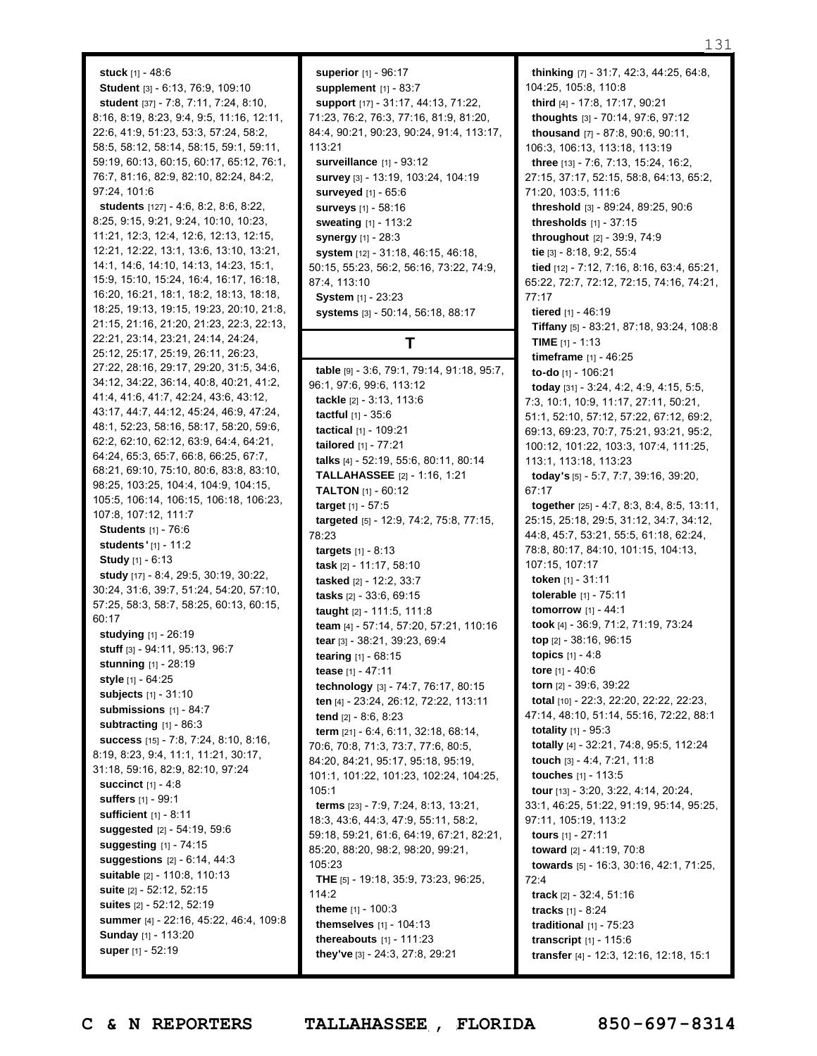**stuck** [1] - 48:6
**Student** [3] - 6:13, 76:9, 109:10
**student** [37] - 7:8, 7:11, 7:24, 8:10, 8:16, 8:19, 8:23, 9:4, 9:5, 11:16, 12:11, 22:6, 41:9, 51:23, 53:3, 57:24, 58:2, 58:5, 58:12, 58:14, 58:15, 59:1, 59:11, 59:19, 60:13, 60:15, 60:17, 65:12, 76:1, 76:7, 81:16, 82:9, 82:10, 82:24, 84:2, 97:24, 101:6
**students** [127] - 4:6, 8:2, 8:6, 8:22, 8:25, 9:15, 9:21, 9:24, 10:10, 10:23, 11:21, 12:3, 12:4, 12:6, 12:13, 12:15, 12:21, 12:22, 13:1, 13:6, 13:10, 13:21, 14:1, 14:6, 14:10, 14:13, 14:23, 15:1, 15:9, 15:10, 15:24, 16:4, 16:17, 16:18, 16:20, 16:21, 18:1, 18:2, 18:13, 18:18, 18:25, 19:13, 19:15, 19:23, 20:10, 21:8, 21:15, 21:16, 21:20, 21:23, 22:3, 22:13, 22:21, 23:14, 23:21, 24:14, 24:24, 25:12, 25:17, 25:19, 26:11, 26:23, 27:22, 28:16, 29:17, 29:20, 31:5, 34:6, 34:12, 34:22, 36:14, 40:8, 40:21, 41:2, 41:4, 41:6, 41:7, 42:24, 43:6, 43:12, 43:17, 44:7, 44:12, 45:24, 46:9, 47:24, 48:1, 52:23, 58:16, 58:17, 58:20, 59:6, 62:2, 62:10, 62:12, 63:9, 64:4, 64:21, 64:24, 65:3, 65:7, 66:8, 66:25, 67:7, 68:21, 69:10, 75:10, 80:6, 83:8, 83:10, 98:25, 103:25, 104:4, 104:9, 104:15, 105:5, 106:14, 106:15, 106:18, 106:23, 107:8, 107:12, 111:7
**Students** [1] - 76:6
**students'** [1] - 11:2
**Study** [1] - 6:13
**study** [17] - 8:4, 29:5, 30:19, 30:22, 30:24, 31:6, 39:7, 51:24, 54:20, 57:10, 57:25, 58:3, 58:7, 58:25, 60:13, 60:15, 60:17
**studying** [1] - 26:19
**stuff** [3] - 94:11, 95:13, 96:7
**stunning** [1] - 28:19
**style** [1] - 64:25
**subjects** [1] - 31:10
**submissions** [1] - 84:7
**subtracting** [1] - 86:3
**success** [15] - 7:8, 7:24, 8:10, 8:16, 8:19, 8:23, 9:4, 11:1, 11:21, 30:17, 31:18, 59:16, 82:9, 82:10, 97:24
**succinct** [1] - 4:8
**suffers** [1] - 99:1
**sufficient** [1] - 8:11
**suggested** [2] - 54:19, 59:6
**suggesting** [1] - 74:15
**suggestions** [2] - 6:14, 44:3
**suitable** [2] - 110:8, 110:13
**suite** [2] - 52:12, 52:15
**suites** [2] - 52:12, 52:19
**summer** [4] - 22:16, 45:22, 46:4, 109:8
**Sunday** [1] - 113:20
**super** [1] - 52:19
**superior** [1] - 96:17
**supplement** [1] - 83:7
**support** [17] - 31:17, 44:13, 71:22, 71:23, 76:2, 76:3, 77:16, 81:9, 81:20, 84:4, 90:21, 90:23, 90:24, 91:4, 113:17, 113:21
**surveillance** [1] - 93:12
**survey** [3] - 13:19, 103:24, 104:19
**surveyed** [1] - 65:6
**surveys** [1] - 58:16
**sweating** [1] - 113:2
**synergy** [1] - 28:3
**system** [12] - 31:18, 46:15, 46:18, 50:15, 55:23, 56:2, 56:16, 73:22, 74:9, 87:4, 113:10
**System** [1] - 23:23
**systems** [3] - 50:14, 56:18, 88:17

## T

**table** [9] - 3:6, 79:1, 79:14, 91:18, 95:7, 96:1, 97:6, 99:6, 113:12
**tackle** [2] - 3:13, 113:6
**tactful** [1] - 35:6
**tactical** [1] - 109:21
**tailored** [1] - 77:21
**talks** [4] - 52:19, 55:6, 80:11, 80:14
**TALLAHASSEE** [2] - 1:16, 1:21
**TALTON** [1] - 60:12
**target** [1] - 57:5
**targeted** [5] - 12:9, 74:2, 75:8, 77:15, 78:23
**targets** [1] - 8:13
**task** [2] - 11:17, 58:10
**tasked** [2] - 12:2, 33:7
**tasks** [2] - 33:6, 69:15
**taught** [2] - 111:5, 111:8
**team** [4] - 57:14, 57:20, 57:21, 110:16
**tear** [3] - 38:21, 39:23, 69:4
**tearing** [1] - 68:15
**tease** [1] - 47:11
**technology** [3] - 74:7, 76:17, 80:15
**ten** [4] - 23:24, 26:12, 72:22, 113:11
**tend** [2] - 8:6, 8:23
**term** [21] - 6:4, 6:11, 32:18, 68:14, 70:6, 70:8, 71:3, 73:7, 77:6, 80:5, 84:20, 84:21, 95:17, 95:18, 95:19, 101:1, 101:22, 101:23, 102:24, 104:25, 105:1
**terms** [23] - 7:9, 7:24, 8:13, 13:21, 18:3, 43:6, 44:3, 47:9, 55:11, 58:2, 59:18, 59:21, 61:6, 64:19, 67:21, 82:21, 85:20, 88:20, 98:2, 98:20, 99:21, 105:23
**THE** [5] - 19:18, 35:9, 73:23, 96:25, 114:2
**theme** [1] - 100:3
**themselves** [1] - 104:13
**thereabouts** [1] - 111:23
**they've** [3] - 24:3, 27:8, 29:21
**thinking** [7] - 31:7, 42:3, 44:25, 64:8, 104:25, 105:8, 110:8
**third** [4] - 17:8, 17:17, 90:21
**thoughts** [3] - 70:14, 97:6, 97:12
**thousand** [7] - 87:8, 90:6, 90:11, 106:3, 106:13, 113:18, 113:19
**three** [13] - 7:6, 7:13, 15:24, 16:2, 27:15, 37:17, 52:15, 58:8, 64:13, 65:2, 71:20, 103:5, 111:6
**threshold** [3] - 89:24, 89:25, 90:6
**thresholds** [1] - 37:15
**throughout** [2] - 39:9, 74:9
**tie** [3] - 8:18, 9:2, 55:4
**tied** [12] - 7:12, 7:16, 8:16, 63:4, 65:21, 65:22, 72:7, 72:12, 72:15, 74:16, 74:21, 77:17
**tiered** [1] - 46:19
**Tiffany** [5] - 83:21, 87:18, 93:24, 108:8
**TIME** [1] - 1:13
**timeframe** [1] - 46:25
**to-do** [1] - 106:21
**today** [31] - 3:24, 4:2, 4:9, 4:15, 5:5, 7:3, 10:1, 10:9, 11:17, 27:11, 50:21, 51:1, 52:10, 57:12, 57:22, 67:12, 69:2, 69:13, 69:23, 70:7, 75:21, 93:21, 95:2, 100:12, 101:22, 103:3, 107:4, 111:25, 113:1, 113:18, 113:23
**today's** [5] - 5:7, 7:7, 39:16, 39:20, 67:17
**together** [25] - 4:7, 8:3, 8:4, 8:5, 13:11, 25:15, 25:18, 29:5, 31:12, 34:7, 34:12, 44:8, 45:7, 53:21, 55:5, 61:18, 62:24, 78:8, 80:17, 84:10, 101:15, 104:13, 107:15, 107:17
**token** [1] - 31:11
**tolerable** [1] - 75:11
**tomorrow** [1] - 44:1
**took** [4] - 36:9, 71:2, 71:19, 73:24
**top** [2] - 38:16, 96:15
**topics** [1] - 4:8
**tore** [1] - 40:6
**torn** [2] - 39:6, 39:22
**total** [10] - 22:3, 22:20, 22:22, 22:23, 47:14, 48:10, 51:14, 55:16, 72:22, 88:1
**totality** [1] - 95:3
**totally** [4] - 32:21, 74:8, 95:5, 112:24
**touch** [3] - 4:4, 7:21, 11:8
**touches** [1] - 113:5
**tour** [13] - 3:20, 3:22, 4:14, 20:24, 33:1, 46:25, 51:22, 91:19, 95:14, 95:25, 97:11, 105:19, 113:2
**tours** [1] - 27:11
**toward** [2] - 41:19, 70:8
**towards** [5] - 16:3, 30:16, 42:1, 71:25, 72:4
**track** [2] - 32:4, 51:16
**tracks** [1] - 8:24
**traditional** [1] - 75:23
**transcript** [1] - 115:6
**transfer** [4] - 12:3, 12:16, 12:18, 15:1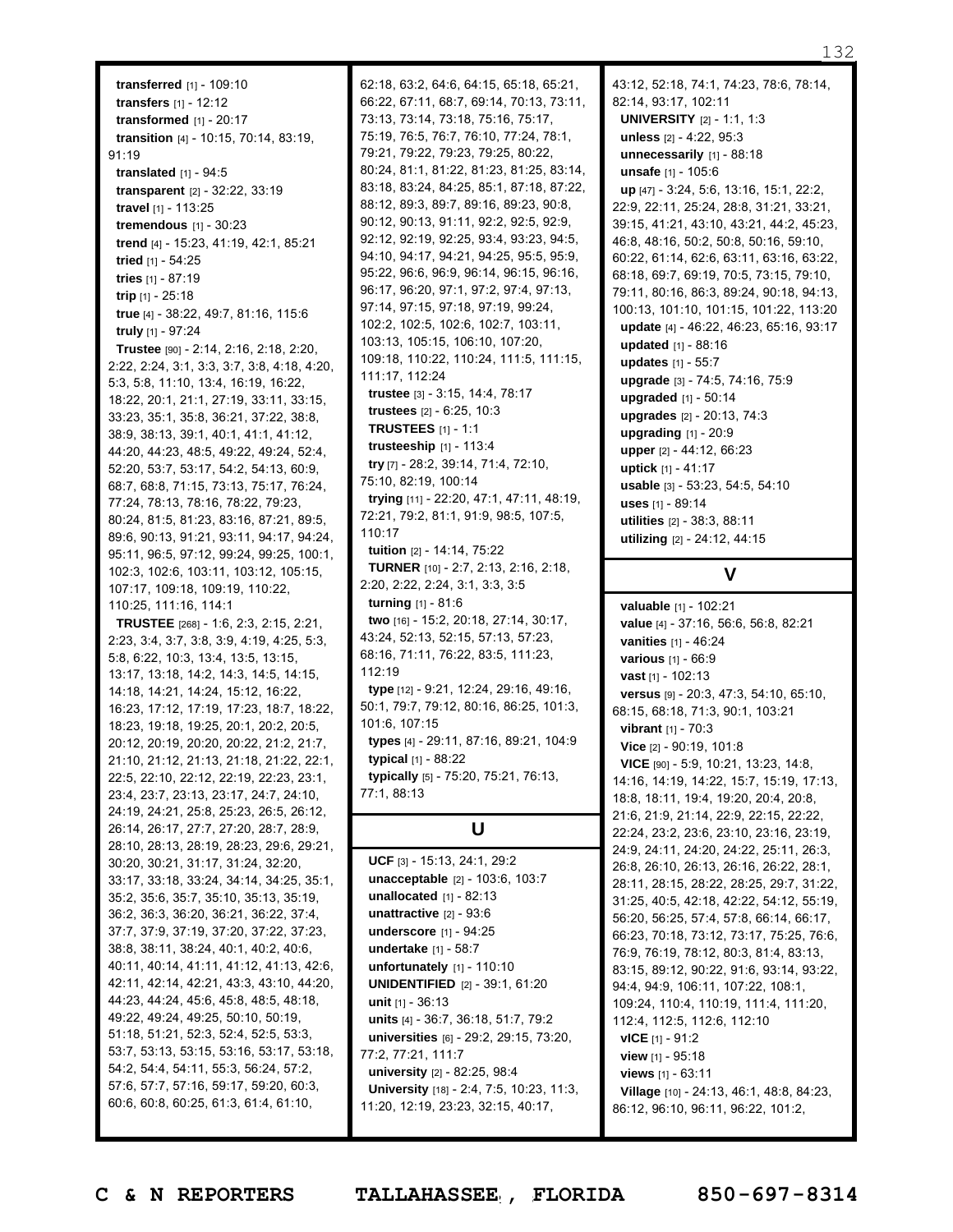**transferred** [1] - 109:10
**transfers** [1] - 12:12
**transformed** [1] - 20:17
**transition** [4] - 10:15, 70:14, 83:19, 91:19
**translated** [1] - 94:5
**transparent** [2] - 32:22, 33:19
**travel** [1] - 113:25
**tremendous** [1] - 30:23
**trend** [4] - 15:23, 41:19, 42:1, 85:21
**tried** [1] - 54:25
**tries** [1] - 87:19
**trip** [1] - 25:18
**true** [4] - 38:22, 49:7, 81:16, 115:6
**truly** [1] - 97:24
**Trustee** [90] - 2:14, 2:16, 2:18, 2:20, 2:22, 2:24, 3:1, 3:3, 3:7, 3:8, 4:18, 4:20, 5:3, 5:8, 11:10, 13:4, 16:19, 16:22, 18:22, 20:1, 21:1, 27:19, 33:11, 33:15, 33:23, 35:1, 35:8, 36:21, 37:22, 38:8, 38:9, 38:13, 39:1, 40:1, 41:1, 41:12, 44:20, 44:23, 48:5, 49:22, 49:24, 52:4, 52:20, 53:7, 53:17, 54:2, 54:13, 60:9, 68:7, 68:8, 71:15, 73:13, 75:17, 76:24, 77:24, 78:13, 78:16, 78:22, 79:23, 80:24, 81:5, 81:23, 83:16, 87:21, 89:5, 89:6, 90:13, 91:21, 93:11, 94:17, 94:24, 95:11, 96:5, 97:12, 99:24, 99:25, 100:1, 102:3, 102:6, 103:11, 103:12, 105:15, 107:17, 109:18, 109:19, 110:22, 110:25, 111:16, 114:1
**TRUSTEE** [268] - 1:6, 2:3, 2:15, 2:21, 2:23, 3:4, 3:7, 3:8, 3:9, 4:19, 4:25, 5:3, 5:8, 6:22, 10:3, 13:4, 13:5, 13:15, 13:17, 13:18, 14:2, 14:3, 14:5, 14:15, 14:18, 14:21, 14:24, 15:12, 16:22, 16:23, 17:12, 17:19, 17:23, 18:7, 18:22, 18:23, 19:18, 19:25, 20:1, 20:2, 20:5, 20:12, 20:19, 20:20, 20:22, 21:2, 21:7, 21:10, 21:12, 21:13, 21:18, 21:22, 22:1, 22:5, 22:10, 22:12, 22:19, 22:23, 23:1, 23:4, 23:7, 23:13, 23:17, 24:7, 24:10, 24:19, 24:21, 25:8, 25:23, 26:5, 26:12, 26:14, 26:17, 27:7, 27:20, 28:7, 28:9, 28:10, 28:13, 28:19, 28:23, 29:6, 29:21, 30:20, 30:21, 31:17, 31:24, 32:20, 33:17, 33:18, 33:24, 34:14, 34:25, 35:1, 35:2, 35:6, 35:7, 35:10, 35:13, 35:19, 36:2, 36:3, 36:20, 36:21, 36:22, 37:4, 37:7, 37:9, 37:19, 37:20, 37:22, 37:23, 38:8, 38:11, 38:24, 40:1, 40:2, 40:6, 40:11, 40:14, 41:11, 41:12, 41:13, 42:6, 42:11, 42:14, 42:21, 43:3, 43:10, 44:20, 44:23, 44:24, 45:6, 45:8, 48:5, 48:18, 49:22, 49:24, 49:25, 50:10, 50:19, 51:18, 51:21, 52:3, 52:4, 52:5, 53:3, 53:7, 53:13, 53:15, 53:16, 53:17, 53:18, 54:2, 54:4, 54:11, 55:3, 56:24, 57:2, 57:6, 57:7, 57:16, 59:17, 59:20, 60:3, 60:6, 60:8, 60:25, 61:3, 61:4, 61:10, 62:18, 63:2, 64:6, 64:15, 65:18, 65:21, 66:22, 67:11, 68:7, 69:14, 70:13, 73:11, 73:13, 73:14, 73:18, 75:16, 75:17, 75:19, 76:5, 76:7, 76:10, 77:24, 78:1, 79:21, 79:22, 79:23, 79:25, 80:22, 80:24, 81:1, 81:22, 81:23, 81:25, 83:14, 83:18, 83:24, 84:25, 85:1, 87:18, 87:22, 88:12, 89:3, 89:7, 89:16, 89:23, 90:8, 90:12, 90:13, 91:11, 92:2, 92:5, 92:9, 92:12, 92:19, 92:25, 93:4, 93:23, 94:5, 94:10, 94:17, 94:21, 94:25, 95:5, 95:9, 95:22, 96:6, 96:9, 96:14, 96:15, 96:16, 96:17, 96:20, 97:1, 97:2, 97:4, 97:13, 97:14, 97:15, 97:18, 97:19, 99:24, 102:2, 102:5, 102:6, 102:7, 103:11, 103:13, 105:15, 106:10, 107:20, 109:18, 110:22, 110:24, 111:5, 111:15, 111:17, 112:24
**trustee** [3] - 3:15, 14:4, 78:17
**trustees** [2] - 6:25, 10:3
**TRUSTEES** [1] - 1:1
**trusteeship** [1] - 113:4
**try** [7] - 28:2, 39:14, 71:4, 72:10, 75:10, 82:19, 100:14
**trying** [11] - 22:20, 47:1, 47:11, 48:19, 72:21, 79:2, 81:1, 91:9, 98:5, 107:5, 110:17
**tuition** [2] - 14:14, 75:22
**TURNER** [10] - 2:7, 2:13, 2:16, 2:18, 2:20, 2:22, 2:24, 3:1, 3:3, 3:5
**turning** [1] - 81:6
**two** [16] - 15:2, 20:18, 27:14, 30:17, 43:24, 52:13, 52:15, 57:13, 57:23, 68:16, 71:11, 76:22, 83:5, 111:23, 112:19
**type** [12] - 9:21, 12:24, 29:16, 49:16, 50:1, 79:7, 79:12, 80:16, 86:25, 101:3, 101:6, 107:15
**types** [4] - 29:11, 87:16, 89:21, 104:9
**typical** [1] - 88:22
**typically** [5] - 75:20, 75:21, 76:13, 77:1, 88:13

## U

**UCF** [3] - 15:13, 24:1, 29:2
**unacceptable** [2] - 103:6, 103:7
**unallocated** [1] - 82:13
**unattractive** [2] - 93:6
**underscore** [1] - 94:25
**undertake** [1] - 58:7
**unfortunately** [1] - 110:10
**UNIDENTIFIED** [2] - 39:1, 61:20
**unit** [1] - 36:13
**units** [4] - 36:7, 36:18, 51:7, 79:2
**universities** [6] - 29:2, 29:15, 73:20, 77:2, 77:21, 111:7
**university** [2] - 82:25, 98:4
**University** [18] - 2:4, 7:5, 10:23, 11:3, 11:20, 12:19, 23:23, 32:15, 40:17, 43:12, 52:18, 74:1, 74:23, 78:6, 78:14, 82:14, 93:17, 102:11
**UNIVERSITY** [2] - 1:1, 1:3
**unless** [2] - 4:22, 95:3
**unnecessarily** [1] - 88:18
**unsafe** [1] - 105:6
**up** [47] - 3:24, 5:6, 13:16, 15:1, 22:2, 22:9, 22:11, 25:24, 28:8, 31:21, 33:21, 39:15, 41:21, 43:10, 43:21, 44:2, 45:23, 46:8, 48:16, 50:2, 50:8, 50:16, 59:10, 60:22, 61:14, 62:6, 63:11, 63:16, 63:22, 68:18, 69:7, 69:19, 70:5, 73:15, 79:10, 79:11, 80:16, 86:3, 89:24, 90:18, 94:13, 100:13, 101:10, 101:15, 101:22, 113:20
**update** [4] - 46:22, 46:23, 65:16, 93:17
**updated** [1] - 88:16
**updates** [1] - 55:7
**upgrade** [3] - 74:5, 74:16, 75:9
**upgraded** [1] - 50:14
**upgrades** [2] - 20:13, 74:3
**upgrading** [1] - 20:9
**upper** [2] - 44:12, 66:23
**uptick** [1] - 41:17
**usable** [3] - 53:23, 54:5, 54:10
**uses** [1] - 89:14
**utilities** [2] - 38:3, 88:11
**utilizing** [2] - 24:12, 44:15

## V

**valuable** [1] - 102:21
**value** [4] - 37:16, 56:6, 56:8, 82:21
**vanities** [1] - 46:24
**various** [1] - 66:9
**vast** [1] - 102:13
**versus** [9] - 20:3, 47:3, 54:10, 65:10, 68:15, 68:18, 71:3, 90:1, 103:21
**vibrant** [1] - 70:3
**Vice** [2] - 90:19, 101:8
**VICE** [90] - 5:9, 10:21, 13:23, 14:8, 14:16, 14:19, 14:22, 15:7, 15:19, 17:13, 18:8, 18:11, 19:4, 19:20, 20:4, 20:8, 21:6, 21:9, 21:14, 22:9, 22:15, 22:22, 22:24, 23:2, 23:6, 23:10, 23:16, 23:19, 24:9, 24:11, 24:20, 24:22, 25:11, 26:3, 26:8, 26:10, 26:13, 26:16, 26:22, 28:1, 28:11, 28:15, 28:22, 28:25, 29:7, 31:22, 31:25, 40:5, 42:18, 42:22, 54:12, 55:19, 56:20, 56:25, 57:4, 57:8, 66:14, 66:17, 66:23, 70:18, 73:12, 73:17, 75:25, 76:6, 76:9, 76:19, 78:12, 80:3, 81:4, 83:13, 83:15, 89:12, 90:22, 91:6, 93:14, 93:22, 94:4, 94:9, 106:11, 107:22, 108:1, 109:24, 110:4, 110:19, 111:4, 111:20, 112:4, 112:5, 112:6, 112:10
**vICE** [1] - 91:2
**view** [1] - 95:18
**views** [1] - 63:11
**Village** [10] - 24:13, 46:1, 48:8, 84:23, 86:12, 96:10, 96:11, 96:22, 101:2,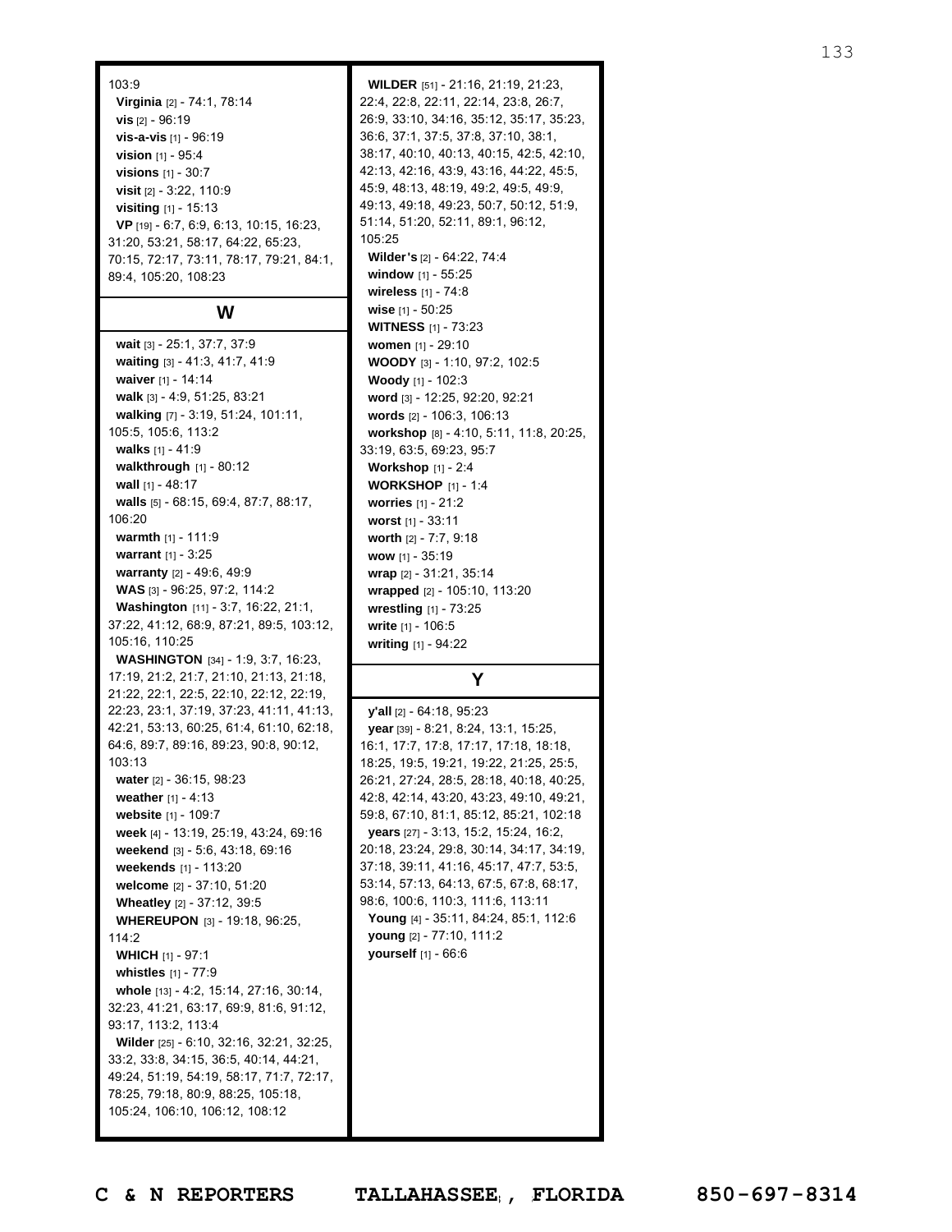103:9
**Virginia** [2] - 74:1, 78:14
**vis** [2] - 96:19
**vis-a-vis** [1] - 96:19
**vision** [1] - 95:4
**visions** [1] - 30:7
**visit** [2] - 3:22, 110:9
**visiting** [1] - 15:13
**VP** [19] - 6:7, 6:9, 6:13, 10:15, 16:23, 31:20, 53:21, 58:17, 64:22, 65:23, 70:15, 72:17, 73:11, 78:17, 79:21, 84:1, 89:4, 105:20, 108:23

## W

**wait** [3] - 25:1, 37:7, 37:9
**waiting** [3] - 41:3, 41:7, 41:9
**waiver** [1] - 14:14
**walk** [3] - 4:9, 51:25, 83:21
**walking** [7] - 3:19, 51:24, 101:11, 105:5, 105:6, 113:2
**walks** [1] - 41:9
**walkthrough** [1] - 80:12
**wall** [1] - 48:17
**walls** [5] - 68:15, 69:4, 87:7, 88:17, 106:20
**warmth** [1] - 111:9
**warrant** [1] - 3:25
**warranty** [2] - 49:6, 49:9
**WAS** [3] - 96:25, 97:2, 114:2
**Washington** [11] - 3:7, 16:22, 21:1, 37:22, 41:12, 68:9, 87:21, 89:5, 103:12, 105:16, 110:25
**WASHINGTON** [34] - 1:9, 3:7, 16:23, 17:19, 21:2, 21:7, 21:10, 21:13, 21:18, 21:22, 22:1, 22:5, 22:10, 22:12, 22:19, 22:23, 23:1, 37:19, 37:23, 41:11, 41:13, 42:21, 53:13, 60:25, 61:4, 61:10, 62:18, 64:6, 89:7, 89:16, 89:23, 90:8, 90:12, 103:13
**water** [2] - 36:15, 98:23
**weather** [1] - 4:13
**website** [1] - 109:7
**week** [4] - 13:19, 25:19, 43:24, 69:16
**weekend** [3] - 5:6, 43:18, 69:16
**weekends** [1] - 113:20
**welcome** [2] - 37:10, 51:20
**Wheatley** [2] - 37:12, 39:5
**WHEREUPON** [3] - 19:18, 96:25, 114:2
**WHICH** [1] - 97:1
**whistles** [1] - 77:9
**whole** [13] - 4:2, 15:14, 27:16, 30:14, 32:23, 41:21, 63:17, 69:9, 81:6, 91:12, 93:17, 113:2, 113:4
**Wilder** [25] - 6:10, 32:16, 32:21, 32:25, 33:2, 33:8, 34:15, 36:5, 40:14, 44:21, 49:24, 51:19, 54:19, 58:17, 71:7, 72:17, 78:25, 79:18, 80:9, 88:25, 105:18, 105:24, 106:10, 106:12, 108:12
**WILDER** [51] - 21:16, 21:19, 21:23, 22:4, 22:8, 22:11, 22:14, 23:8, 26:7, 26:9, 33:10, 34:16, 35:12, 35:17, 35:23, 36:6, 37:1, 37:5, 37:8, 37:10, 38:1, 38:17, 40:10, 40:13, 40:15, 42:5, 42:10, 42:13, 42:16, 43:9, 43:16, 44:22, 45:5, 45:9, 48:13, 48:19, 49:2, 49:5, 49:9, 49:13, 49:18, 49:23, 50:7, 50:12, 51:9, 51:14, 51:20, 52:11, 89:1, 96:12, 105:25
**Wilder's** [2] - 64:22, 74:4
**window** [1] - 55:25
**wireless** [1] - 74:8
**wise** [1] - 50:25
**WITNESS** [1] - 73:23
**women** [1] - 29:10
**WOODY** [3] - 1:10, 97:2, 102:5
**Woody** [1] - 102:3
**word** [3] - 12:25, 92:20, 92:21
**words** [2] - 106:3, 106:13
**workshop** [8] - 4:10, 5:11, 11:8, 20:25, 33:19, 63:5, 69:23, 95:7
**Workshop** [1] - 2:4
**WORKSHOP** [1] - 1:4
**worries** [1] - 21:2
**worst** [1] - 33:11
**worth** [2] - 7:7, 9:18
**wow** [1] - 35:19
**wrap** [2] - 31:21, 35:14
**wrapped** [2] - 105:10, 113:20
**wrestling** [1] - 73:25
**write** [1] - 106:5
**writing** [1] - 94:22

## Y

**y'all** [2] - 64:18, 95:23
**year** [39] - 8:21, 8:24, 13:1, 15:25, 16:1, 17:7, 17:8, 17:17, 17:18, 18:18, 18:25, 19:5, 19:21, 19:22, 21:25, 25:5, 26:21, 27:24, 28:5, 28:18, 40:18, 40:25, 42:8, 42:14, 43:20, 43:23, 49:10, 49:21, 59:8, 67:10, 81:1, 85:12, 85:21, 102:18
**years** [27] - 3:13, 15:2, 15:24, 16:2, 20:18, 23:24, 29:8, 30:14, 34:17, 34:19, 37:18, 39:11, 41:16, 45:17, 47:7, 53:5, 53:14, 57:13, 64:13, 67:5, 67:8, 68:17, 98:6, 100:6, 110:3, 111:6, 113:11
**Young** [4] - 35:11, 84:24, 85:1, 112:6
**young** [2] - 77:10, 111:2
**yourself** [1] - 66:6